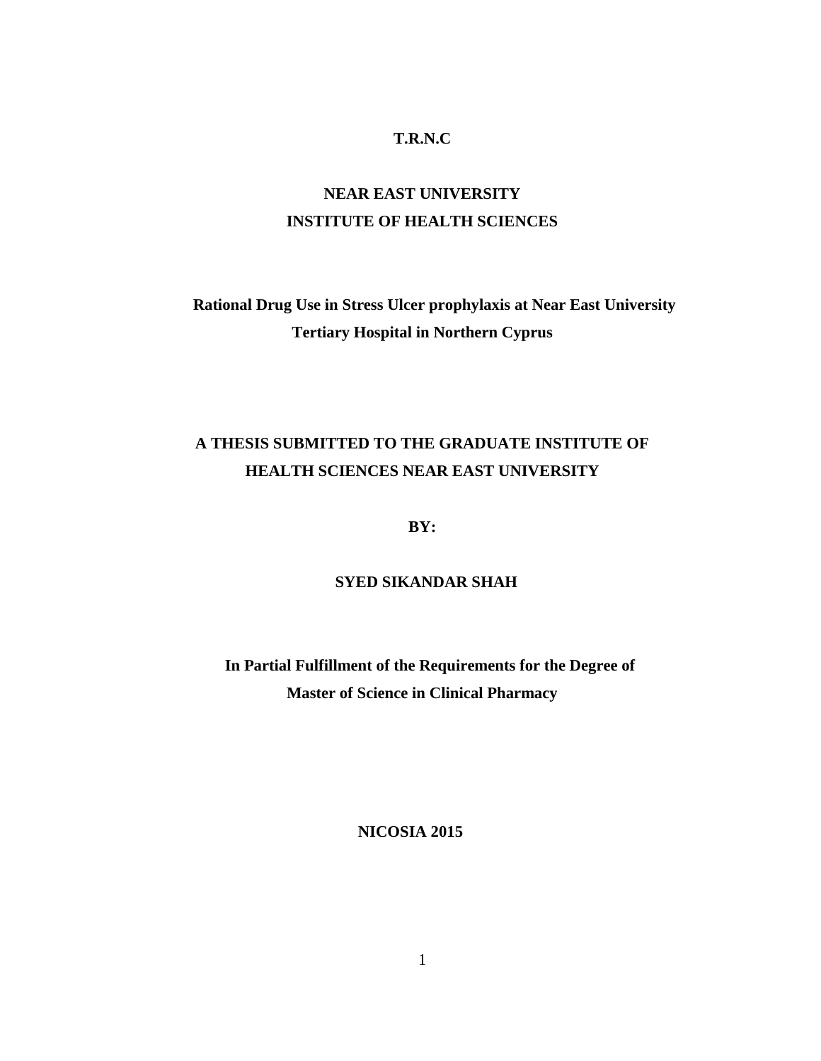**T.R.N.C**

**NEAR EAST UNIVERSITY**
**INSTITUTE OF HEALTH SCIENCES**

# Rational Drug Use in Stress Ulcer prophylaxis at Near East University Tertiary Hospital in Northern Cyprus

**A THESIS SUBMITTED TO THE GRADUATE INSTITUTE OF HEALTH SCIENCES NEAR EAST UNIVERSITY**

**BY:**

**SYED SIKANDAR SHAH**

**In Partial Fulfillment of the Requirements for the Degree of Master of Science in Clinical Pharmacy**

**NICOSIA 2015**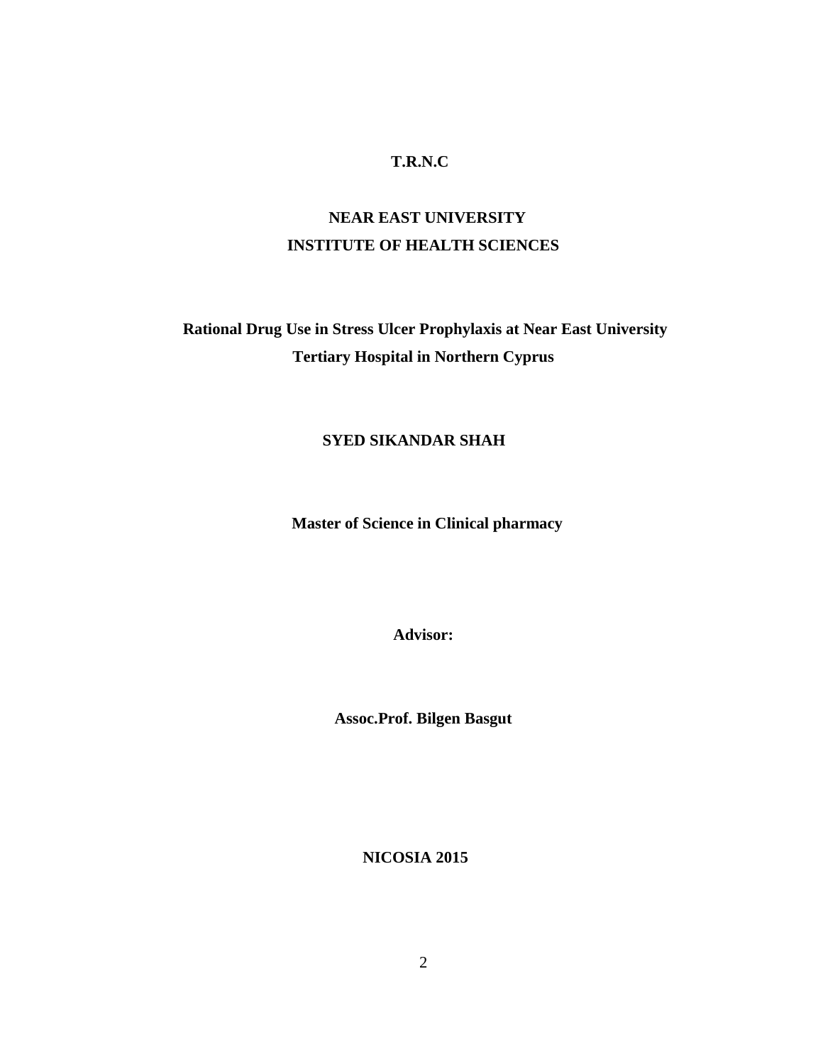**T.R.N.C**

**NEAR EAST UNIVERSITY**
**INSTITUTE OF HEALTH SCIENCES**

**Rational Drug Use in Stress Ulcer Prophylaxis at Near East University Tertiary Hospital in Northern Cyprus**

**SYED SIKANDAR SHAH**

**Master of Science in Clinical pharmacy**

**Advisor:**

**Assoc.Prof. Bilgen Basgut**

**NICOSIA 2015**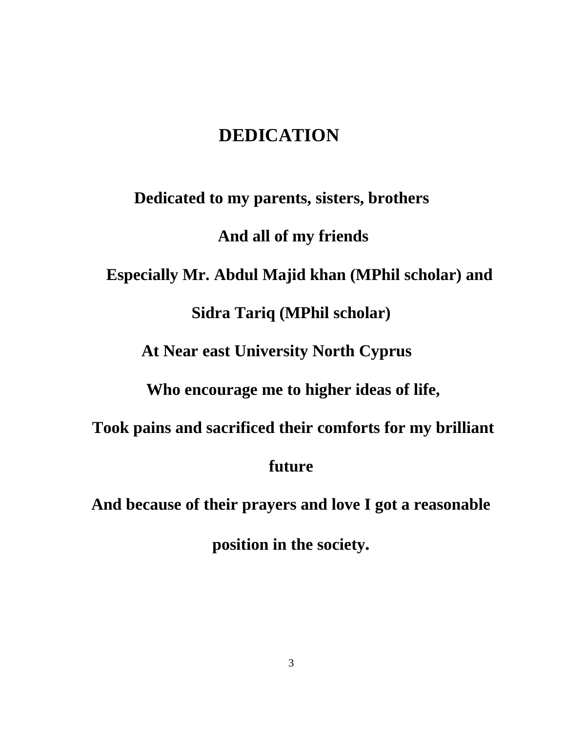# DEDICATION

**Dedicated to my parents, sisters, brothers**

**And all of my friends**

**Especially Mr. Abdul Majid khan (MPhil scholar) and**

**Sidra Tariq (MPhil scholar)**

**At Near east University North Cyprus**

**Who encourage me to higher ideas of life,**

**Took pains and sacrificed their comforts for my brilliant future**

**And because of their prayers and love I got a reasonable position in the society.**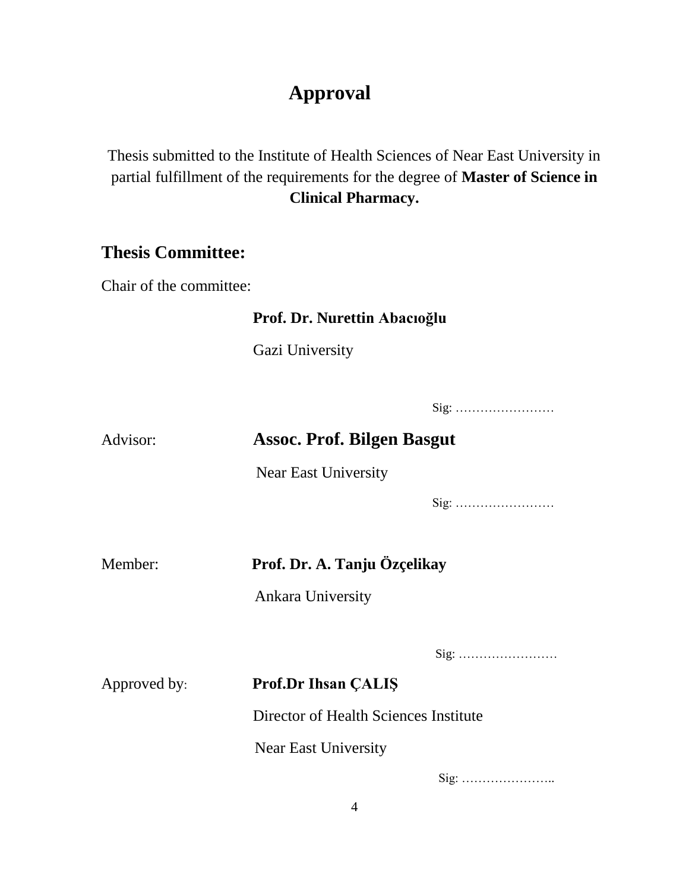# Approval

Thesis submitted to the Institute of Health Sciences of Near East University in partial fulfillment of the requirements for the degree of **Master of Science in Clinical Pharmacy.**

## Thesis Committee:

Chair of the committee:

**Prof. Dr. Nurettin Abacıoğlu**

Gazi University

Sig: ……………………

Advisor: **Assoc. Prof. Bilgen Basgut**

Near East University

Sig: ……………………

Member: **Prof. Dr. A. Tanju Özçelikay**

Ankara University

Sig: ……………………

Approved by: **Prof.Dr Ihsan ÇALIŞ**

Director of Health Sciences Institute

Near East University

Sig: …………………..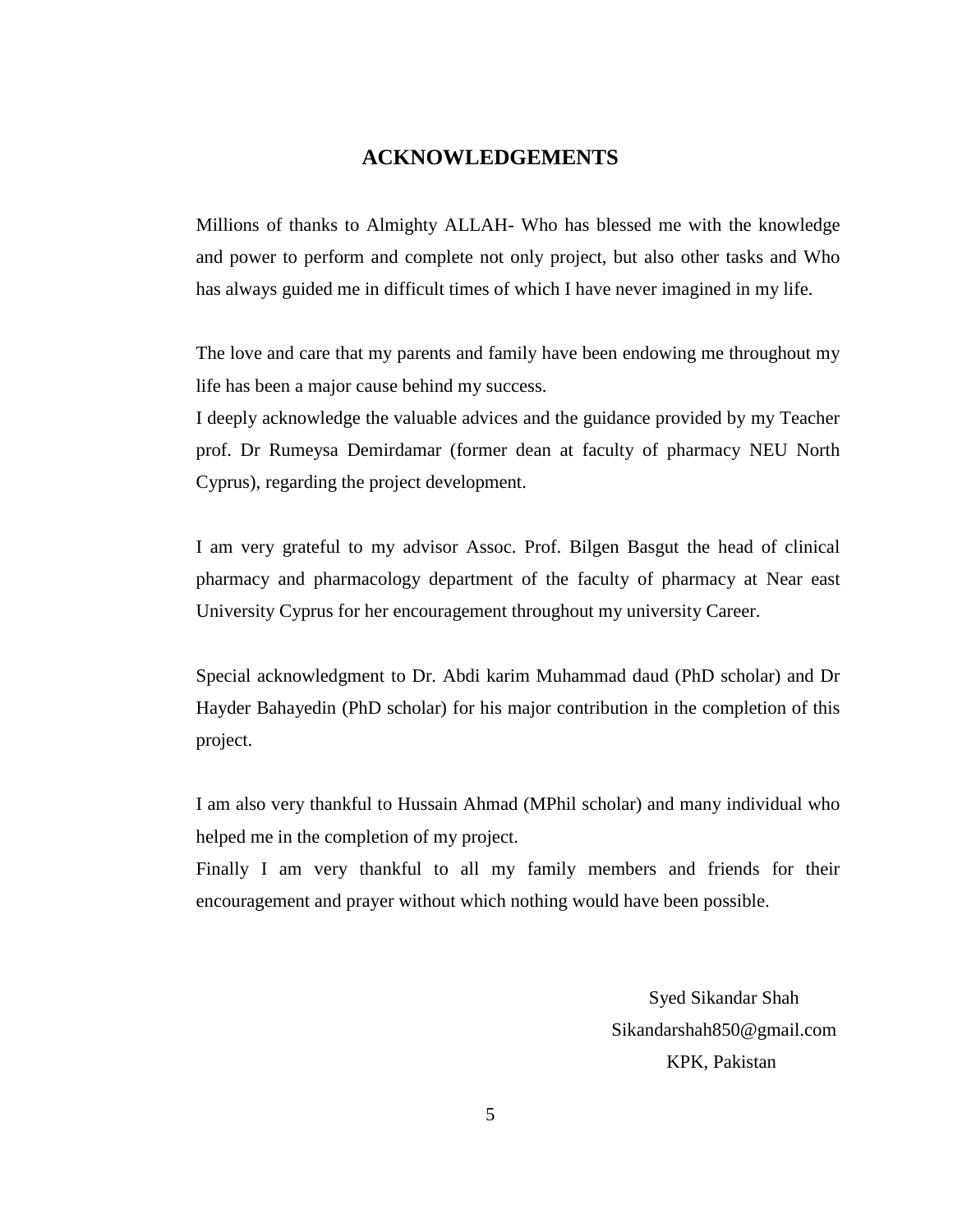# ACKNOWLEDGEMENTS

Millions of thanks to Almighty ALLAH- Who has blessed me with the knowledge and power to perform and complete not only project, but also other tasks and Who has always guided me in difficult times of which I have never imagined in my life.

The love and care that my parents and family have been endowing me throughout my life has been a major cause behind my success.

I deeply acknowledge the valuable advices and the guidance provided by my Teacher prof. Dr Rumeysa Demirdamar (former dean at faculty of pharmacy NEU North Cyprus), regarding the project development.

I am very grateful to my advisor Assoc. Prof. Bilgen Basgut the head of clinical pharmacy and pharmacology department of the faculty of pharmacy at Near east University Cyprus for her encouragement throughout my university Career.

Special acknowledgment to Dr. Abdi karim Muhammad daud (PhD scholar) and Dr Hayder Bahayedin (PhD scholar) for his major contribution in the completion of this project.

I am also very thankful to Hussain Ahmad (MPhil scholar) and many individual who helped me in the completion of my project.

Finally I am very thankful to all my family members and friends for their encouragement and prayer without which nothing would have been possible.

Syed Sikandar Shah
Sikandarshah850@gmail.com
KPK, Pakistan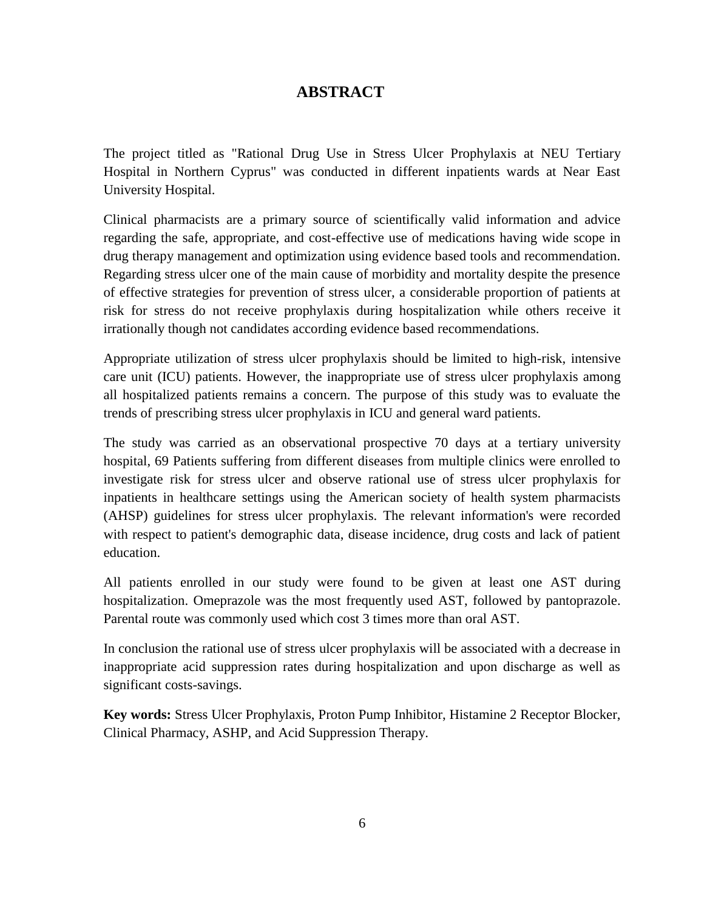# ABSTRACT

The project titled as "Rational Drug Use in Stress Ulcer Prophylaxis at NEU Tertiary Hospital in Northern Cyprus" was conducted in different inpatients wards at Near East University Hospital.

Clinical pharmacists are a primary source of scientifically valid information and advice regarding the safe, appropriate, and cost-effective use of medications having wide scope in drug therapy management and optimization using evidence based tools and recommendation. Regarding stress ulcer one of the main cause of morbidity and mortality despite the presence of effective strategies for prevention of stress ulcer, a considerable proportion of patients at risk for stress do not receive prophylaxis during hospitalization while others receive it irrationally though not candidates according evidence based recommendations.

Appropriate utilization of stress ulcer prophylaxis should be limited to high-risk, intensive care unit (ICU) patients. However, the inappropriate use of stress ulcer prophylaxis among all hospitalized patients remains a concern. The purpose of this study was to evaluate the trends of prescribing stress ulcer prophylaxis in ICU and general ward patients.

The study was carried as an observational prospective 70 days at a tertiary university hospital, 69 Patients suffering from different diseases from multiple clinics were enrolled to investigate risk for stress ulcer and observe rational use of stress ulcer prophylaxis for inpatients in healthcare settings using the American society of health system pharmacists (AHSP) guidelines for stress ulcer prophylaxis. The relevant information's were recorded with respect to patient's demographic data, disease incidence, drug costs and lack of patient education.

All patients enrolled in our study were found to be given at least one AST during hospitalization. Omeprazole was the most frequently used AST, followed by pantoprazole. Parental route was commonly used which cost 3 times more than oral AST.

In conclusion the rational use of stress ulcer prophylaxis will be associated with a decrease in inappropriate acid suppression rates during hospitalization and upon discharge as well as significant costs-savings.

**Key words:** Stress Ulcer Prophylaxis, Proton Pump Inhibitor, Histamine 2 Receptor Blocker, Clinical Pharmacy, ASHP, and Acid Suppression Therapy.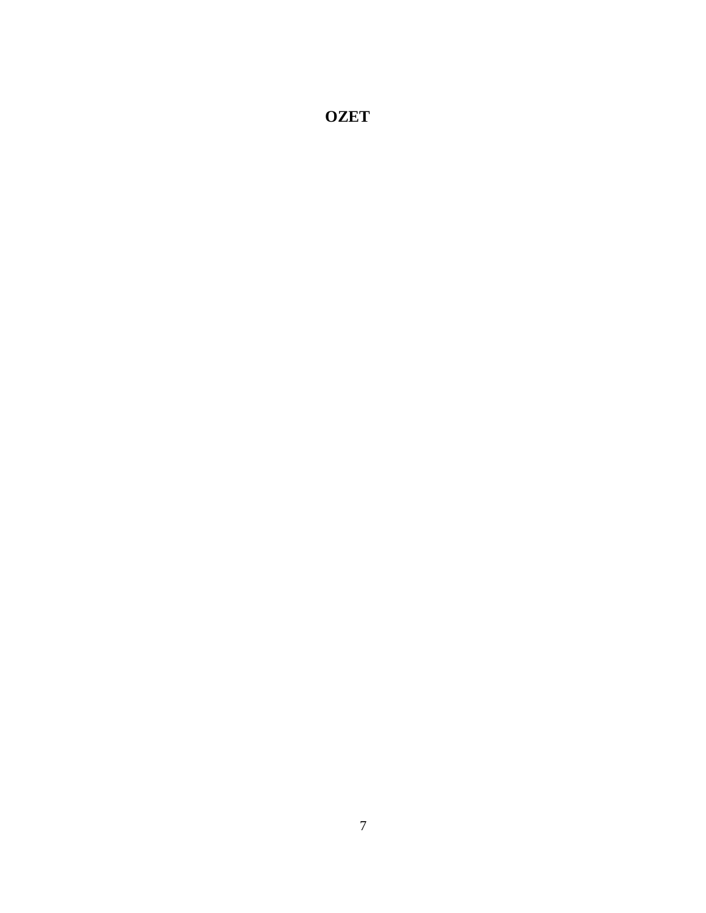# OZET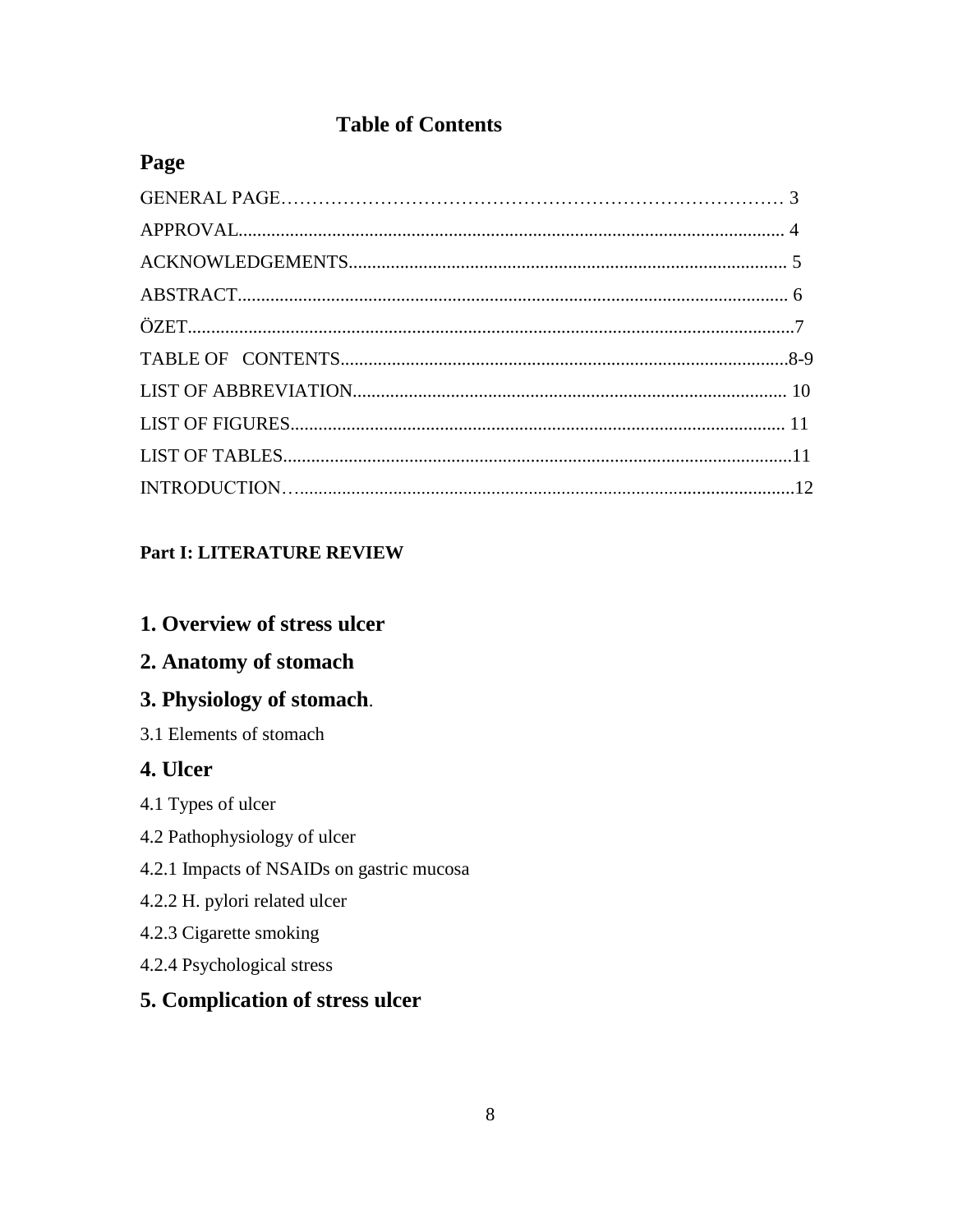# Table of Contents

## Page

GENERAL PAGE………………………………………………………………………… 3

APPROVAL........................................................................................................ 4

ACKNOWLEDGEMENTS............................................................................... 5

ABSTRACT........................................................................................................ 6

ÖZET....................................................................................................................7

TABLE OF CONTENTS..................................................................................8-9

LIST OF ABBREVIATION.............................................................................. 10

LIST OF FIGURES.......................................................................................... 11

LIST OF TABLES..............................................................................................11

INTRODUCTION…..........................................................................................12

**Part I: LITERATURE REVIEW**

## 1. Overview of stress ulcer

## 2. Anatomy of stomach

## 3. Physiology of stomach.

3.1 Elements of stomach

## 4. Ulcer

4.1 Types of ulcer

4.2 Pathophysiology of ulcer

4.2.1 Impacts of NSAIDs on gastric mucosa

4.2.2 H. pylori related ulcer

4.2.3 Cigarette smoking

4.2.4 Psychological stress

## 5. Complication of stress ulcer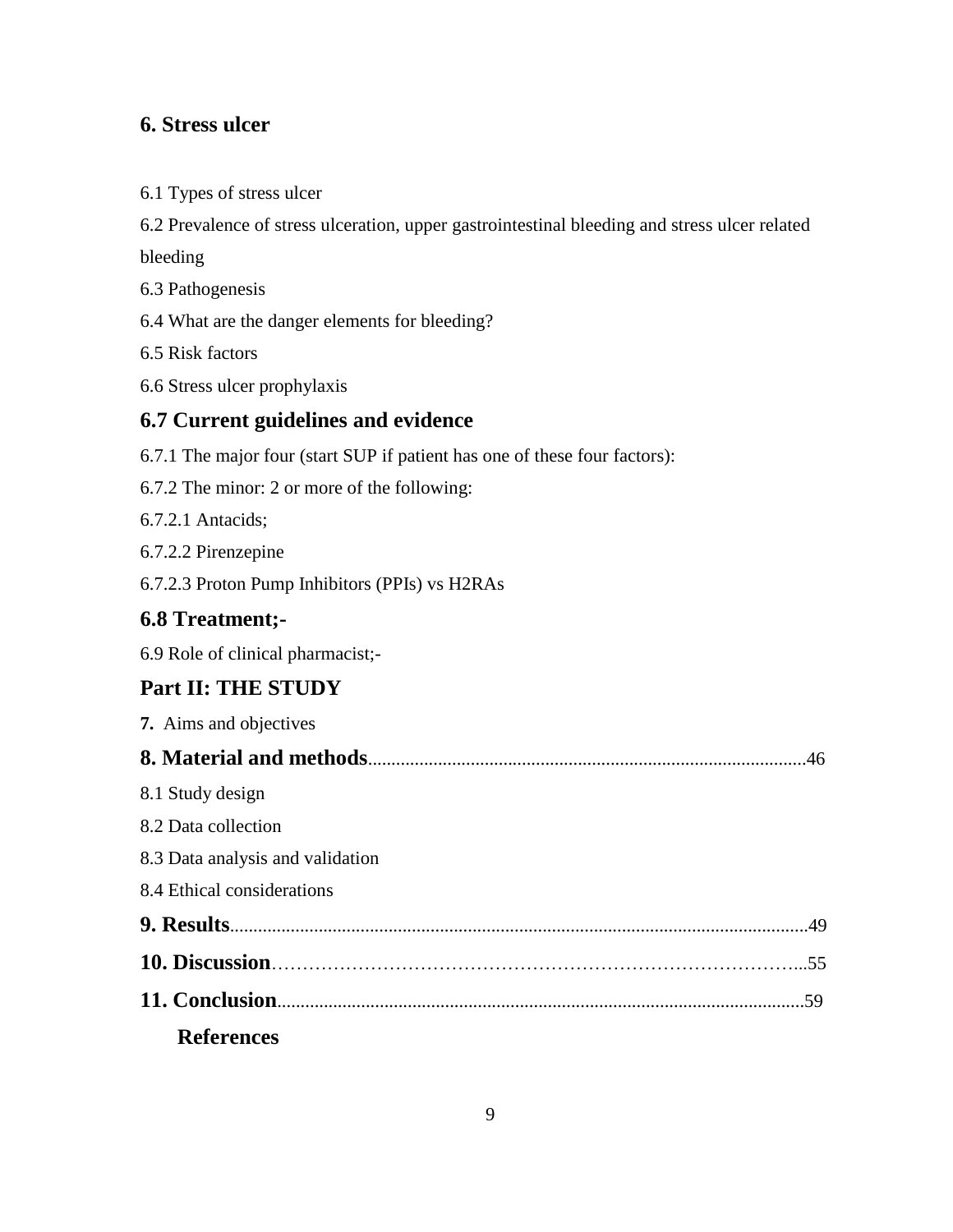**6. Stress ulcer**

6.1 Types of stress ulcer

6.2 Prevalence of stress ulceration, upper gastrointestinal bleeding and stress ulcer related bleeding

6.3 Pathogenesis

6.4 What are the danger elements for bleeding?

6.5 Risk factors

6.6 Stress ulcer prophylaxis

**6.7 Current guidelines and evidence**

6.7.1 The major four (start SUP if patient has one of these four factors):

6.7.2 The minor: 2 or more of the following:

6.7.2.1 Antacids;

6.7.2.2 Pirenzepine

6.7.2.3 Proton Pump Inhibitors (PPIs) vs H2RAs

**6.8 Treatment;-**

6.9 Role of clinical pharmacist;-

**Part II: THE STUDY**

**7.** Aims and objectives

**8. Material and methods**..............................................................................................46

8.1 Study design

8.2 Data collection

8.3 Data analysis and validation

8.4 Ethical considerations

**9. Results**...........................................................................................................................49

**10. Discussion**…………………………………………………………………………...55

**11. Conclusion**................................................................................................................59

**References**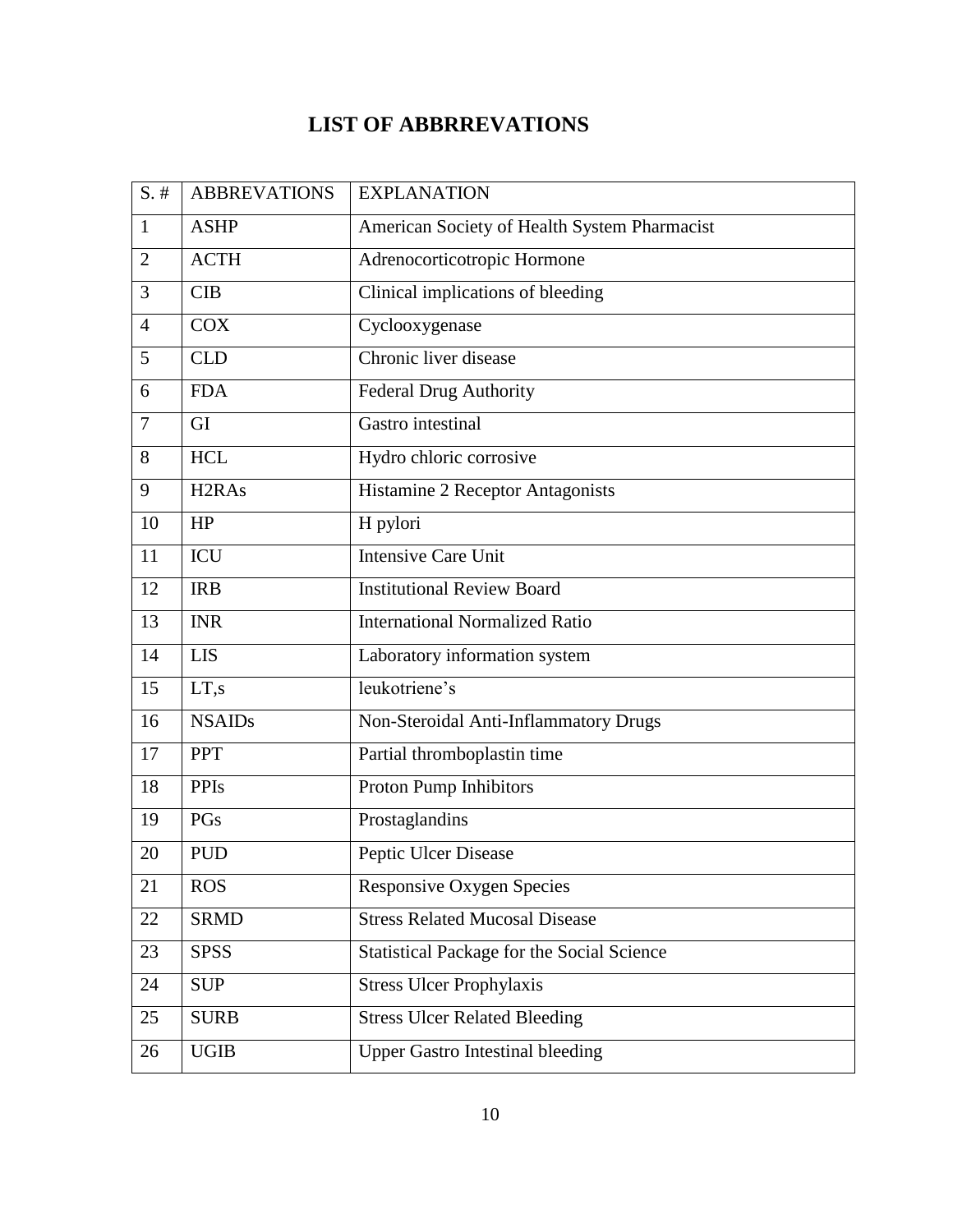# LIST OF ABBRREVATIONS

| S. # | ABBREVATIONS | EXPLANATION |
|---|---|---|
| 1 | ASHP | American Society of Health System Pharmacist |
| 2 | ACTH | Adrenocorticotropic Hormone |
| 3 | CIB | Clinical implications of bleeding |
| 4 | COX | Cyclooxygenase |
| 5 | CLD | Chronic liver disease |
| 6 | FDA | Federal Drug Authority |
| 7 | GI | Gastro intestinal |
| 8 | HCL | Hydro chloric corrosive |
| 9 | H2RAs | Histamine 2 Receptor Antagonists |
| 10 | HP | H pylori |
| 11 | ICU | Intensive Care Unit |
| 12 | IRB | Institutional Review Board |
| 13 | INR | International Normalized Ratio |
| 14 | LIS | Laboratory information system |
| 15 | LT,s | leukotriene's |
| 16 | NSAIDs | Non-Steroidal Anti-Inflammatory Drugs |
| 17 | PPT | Partial thromboplastin time |
| 18 | PPIs | Proton Pump Inhibitors |
| 19 | PGs | Prostaglandins |
| 20 | PUD | Peptic Ulcer Disease |
| 21 | ROS | Responsive Oxygen Species |
| 22 | SRMD | Stress Related Mucosal Disease |
| 23 | SPSS | Statistical Package for the Social Science |
| 24 | SUP | Stress Ulcer Prophylaxis |
| 25 | SURB | Stress Ulcer Related Bleeding |
| 26 | UGIB | Upper Gastro Intestinal bleeding |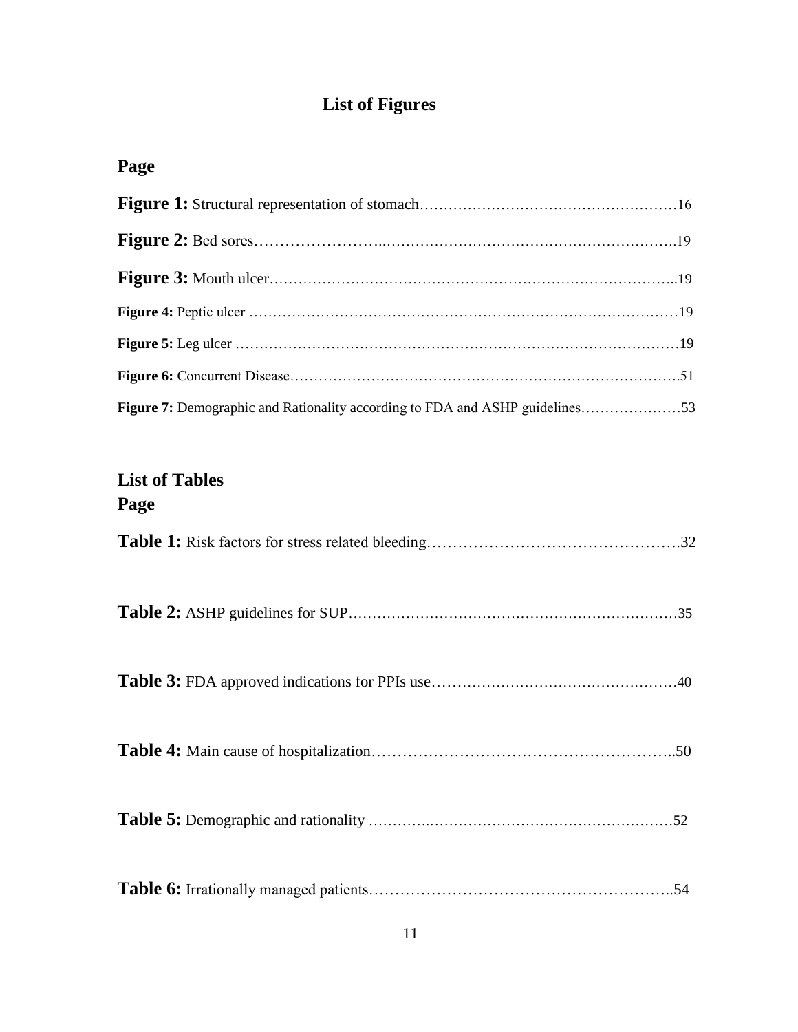## List of Figures

**Page**

**Figure 1:** Structural representation of stomach……………………………………………16

**Figure 2:** Bed sores……………………..………………………………………………….19

**Figure 3:** Mouth ulcer……………………………………………………………………..19

**Figure 4:** Peptic ulcer ……………………………………………………………………19

**Figure 5:** Leg ulcer ………………………………………………………………………19

**Figure 6:** Concurrent Disease……………………………………………………………….51

**Figure 7:** Demographic and Rationality according to FDA and ASHP guidelines…………………53

## List of Tables

**Page**

**Table 1:** Risk factors for stress related bleeding………………………………………….32

**Table 2:** ASHP guidelines for SUP……………………………………………………………35

**Table 3:** FDA approved indications for PPIs use…………………………………………40

**Table 4:** Main cause of hospitalization………………………………………………..50

**Table 5:** Demographic and rationality ………….……………………………………………52

**Table 6:** Irrationally managed patients………………………………………………..54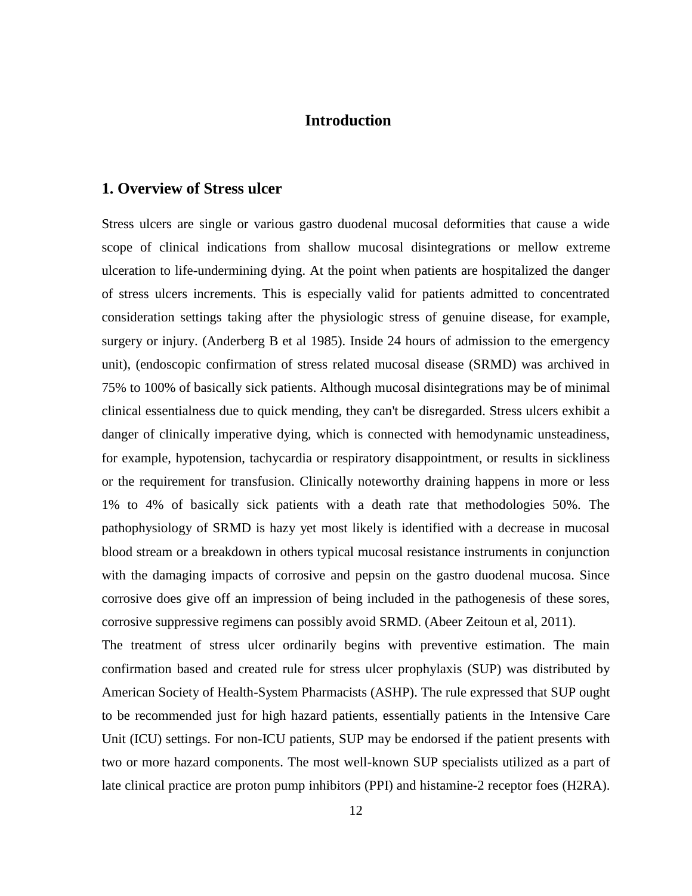# Introduction

## 1. Overview of Stress ulcer

Stress ulcers are single or various gastro duodenal mucosal deformities that cause a wide scope of clinical indications from shallow mucosal disintegrations or mellow extreme ulceration to life-undermining dying. At the point when patients are hospitalized the danger of stress ulcers increments. This is especially valid for patients admitted to concentrated consideration settings taking after the physiologic stress of genuine disease, for example, surgery or injury. (Anderberg B et al 1985). Inside 24 hours of admission to the emergency unit), (endoscopic confirmation of stress related mucosal disease (SRMD) was archived in 75% to 100% of basically sick patients. Although mucosal disintegrations may be of minimal clinical essentialness due to quick mending, they can't be disregarded. Stress ulcers exhibit a danger of clinically imperative dying, which is connected with hemodynamic unsteadiness, for example, hypotension, tachycardia or respiratory disappointment, or results in sickliness or the requirement for transfusion. Clinically noteworthy draining happens in more or less 1% to 4% of basically sick patients with a death rate that methodologies 50%. The pathophysiology of SRMD is hazy yet most likely is identified with a decrease in mucosal blood stream or a breakdown in others typical mucosal resistance instruments in conjunction with the damaging impacts of corrosive and pepsin on the gastro duodenal mucosa. Since corrosive does give off an impression of being included in the pathogenesis of these sores, corrosive suppressive regimens can possibly avoid SRMD. (Abeer Zeitoun et al, 2011).

The treatment of stress ulcer ordinarily begins with preventive estimation. The main confirmation based and created rule for stress ulcer prophylaxis (SUP) was distributed by American Society of Health-System Pharmacists (ASHP). The rule expressed that SUP ought to be recommended just for high hazard patients, essentially patients in the Intensive Care Unit (ICU) settings. For non-ICU patients, SUP may be endorsed if the patient presents with two or more hazard components. The most well-known SUP specialists utilized as a part of late clinical practice are proton pump inhibitors (PPI) and histamine-2 receptor foes (H2RA).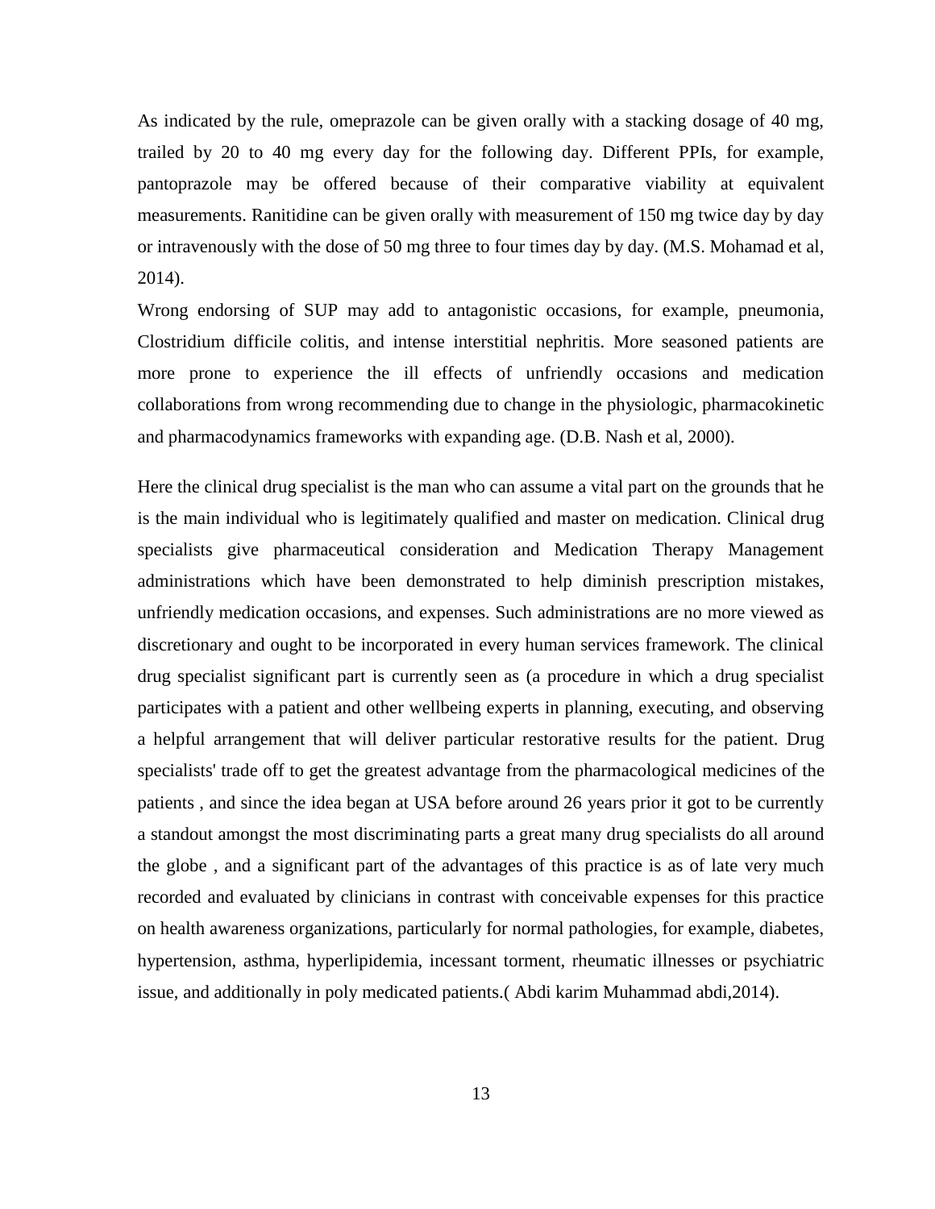As indicated by the rule, omeprazole can be given orally with a stacking dosage of 40 mg, trailed by 20 to 40 mg every day for the following day. Different PPIs, for example, pantoprazole may be offered because of their comparative viability at equivalent measurements. Ranitidine can be given orally with measurement of 150 mg twice day by day or intravenously with the dose of 50 mg three to four times day by day. (M.S. Mohamad et al, 2014).

Wrong endorsing of SUP may add to antagonistic occasions, for example, pneumonia, Clostridium difficile colitis, and intense interstitial nephritis. More seasoned patients are more prone to experience the ill effects of unfriendly occasions and medication collaborations from wrong recommending due to change in the physiologic, pharmacokinetic and pharmacodynamics frameworks with expanding age. (D.B. Nash et al, 2000).

Here the clinical drug specialist is the man who can assume a vital part on the grounds that he is the main individual who is legitimately qualified and master on medication. Clinical drug specialists give pharmaceutical consideration and Medication Therapy Management administrations which have been demonstrated to help diminish prescription mistakes, unfriendly medication occasions, and expenses. Such administrations are no more viewed as discretionary and ought to be incorporated in every human services framework. The clinical drug specialist significant part is currently seen as (a procedure in which a drug specialist participates with a patient and other wellbeing experts in planning, executing, and observing a helpful arrangement that will deliver particular restorative results for the patient. Drug specialists' trade off to get the greatest advantage from the pharmacological medicines of the patients , and since the idea began at USA before around 26 years prior it got to be currently a standout amongst the most discriminating parts a great many drug specialists do all around the globe , and a significant part of the advantages of this practice is as of late very much recorded and evaluated by clinicians in contrast with conceivable expenses for this practice on health awareness organizations, particularly for normal pathologies, for example, diabetes, hypertension, asthma, hyperlipidemia, incessant torment, rheumatic illnesses or psychiatric issue, and additionally in poly medicated patients.( Abdi karim Muhammad abdi,2014).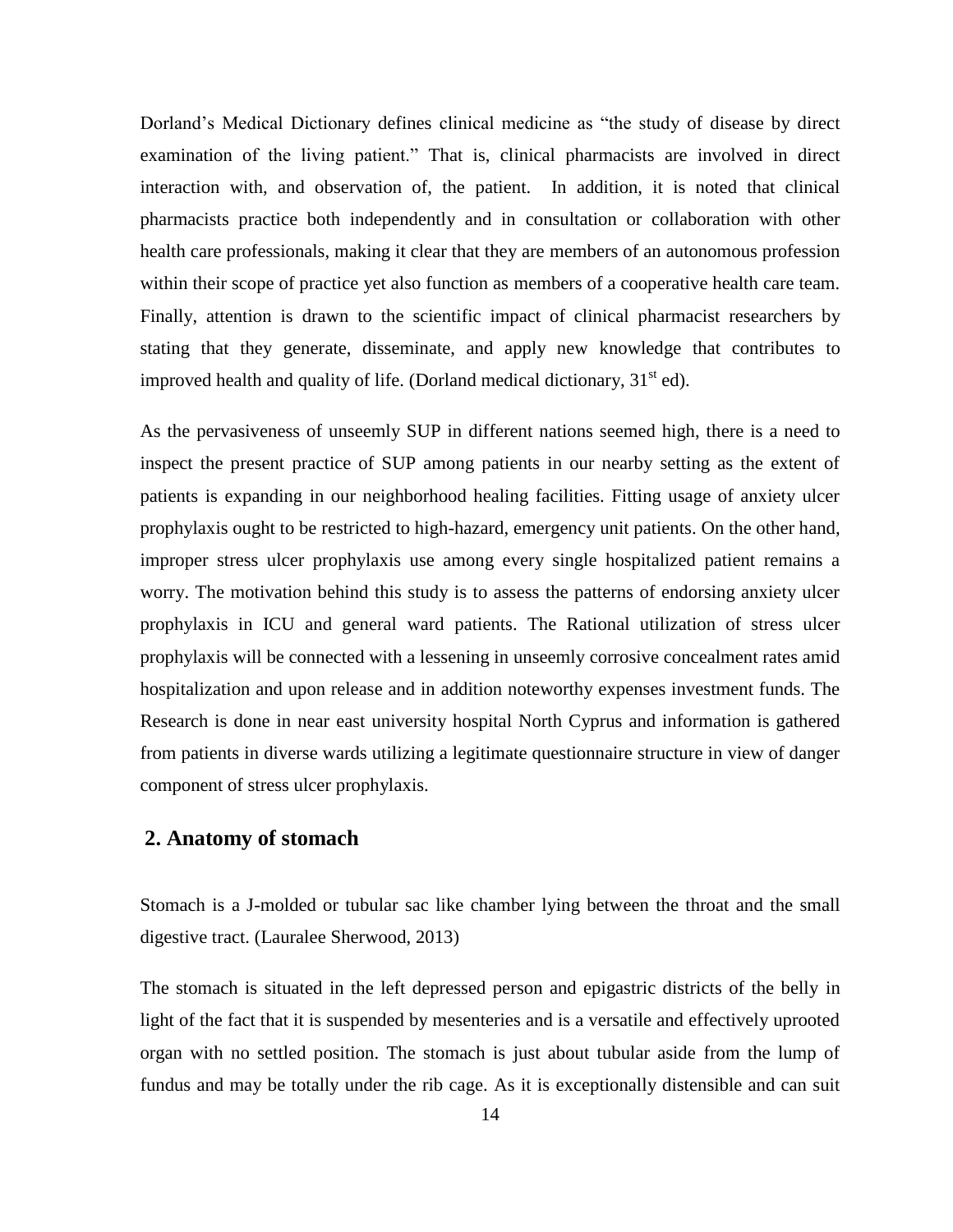Dorland's Medical Dictionary defines clinical medicine as "the study of disease by direct examination of the living patient." That is, clinical pharmacists are involved in direct interaction with, and observation of, the patient. In addition, it is noted that clinical pharmacists practice both independently and in consultation or collaboration with other health care professionals, making it clear that they are members of an autonomous profession within their scope of practice yet also function as members of a cooperative health care team. Finally, attention is drawn to the scientific impact of clinical pharmacist researchers by stating that they generate, disseminate, and apply new knowledge that contributes to improved health and quality of life. (Dorland medical dictionary, 31st ed).

As the pervasiveness of unseemly SUP in different nations seemed high, there is a need to inspect the present practice of SUP among patients in our nearby setting as the extent of patients is expanding in our neighborhood healing facilities. Fitting usage of anxiety ulcer prophylaxis ought to be restricted to high-hazard, emergency unit patients. On the other hand, improper stress ulcer prophylaxis use among every single hospitalized patient remains a worry. The motivation behind this study is to assess the patterns of endorsing anxiety ulcer prophylaxis in ICU and general ward patients. The Rational utilization of stress ulcer prophylaxis will be connected with a lessening in unseemly corrosive concealment rates amid hospitalization and upon release and in addition noteworthy expenses investment funds. The Research is done in near east university hospital North Cyprus and information is gathered from patients in diverse wards utilizing a legitimate questionnaire structure in view of danger component of stress ulcer prophylaxis.

## 2. Anatomy of stomach

Stomach is a J-molded or tubular sac like chamber lying between the throat and the small digestive tract. (Lauralee Sherwood, 2013)

The stomach is situated in the left depressed person and epigastric districts of the belly in light of the fact that it is suspended by mesenteries and is a versatile and effectively uprooted organ with no settled position. The stomach is just about tubular aside from the lump of fundus and may be totally under the rib cage. As it is exceptionally distensible and can suit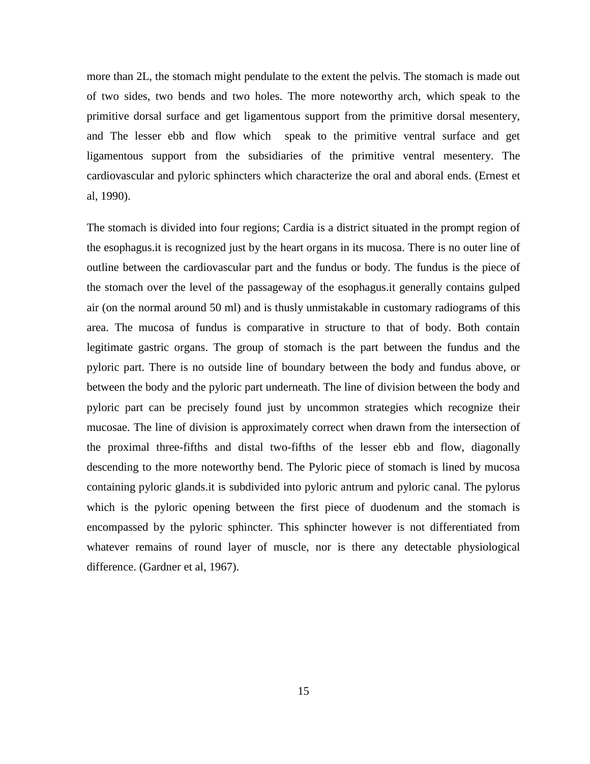more than 2L, the stomach might pendulate to the extent the pelvis. The stomach is made out of two sides, two bends and two holes. The more noteworthy arch, which speak to the primitive dorsal surface and get ligamentous support from the primitive dorsal mesentery, and The lesser ebb and flow which speak to the primitive ventral surface and get ligamentous support from the subsidiaries of the primitive ventral mesentery. The cardiovascular and pyloric sphincters which characterize the oral and aboral ends. (Ernest et al, 1990).

The stomach is divided into four regions; Cardia is a district situated in the prompt region of the esophagus.it is recognized just by the heart organs in its mucosa. There is no outer line of outline between the cardiovascular part and the fundus or body. The fundus is the piece of the stomach over the level of the passageway of the esophagus.it generally contains gulped air (on the normal around 50 ml) and is thusly unmistakable in customary radiograms of this area. The mucosa of fundus is comparative in structure to that of body. Both contain legitimate gastric organs. The group of stomach is the part between the fundus and the pyloric part. There is no outside line of boundary between the body and fundus above, or between the body and the pyloric part underneath. The line of division between the body and pyloric part can be precisely found just by uncommon strategies which recognize their mucosae. The line of division is approximately correct when drawn from the intersection of the proximal three-fifths and distal two-fifths of the lesser ebb and flow, diagonally descending to the more noteworthy bend. The Pyloric piece of stomach is lined by mucosa containing pyloric glands.it is subdivided into pyloric antrum and pyloric canal. The pylorus which is the pyloric opening between the first piece of duodenum and the stomach is encompassed by the pyloric sphincter. This sphincter however is not differentiated from whatever remains of round layer of muscle, nor is there any detectable physiological difference. (Gardner et al, 1967).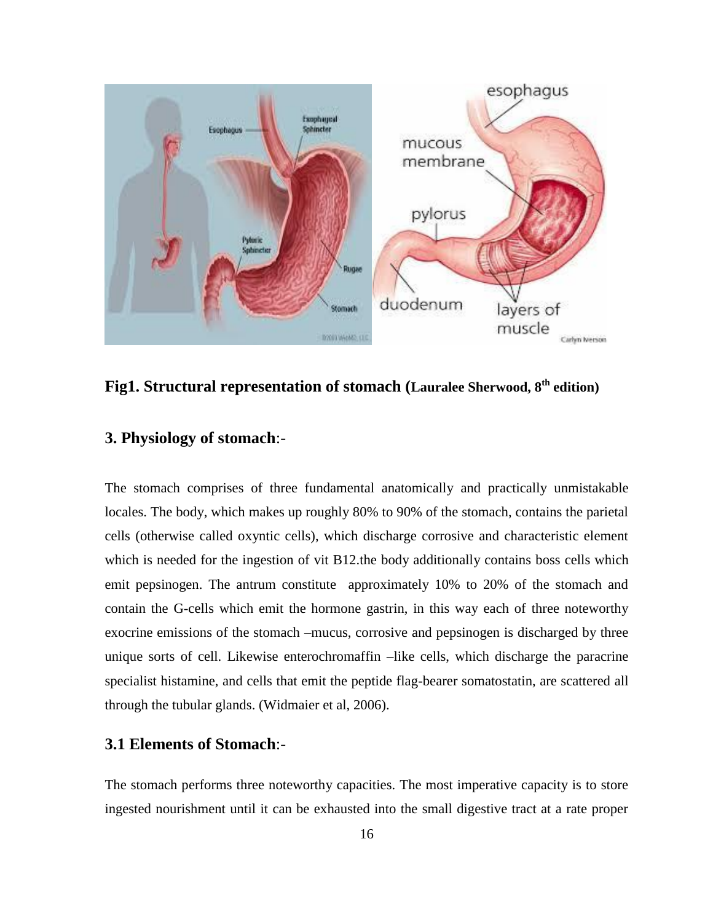**Fig1. Structural representation of stomach (Lauralee Sherwood, 8th edition)**

## 3. Physiology of stomach:-

The stomach comprises of three fundamental anatomically and practically unmistakable locales. The body, which makes up roughly 80% to 90% of the stomach, contains the parietal cells (otherwise called oxyntic cells), which discharge corrosive and characteristic element which is needed for the ingestion of vit B12.the body additionally contains boss cells which emit pepsinogen. The antrum constitute approximately 10% to 20% of the stomach and contain the G-cells which emit the hormone gastrin, in this way each of three noteworthy exocrine emissions of the stomach –mucus, corrosive and pepsinogen is discharged by three unique sorts of cell. Likewise enterochromaffin –like cells, which discharge the paracrine specialist histamine, and cells that emit the peptide flag-bearer somatostatin, are scattered all through the tubular glands. (Widmaier et al, 2006).

### 3.1 Elements of Stomach:-

The stomach performs three noteworthy capacities. The most imperative capacity is to store ingested nourishment until it can be exhausted into the small digestive tract at a rate proper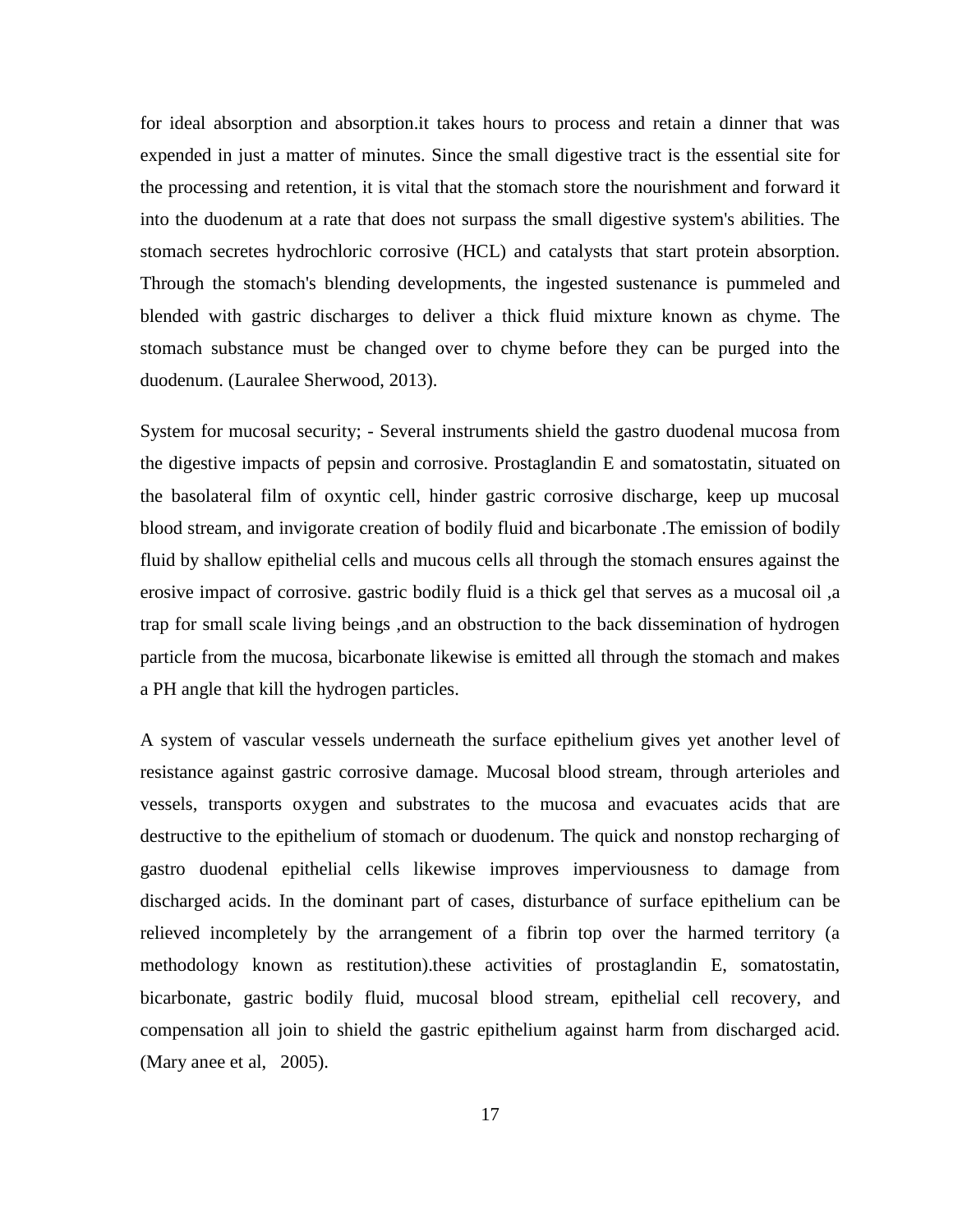for ideal absorption and absorption.it takes hours to process and retain a dinner that was expended in just a matter of minutes. Since the small digestive tract is the essential site for the processing and retention, it is vital that the stomach store the nourishment and forward it into the duodenum at a rate that does not surpass the small digestive system's abilities. The stomach secretes hydrochloric corrosive (HCL) and catalysts that start protein absorption. Through the stomach's blending developments, the ingested sustenance is pummeled and blended with gastric discharges to deliver a thick fluid mixture known as chyme. The stomach substance must be changed over to chyme before they can be purged into the duodenum. (Lauralee Sherwood, 2013).

System for mucosal security; - Several instruments shield the gastro duodenal mucosa from the digestive impacts of pepsin and corrosive. Prostaglandin E and somatostatin, situated on the basolateral film of oxyntic cell, hinder gastric corrosive discharge, keep up mucosal blood stream, and invigorate creation of bodily fluid and bicarbonate .The emission of bodily fluid by shallow epithelial cells and mucous cells all through the stomach ensures against the erosive impact of corrosive. gastric bodily fluid is a thick gel that serves as a mucosal oil ,a trap for small scale living beings ,and an obstruction to the back dissemination of hydrogen particle from the mucosa, bicarbonate likewise is emitted all through the stomach and makes a PH angle that kill the hydrogen particles.

A system of vascular vessels underneath the surface epithelium gives yet another level of resistance against gastric corrosive damage. Mucosal blood stream, through arterioles and vessels, transports oxygen and substrates to the mucosa and evacuates acids that are destructive to the epithelium of stomach or duodenum. The quick and nonstop recharging of gastro duodenal epithelial cells likewise improves imperviousness to damage from discharged acids. In the dominant part of cases, disturbance of surface epithelium can be relieved incompletely by the arrangement of a fibrin top over the harmed territory (a methodology known as restitution).these activities of prostaglandin E, somatostatin, bicarbonate, gastric bodily fluid, mucosal blood stream, epithelial cell recovery, and compensation all join to shield the gastric epithelium against harm from discharged acid. (Mary anee et al, 2005).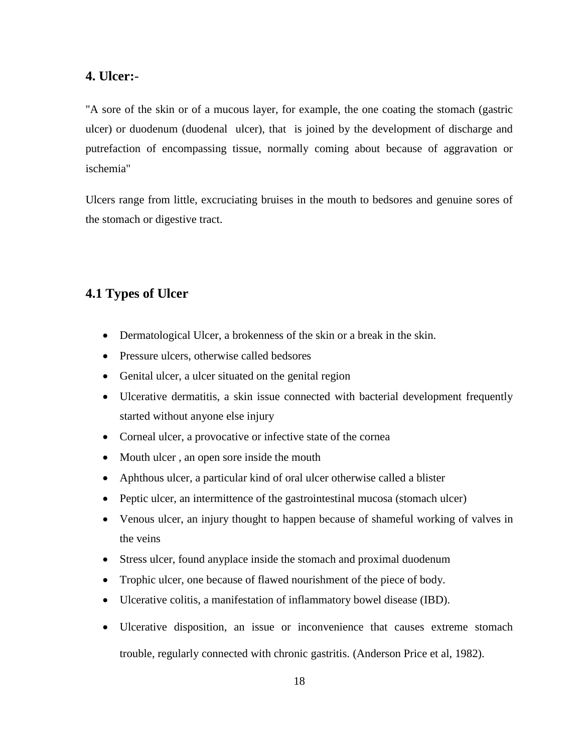## 4. Ulcer:-

"A sore of the skin or of a mucous layer, for example, the one coating the stomach (gastric ulcer) or duodenum (duodenal ulcer), that is joined by the development of discharge and putrefaction of encompassing tissue, normally coming about because of aggravation or ischemia"

Ulcers range from little, excruciating bruises in the mouth to bedsores and genuine sores of the stomach or digestive tract.

### 4.1 Types of Ulcer

- Dermatological Ulcer, a brokenness of the skin or a break in the skin.
- Pressure ulcers, otherwise called bedsores
- Genital ulcer, a ulcer situated on the genital region
- Ulcerative dermatitis, a skin issue connected with bacterial development frequently started without anyone else injury
- Corneal ulcer, a provocative or infective state of the cornea
- Mouth ulcer , an open sore inside the mouth
- Aphthous ulcer, a particular kind of oral ulcer otherwise called a blister
- Peptic ulcer, an intermittence of the gastrointestinal mucosa (stomach ulcer)
- Venous ulcer, an injury thought to happen because of shameful working of valves in the veins
- Stress ulcer, found anyplace inside the stomach and proximal duodenum
- Trophic ulcer, one because of flawed nourishment of the piece of body.
- Ulcerative colitis, a manifestation of inflammatory bowel disease (IBD).
- Ulcerative disposition, an issue or inconvenience that causes extreme stomach trouble, regularly connected with chronic gastritis. (Anderson Price et al, 1982).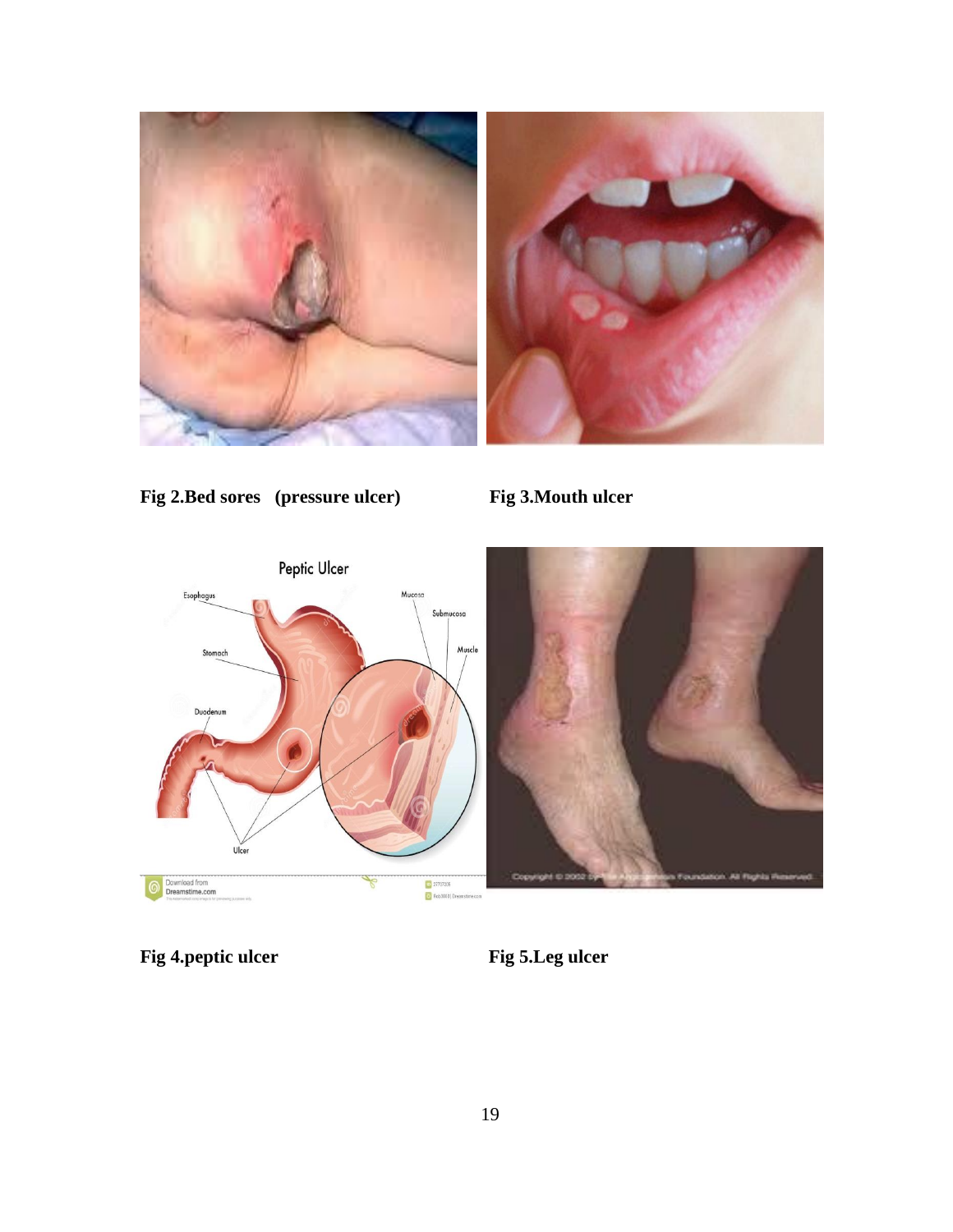**Fig 2.Bed sores (pressure ulcer)**

**Fig 3.Mouth ulcer**

**Fig 4.peptic ulcer**

**Fig 5.Leg ulcer**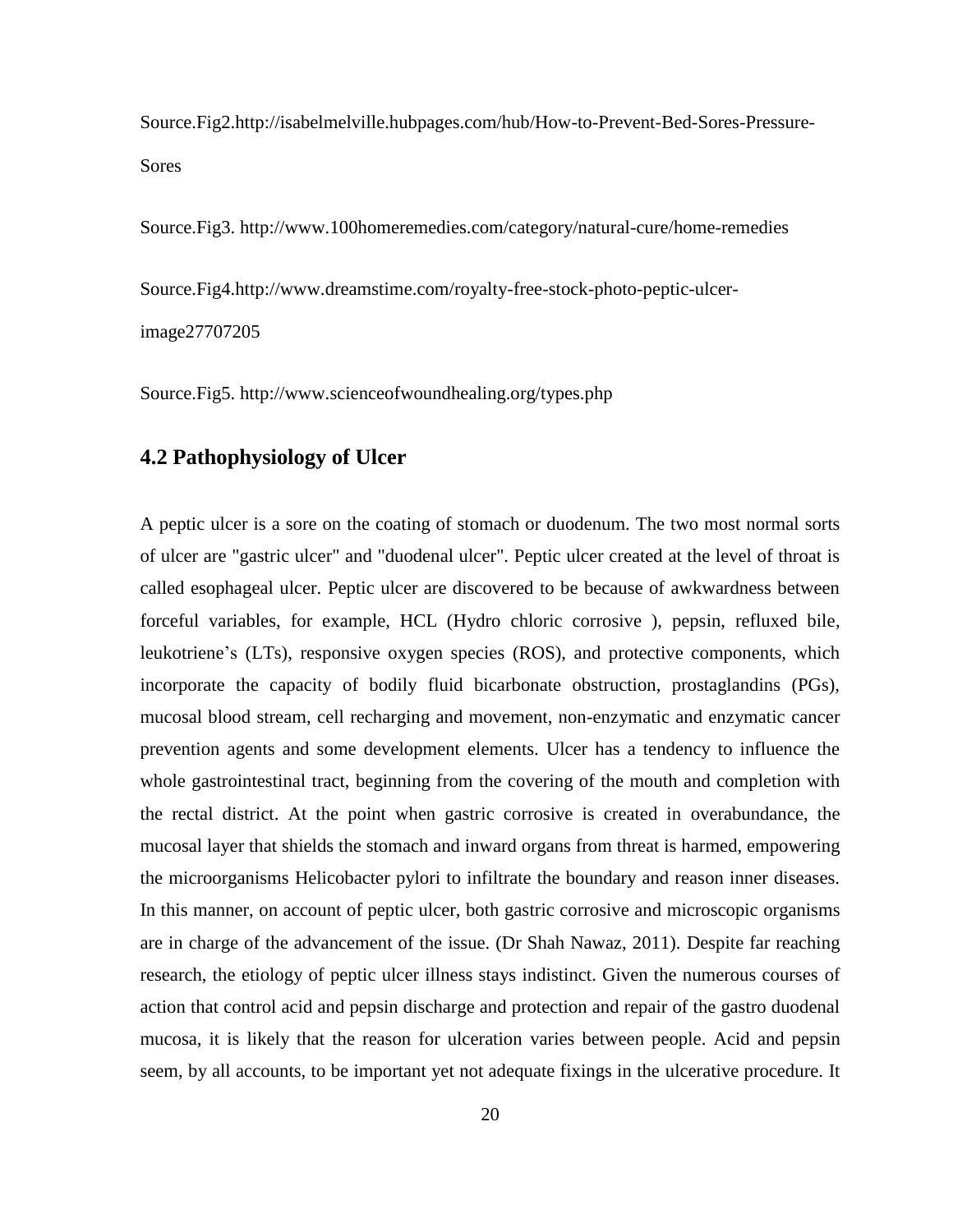Source.Fig2.http://isabelmelville.hubpages.com/hub/How-to-Prevent-Bed-Sores-Pressure-Sores

Source.Fig3. http://www.100homeremedies.com/category/natural-cure/home-remedies

Source.Fig4.http://www.dreamstime.com/royalty-free-stock-photo-peptic-ulcer-image27707205

Source.Fig5. http://www.scienceofwoundhealing.org/types.php

## 4.2 Pathophysiology of Ulcer

A peptic ulcer is a sore on the coating of stomach or duodenum. The two most normal sorts of ulcer are "gastric ulcer" and "duodenal ulcer". Peptic ulcer created at the level of throat is called esophageal ulcer. Peptic ulcer are discovered to be because of awkwardness between forceful variables, for example, HCL (Hydro chloric corrosive ), pepsin, refluxed bile, leukotriene's (LTs), responsive oxygen species (ROS), and protective components, which incorporate the capacity of bodily fluid bicarbonate obstruction, prostaglandins (PGs), mucosal blood stream, cell recharging and movement, non-enzymatic and enzymatic cancer prevention agents and some development elements. Ulcer has a tendency to influence the whole gastrointestinal tract, beginning from the covering of the mouth and completion with the rectal district. At the point when gastric corrosive is created in overabundance, the mucosal layer that shields the stomach and inward organs from threat is harmed, empowering the microorganisms Helicobacter pylori to infiltrate the boundary and reason inner diseases. In this manner, on account of peptic ulcer, both gastric corrosive and microscopic organisms are in charge of the advancement of the issue. (Dr Shah Nawaz, 2011). Despite far reaching research, the etiology of peptic ulcer illness stays indistinct. Given the numerous courses of action that control acid and pepsin discharge and protection and repair of the gastro duodenal mucosa, it is likely that the reason for ulceration varies between people. Acid and pepsin seem, by all accounts, to be important yet not adequate fixings in the ulcerative procedure. It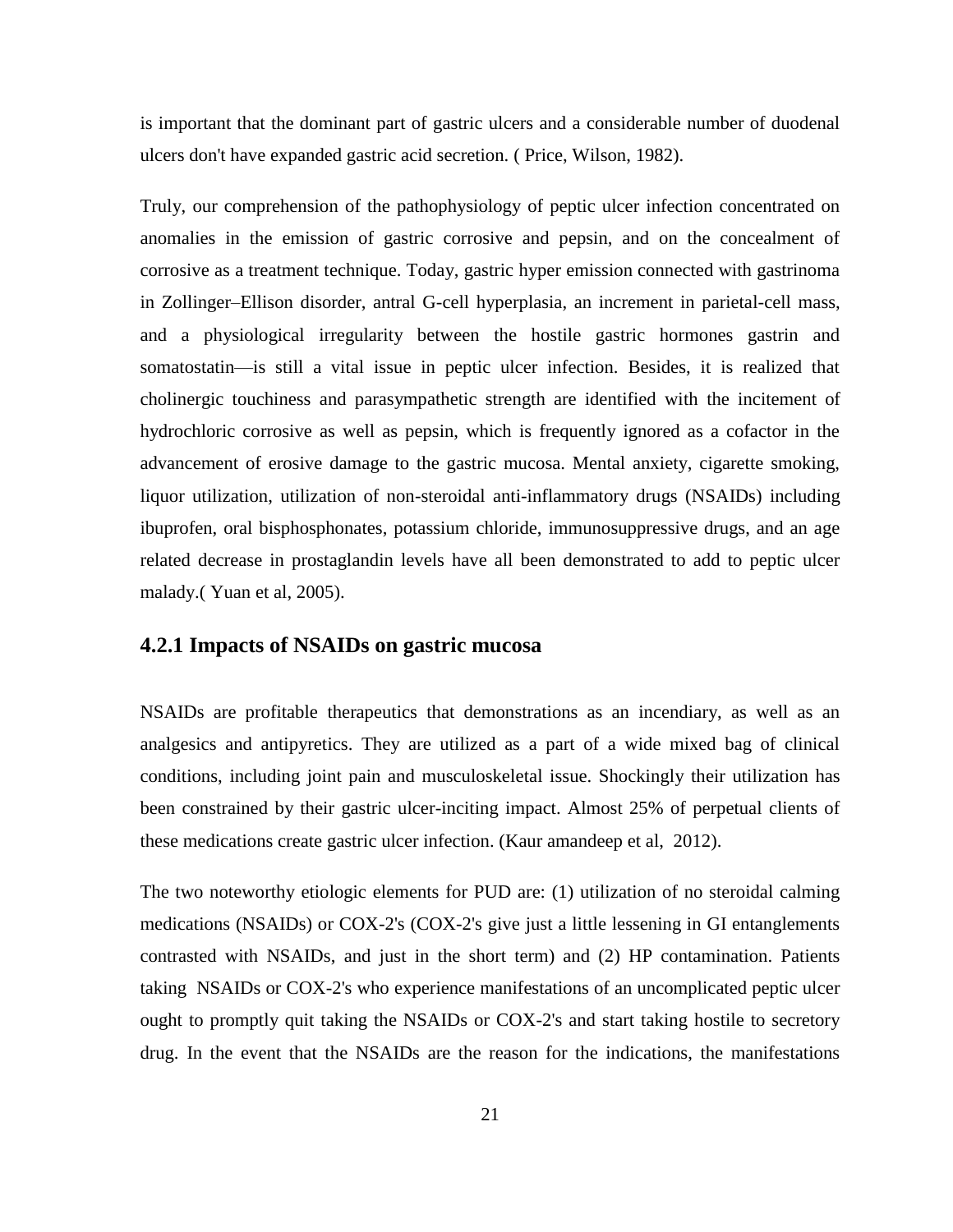is important that the dominant part of gastric ulcers and a considerable number of duodenal ulcers don't have expanded gastric acid secretion. ( Price, Wilson, 1982).

Truly, our comprehension of the pathophysiology of peptic ulcer infection concentrated on anomalies in the emission of gastric corrosive and pepsin, and on the concealment of corrosive as a treatment technique. Today, gastric hyper emission connected with gastrinoma in Zollinger–Ellison disorder, antral G-cell hyperplasia, an increment in parietal-cell mass, and a physiological irregularity between the hostile gastric hormones gastrin and somatostatin—is still a vital issue in peptic ulcer infection. Besides, it is realized that cholinergic touchiness and parasympathetic strength are identified with the incitement of hydrochloric corrosive as well as pepsin, which is frequently ignored as a cofactor in the advancement of erosive damage to the gastric mucosa. Mental anxiety, cigarette smoking, liquor utilization, utilization of non-steroidal anti-inflammatory drugs (NSAIDs) including ibuprofen, oral bisphosphonates, potassium chloride, immunosuppressive drugs, and an age related decrease in prostaglandin levels have all been demonstrated to add to peptic ulcer malady.( Yuan et al, 2005).

### 4.2.1 Impacts of NSAIDs on gastric mucosa

NSAIDs are profitable therapeutics that demonstrations as an incendiary, as well as an analgesics and antipyretics. They are utilized as a part of a wide mixed bag of clinical conditions, including joint pain and musculoskeletal issue. Shockingly their utilization has been constrained by their gastric ulcer-inciting impact. Almost 25% of perpetual clients of these medications create gastric ulcer infection. (Kaur amandeep et al, 2012).

The two noteworthy etiologic elements for PUD are: (1) utilization of no steroidal calming medications (NSAIDs) or COX-2's (COX-2's give just a little lessening in GI entanglements contrasted with NSAIDs, and just in the short term) and (2) HP contamination. Patients taking NSAIDs or COX-2's who experience manifestations of an uncomplicated peptic ulcer ought to promptly quit taking the NSAIDs or COX-2's and start taking hostile to secretory drug. In the event that the NSAIDs are the reason for the indications, the manifestations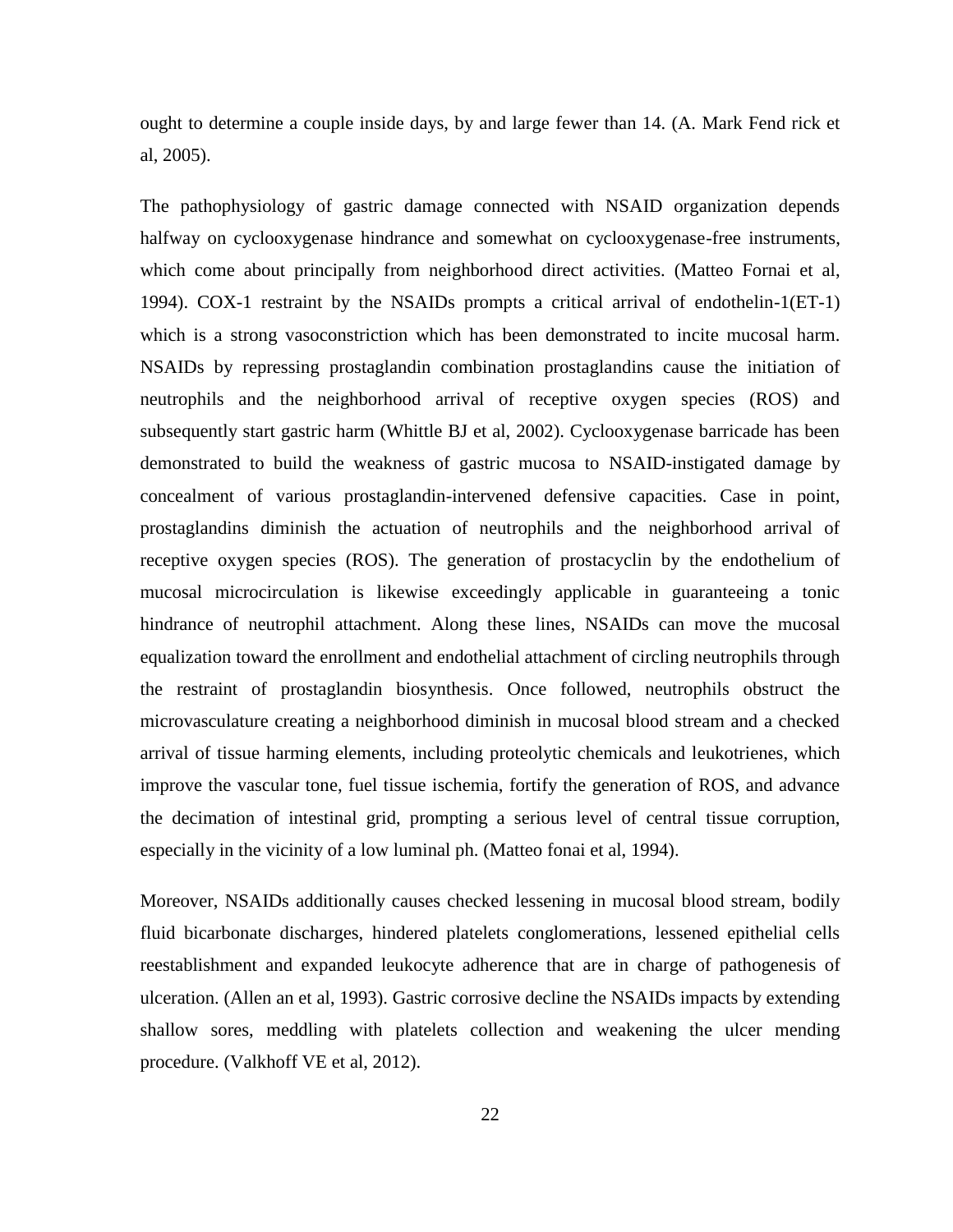ought to determine a couple inside days, by and large fewer than 14. (A. Mark Fend rick et al, 2005).

The pathophysiology of gastric damage connected with NSAID organization depends halfway on cyclooxygenase hindrance and somewhat on cyclooxygenase-free instruments, which come about principally from neighborhood direct activities. (Matteo Fornai et al, 1994). COX-1 restraint by the NSAIDs prompts a critical arrival of endothelin-1(ET-1) which is a strong vasoconstriction which has been demonstrated to incite mucosal harm. NSAIDs by repressing prostaglandin combination prostaglandins cause the initiation of neutrophils and the neighborhood arrival of receptive oxygen species (ROS) and subsequently start gastric harm (Whittle BJ et al, 2002). Cyclooxygenase barricade has been demonstrated to build the weakness of gastric mucosa to NSAID-instigated damage by concealment of various prostaglandin-intervened defensive capacities. Case in point, prostaglandins diminish the actuation of neutrophils and the neighborhood arrival of receptive oxygen species (ROS). The generation of prostacyclin by the endothelium of mucosal microcirculation is likewise exceedingly applicable in guaranteeing a tonic hindrance of neutrophil attachment. Along these lines, NSAIDs can move the mucosal equalization toward the enrollment and endothelial attachment of circling neutrophils through the restraint of prostaglandin biosynthesis. Once followed, neutrophils obstruct the microvasculature creating a neighborhood diminish in mucosal blood stream and a checked arrival of tissue harming elements, including proteolytic chemicals and leukotrienes, which improve the vascular tone, fuel tissue ischemia, fortify the generation of ROS, and advance the decimation of intestinal grid, prompting a serious level of central tissue corruption, especially in the vicinity of a low luminal ph. (Matteo fonai et al, 1994).

Moreover, NSAIDs additionally causes checked lessening in mucosal blood stream, bodily fluid bicarbonate discharges, hindered platelets conglomerations, lessened epithelial cells reestablishment and expanded leukocyte adherence that are in charge of pathogenesis of ulceration. (Allen an et al, 1993). Gastric corrosive decline the NSAIDs impacts by extending shallow sores, meddling with platelets collection and weakening the ulcer mending procedure. (Valkhoff VE et al, 2012).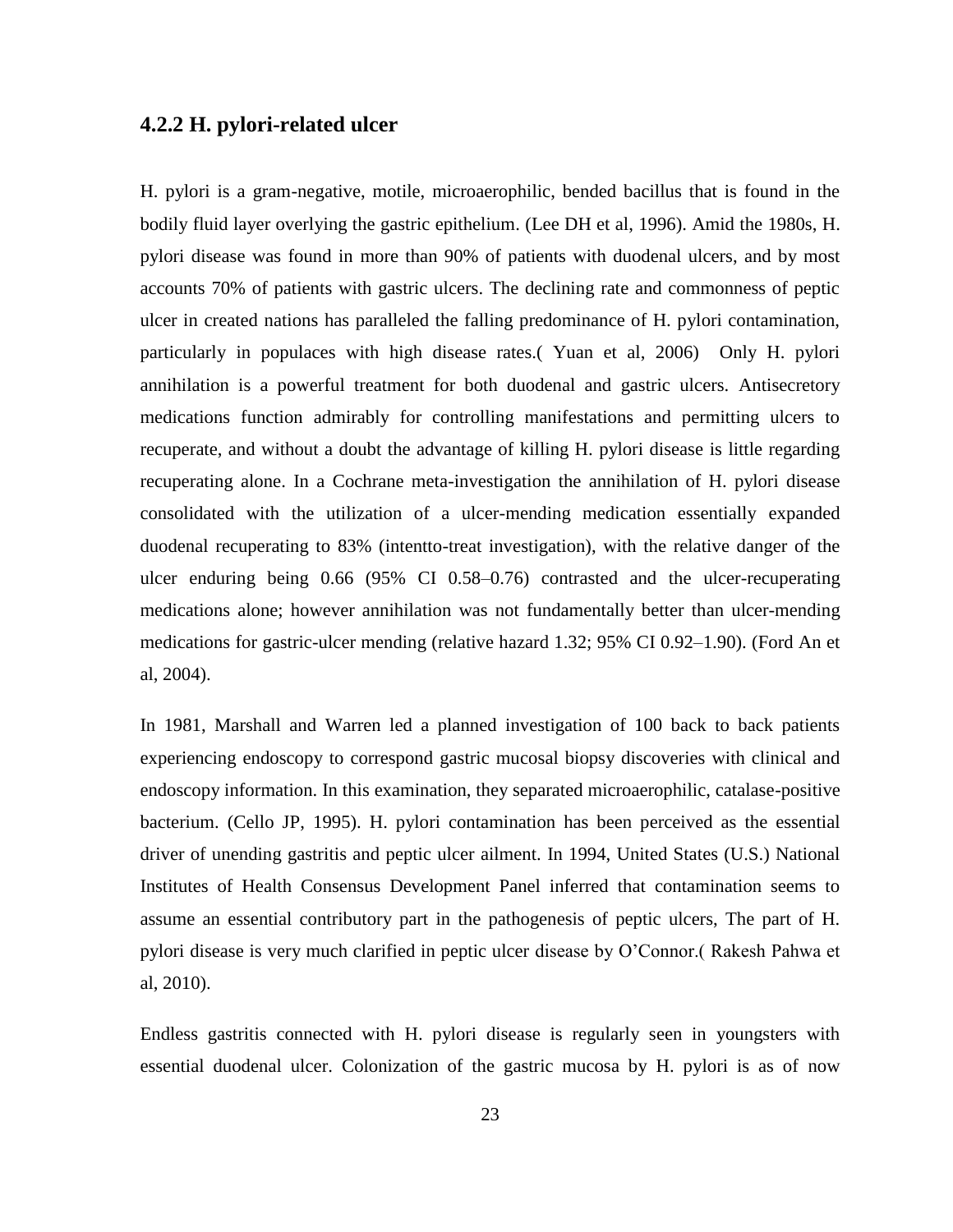### 4.2.2 H. pylori-related ulcer

H. pylori is a gram-negative, motile, microaerophilic, bended bacillus that is found in the bodily fluid layer overlying the gastric epithelium. (Lee DH et al, 1996). Amid the 1980s, H. pylori disease was found in more than 90% of patients with duodenal ulcers, and by most accounts 70% of patients with gastric ulcers. The declining rate and commonness of peptic ulcer in created nations has paralleled the falling predominance of H. pylori contamination, particularly in populaces with high disease rates.( Yuan et al, 2006) Only H. pylori annihilation is a powerful treatment for both duodenal and gastric ulcers. Antisecretory medications function admirably for controlling manifestations and permitting ulcers to recuperate, and without a doubt the advantage of killing H. pylori disease is little regarding recuperating alone. In a Cochrane meta-investigation the annihilation of H. pylori disease consolidated with the utilization of a ulcer-mending medication essentially expanded duodenal recuperating to 83% (intentto-treat investigation), with the relative danger of the ulcer enduring being 0.66 (95% CI 0.58–0.76) contrasted and the ulcer-recuperating medications alone; however annihilation was not fundamentally better than ulcer-mending medications for gastric-ulcer mending (relative hazard 1.32; 95% CI 0.92–1.90). (Ford An et al, 2004).

In 1981, Marshall and Warren led a planned investigation of 100 back to back patients experiencing endoscopy to correspond gastric mucosal biopsy discoveries with clinical and endoscopy information. In this examination, they separated microaerophilic, catalase-positive bacterium. (Cello JP, 1995). H. pylori contamination has been perceived as the essential driver of unending gastritis and peptic ulcer ailment. In 1994, United States (U.S.) National Institutes of Health Consensus Development Panel inferred that contamination seems to assume an essential contributory part in the pathogenesis of peptic ulcers, The part of H. pylori disease is very much clarified in peptic ulcer disease by O'Connor.( Rakesh Pahwa et al, 2010).

Endless gastritis connected with H. pylori disease is regularly seen in youngsters with essential duodenal ulcer. Colonization of the gastric mucosa by H. pylori is as of now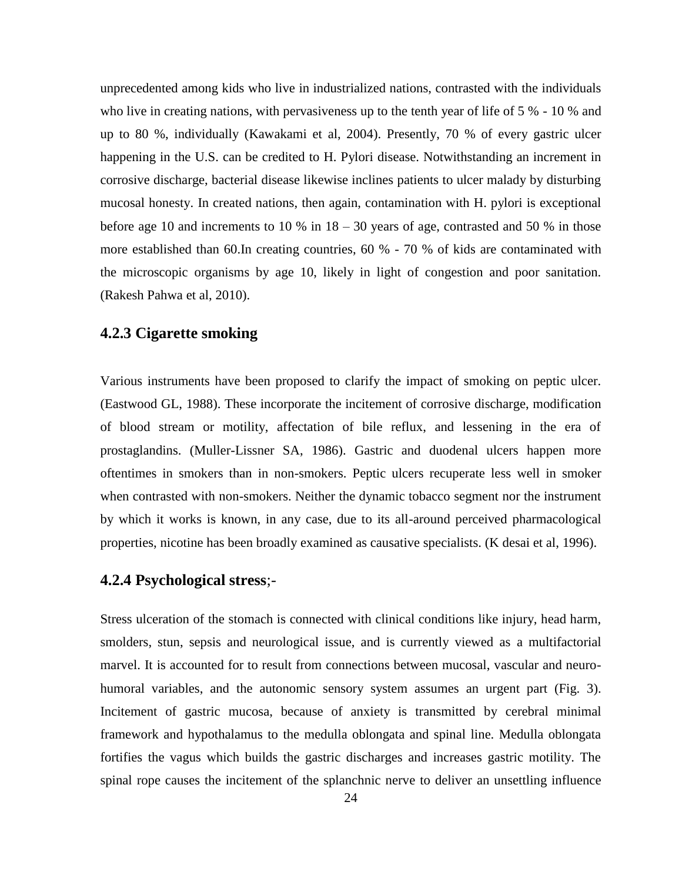unprecedented among kids who live in industrialized nations, contrasted with the individuals who live in creating nations, with pervasiveness up to the tenth year of life of 5 % - 10 % and up to 80 %, individually (Kawakami et al, 2004). Presently, 70 % of every gastric ulcer happening in the U.S. can be credited to H. Pylori disease. Notwithstanding an increment in corrosive discharge, bacterial disease likewise inclines patients to ulcer malady by disturbing mucosal honesty. In created nations, then again, contamination with H. pylori is exceptional before age 10 and increments to 10 % in 18 – 30 years of age, contrasted and 50 % in those more established than 60.In creating countries, 60 % - 70 % of kids are contaminated with the microscopic organisms by age 10, likely in light of congestion and poor sanitation. (Rakesh Pahwa et al, 2010).

### 4.2.3 Cigarette smoking

Various instruments have been proposed to clarify the impact of smoking on peptic ulcer. (Eastwood GL, 1988). These incorporate the incitement of corrosive discharge, modification of blood stream or motility, affectation of bile reflux, and lessening in the era of prostaglandins. (Muller-Lissner SA, 1986). Gastric and duodenal ulcers happen more oftentimes in smokers than in non-smokers. Peptic ulcers recuperate less well in smoker when contrasted with non-smokers. Neither the dynamic tobacco segment nor the instrument by which it works is known, in any case, due to its all-around perceived pharmacological properties, nicotine has been broadly examined as causative specialists. (K desai et al, 1996).

### 4.2.4 Psychological stress;-

Stress ulceration of the stomach is connected with clinical conditions like injury, head harm, smolders, stun, sepsis and neurological issue, and is currently viewed as a multifactorial marvel. It is accounted for to result from connections between mucosal, vascular and neuro-humoral variables, and the autonomic sensory system assumes an urgent part (Fig. 3). Incitement of gastric mucosa, because of anxiety is transmitted by cerebral minimal framework and hypothalamus to the medulla oblongata and spinal line. Medulla oblongata fortifies the vagus which builds the gastric discharges and increases gastric motility. The spinal rope causes the incitement of the splanchnic nerve to deliver an unsettling influence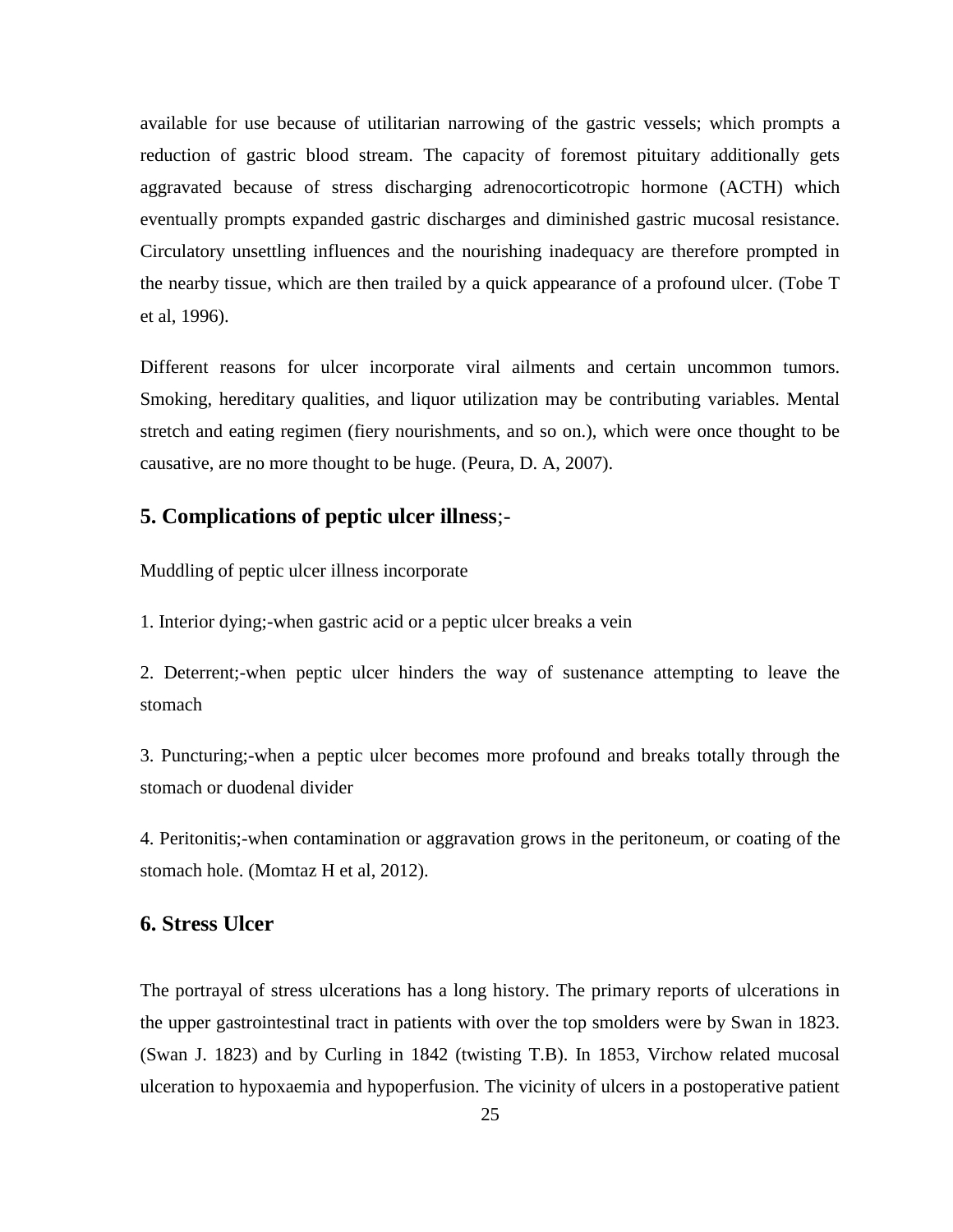available for use because of utilitarian narrowing of the gastric vessels; which prompts a reduction of gastric blood stream. The capacity of foremost pituitary additionally gets aggravated because of stress discharging adrenocorticotropic hormone (ACTH) which eventually prompts expanded gastric discharges and diminished gastric mucosal resistance. Circulatory unsettling influences and the nourishing inadequacy are therefore prompted in the nearby tissue, which are then trailed by a quick appearance of a profound ulcer. (Tobe T et al, 1996).

Different reasons for ulcer incorporate viral ailments and certain uncommon tumors. Smoking, hereditary qualities, and liquor utilization may be contributing variables. Mental stretch and eating regimen (fiery nourishments, and so on.), which were once thought to be causative, are no more thought to be huge. (Peura, D. A, 2007).

## 5. Complications of peptic ulcer illness;-

Muddling of peptic ulcer illness incorporate

1. Interior dying;-when gastric acid or a peptic ulcer breaks a vein

2. Deterrent;-when peptic ulcer hinders the way of sustenance attempting to leave the stomach

3. Puncturing;-when a peptic ulcer becomes more profound and breaks totally through the stomach or duodenal divider

4. Peritonitis;-when contamination or aggravation grows in the peritoneum, or coating of the stomach hole. (Momtaz H et al, 2012).

## 6. Stress Ulcer

The portrayal of stress ulcerations has a long history. The primary reports of ulcerations in the upper gastrointestinal tract in patients with over the top smolders were by Swan in 1823. (Swan J. 1823) and by Curling in 1842 (twisting T.B). In 1853, Virchow related mucosal ulceration to hypoxaemia and hypoperfusion. The vicinity of ulcers in a postoperative patient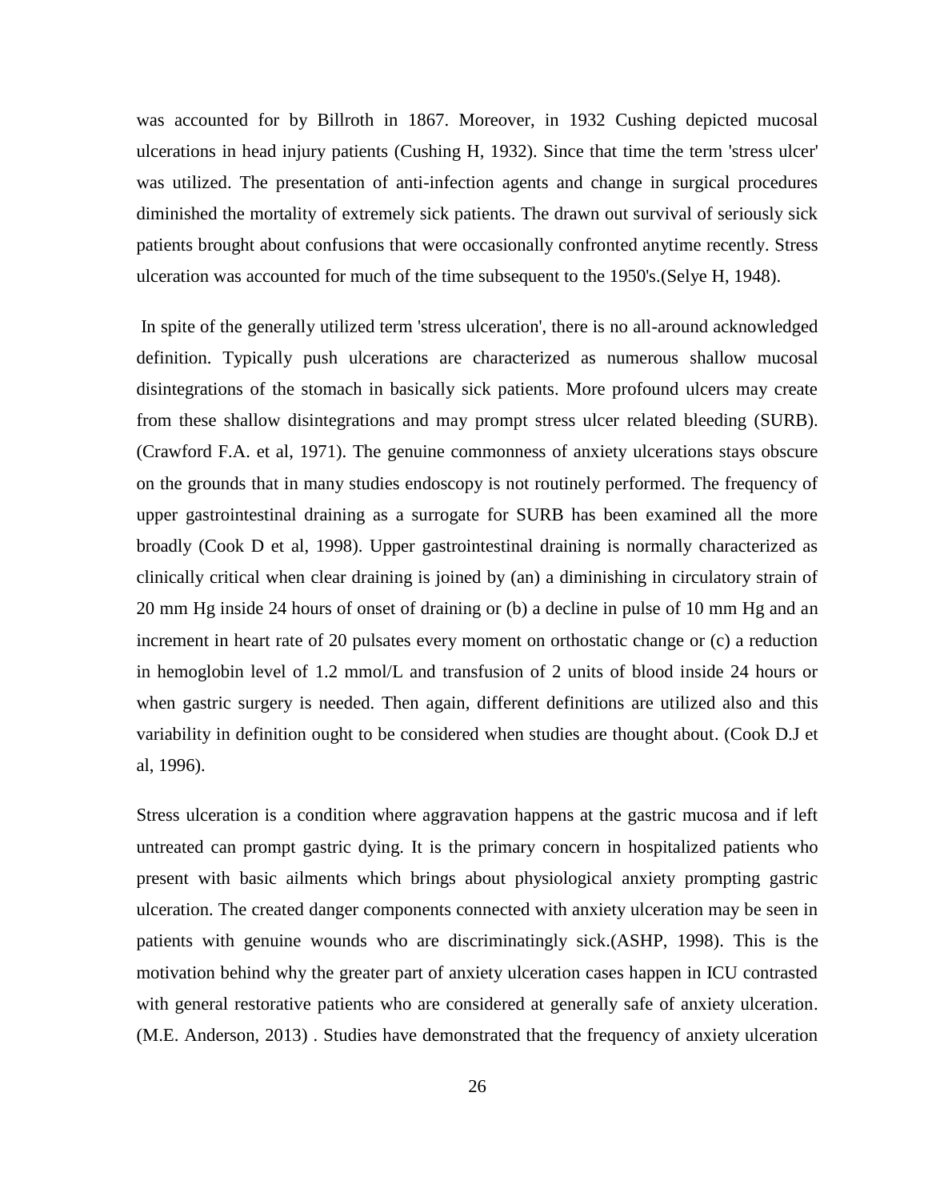was accounted for by Billroth in 1867. Moreover, in 1932 Cushing depicted mucosal ulcerations in head injury patients (Cushing H, 1932). Since that time the term 'stress ulcer' was utilized. The presentation of anti-infection agents and change in surgical procedures diminished the mortality of extremely sick patients. The drawn out survival of seriously sick patients brought about confusions that were occasionally confronted anytime recently. Stress ulceration was accounted for much of the time subsequent to the 1950's.(Selye H, 1948).

In spite of the generally utilized term 'stress ulceration', there is no all-around acknowledged definition. Typically push ulcerations are characterized as numerous shallow mucosal disintegrations of the stomach in basically sick patients. More profound ulcers may create from these shallow disintegrations and may prompt stress ulcer related bleeding (SURB). (Crawford F.A. et al, 1971). The genuine commonness of anxiety ulcerations stays obscure on the grounds that in many studies endoscopy is not routinely performed. The frequency of upper gastrointestinal draining as a surrogate for SURB has been examined all the more broadly (Cook D et al, 1998). Upper gastrointestinal draining is normally characterized as clinically critical when clear draining is joined by (an) a diminishing in circulatory strain of 20 mm Hg inside 24 hours of onset of draining or (b) a decline in pulse of 10 mm Hg and an increment in heart rate of 20 pulsates every moment on orthostatic change or (c) a reduction in hemoglobin level of 1.2 mmol/L and transfusion of 2 units of blood inside 24 hours or when gastric surgery is needed. Then again, different definitions are utilized also and this variability in definition ought to be considered when studies are thought about. (Cook D.J et al, 1996).

Stress ulceration is a condition where aggravation happens at the gastric mucosa and if left untreated can prompt gastric dying. It is the primary concern in hospitalized patients who present with basic ailments which brings about physiological anxiety prompting gastric ulceration. The created danger components connected with anxiety ulceration may be seen in patients with genuine wounds who are discriminatingly sick.(ASHP, 1998). This is the motivation behind why the greater part of anxiety ulceration cases happen in ICU contrasted with general restorative patients who are considered at generally safe of anxiety ulceration. (M.E. Anderson, 2013) . Studies have demonstrated that the frequency of anxiety ulceration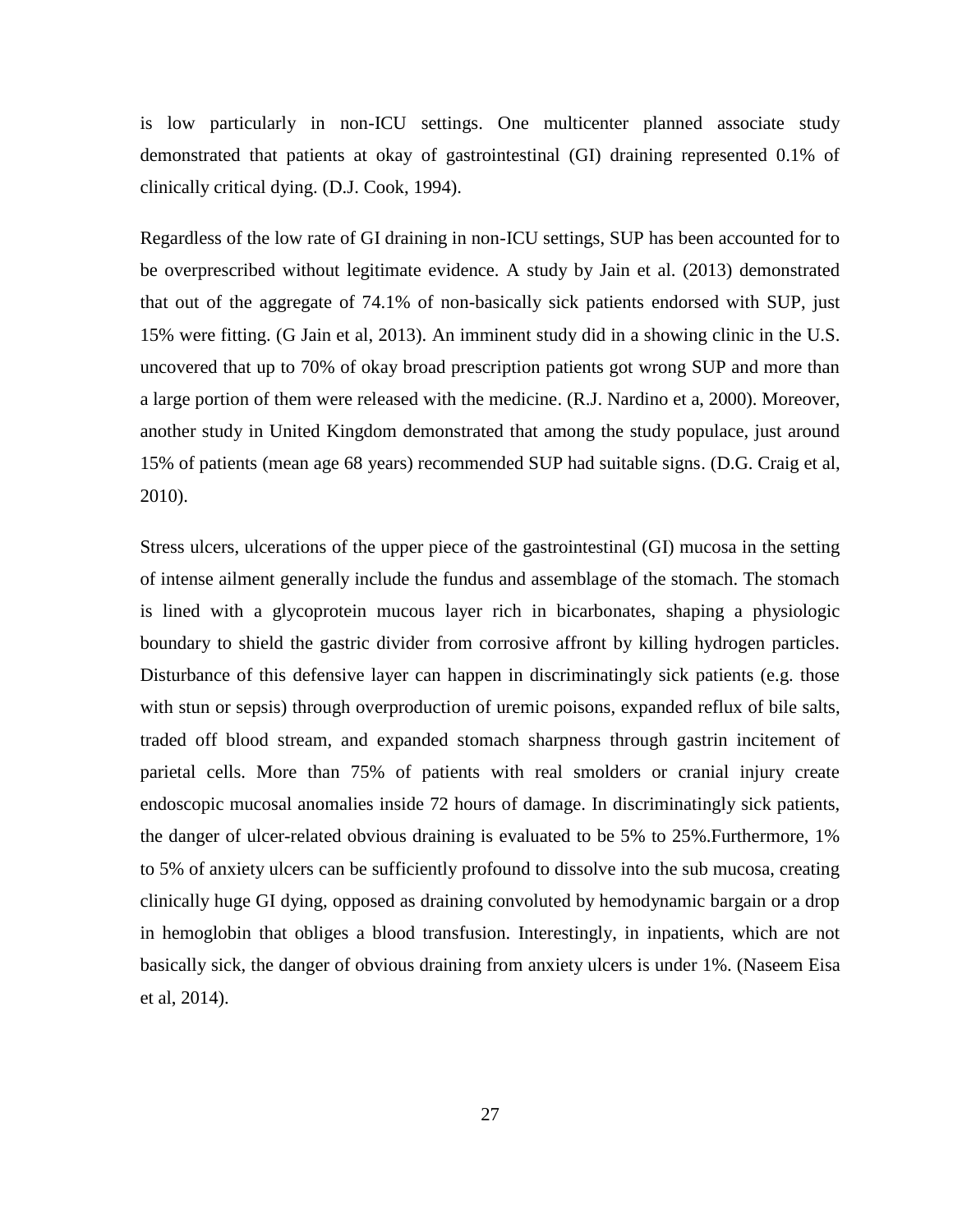is low particularly in non-ICU settings. One multicenter planned associate study demonstrated that patients at okay of gastrointestinal (GI) draining represented 0.1% of clinically critical dying. (D.J. Cook, 1994).

Regardless of the low rate of GI draining in non-ICU settings, SUP has been accounted for to be overprescribed without legitimate evidence. A study by Jain et al. (2013) demonstrated that out of the aggregate of 74.1% of non-basically sick patients endorsed with SUP, just 15% were fitting. (G Jain et al, 2013). An imminent study did in a showing clinic in the U.S. uncovered that up to 70% of okay broad prescription patients got wrong SUP and more than a large portion of them were released with the medicine. (R.J. Nardino et a, 2000). Moreover, another study in United Kingdom demonstrated that among the study populace, just around 15% of patients (mean age 68 years) recommended SUP had suitable signs. (D.G. Craig et al, 2010).

Stress ulcers, ulcerations of the upper piece of the gastrointestinal (GI) mucosa in the setting of intense ailment generally include the fundus and assemblage of the stomach. The stomach is lined with a glycoprotein mucous layer rich in bicarbonates, shaping a physiologic boundary to shield the gastric divider from corrosive affront by killing hydrogen particles. Disturbance of this defensive layer can happen in discriminatingly sick patients (e.g. those with stun or sepsis) through overproduction of uremic poisons, expanded reflux of bile salts, traded off blood stream, and expanded stomach sharpness through gastrin incitement of parietal cells. More than 75% of patients with real smolders or cranial injury create endoscopic mucosal anomalies inside 72 hours of damage. In discriminatingly sick patients, the danger of ulcer-related obvious draining is evaluated to be 5% to 25%.Furthermore, 1% to 5% of anxiety ulcers can be sufficiently profound to dissolve into the sub mucosa, creating clinically huge GI dying, opposed as draining convoluted by hemodynamic bargain or a drop in hemoglobin that obliges a blood transfusion. Interestingly, in inpatients, which are not basically sick, the danger of obvious draining from anxiety ulcers is under 1%. (Naseem Eisa et al, 2014).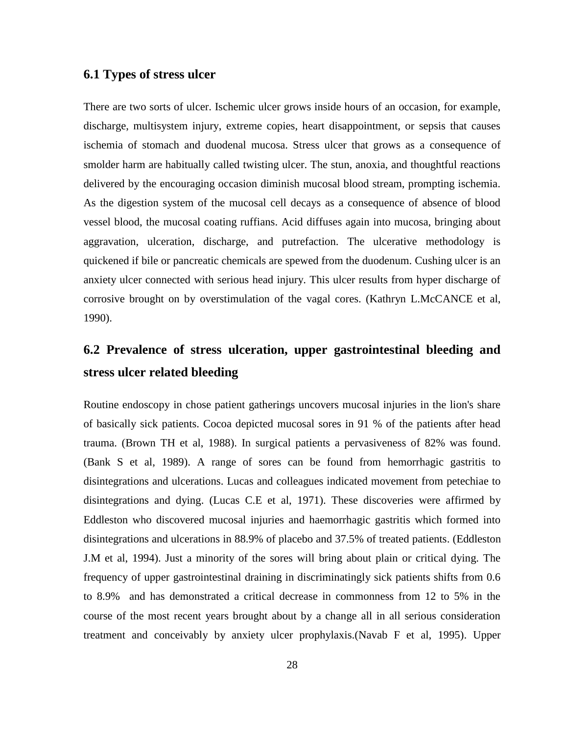### 6.1 Types of stress ulcer

There are two sorts of ulcer. Ischemic ulcer grows inside hours of an occasion, for example, discharge, multisystem injury, extreme copies, heart disappointment, or sepsis that causes ischemia of stomach and duodenal mucosa. Stress ulcer that grows as a consequence of smolder harm are habitually called twisting ulcer. The stun, anoxia, and thoughtful reactions delivered by the encouraging occasion diminish mucosal blood stream, prompting ischemia. As the digestion system of the mucosal cell decays as a consequence of absence of blood vessel blood, the mucosal coating ruffians. Acid diffuses again into mucosa, bringing about aggravation, ulceration, discharge, and putrefaction. The ulcerative methodology is quickened if bile or pancreatic chemicals are spewed from the duodenum. Cushing ulcer is an anxiety ulcer connected with serious head injury. This ulcer results from hyper discharge of corrosive brought on by overstimulation of the vagal cores. (Kathryn L.McCANCE et al, 1990).

## 6.2 Prevalence of stress ulceration, upper gastrointestinal bleeding and stress ulcer related bleeding

Routine endoscopy in chose patient gatherings uncovers mucosal injuries in the lion's share of basically sick patients. Cocoa depicted mucosal sores in 91 % of the patients after head trauma. (Brown TH et al, 1988). In surgical patients a pervasiveness of 82% was found. (Bank S et al, 1989). A range of sores can be found from hemorrhagic gastritis to disintegrations and ulcerations. Lucas and colleagues indicated movement from petechiae to disintegrations and dying. (Lucas C.E et al, 1971). These discoveries were affirmed by Eddleston who discovered mucosal injuries and haemorrhagic gastritis which formed into disintegrations and ulcerations in 88.9% of placebo and 37.5% of treated patients. (Eddleston J.M et al, 1994). Just a minority of the sores will bring about plain or critical dying. The frequency of upper gastrointestinal draining in discriminatingly sick patients shifts from 0.6 to 8.9% and has demonstrated a critical decrease in commonness from 12 to 5% in the course of the most recent years brought about by a change all in all serious consideration treatment and conceivably by anxiety ulcer prophylaxis.(Navab F et al, 1995). Upper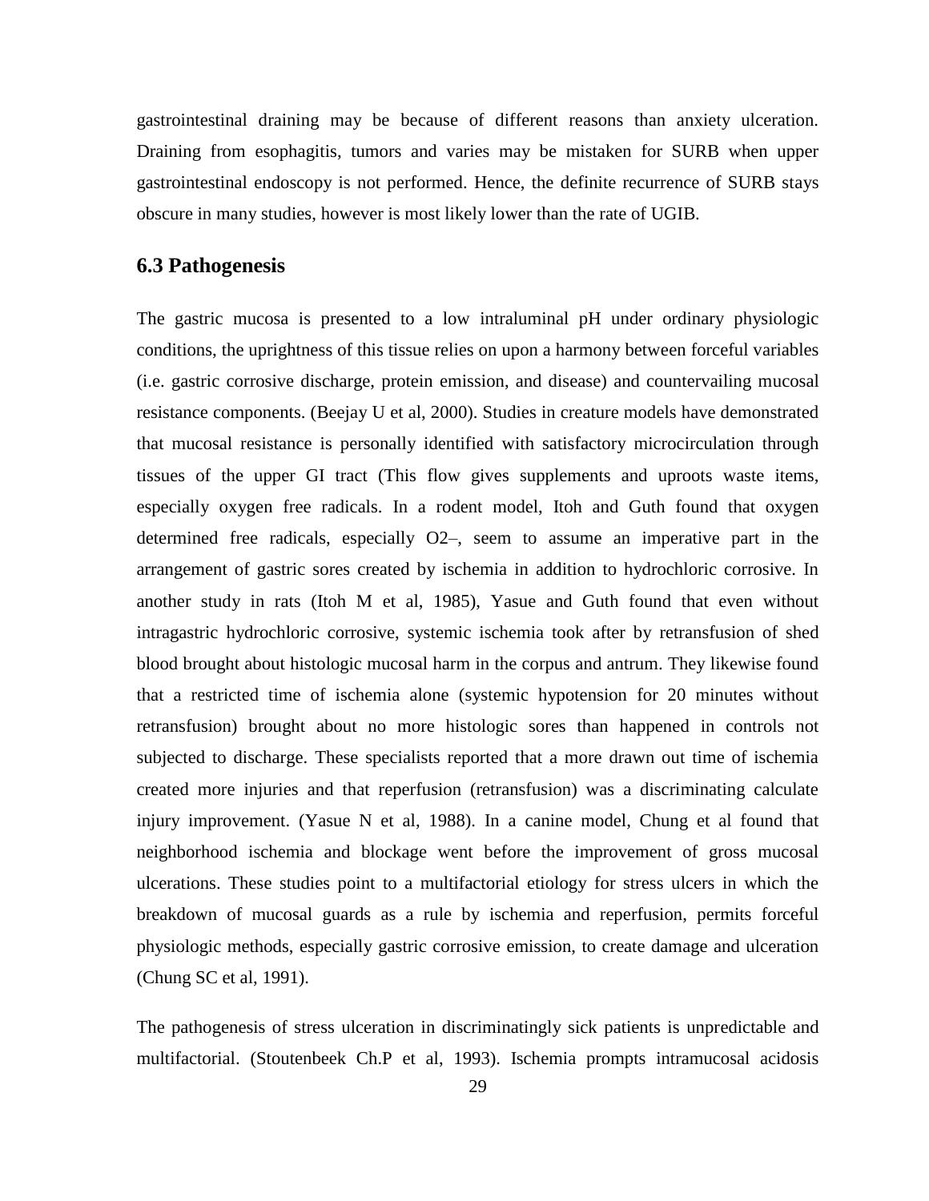gastrointestinal draining may be because of different reasons than anxiety ulceration. Draining from esophagitis, tumors and varies may be mistaken for SURB when upper gastrointestinal endoscopy is not performed. Hence, the definite recurrence of SURB stays obscure in many studies, however is most likely lower than the rate of UGIB.

## 6.3 Pathogenesis

The gastric mucosa is presented to a low intraluminal pH under ordinary physiologic conditions, the uprightness of this tissue relies on upon a harmony between forceful variables (i.e. gastric corrosive discharge, protein emission, and disease) and countervailing mucosal resistance components. (Beejay U et al, 2000). Studies in creature models have demonstrated that mucosal resistance is personally identified with satisfactory microcirculation through tissues of the upper GI tract (This flow gives supplements and uproots waste items, especially oxygen free radicals. In a rodent model, Itoh and Guth found that oxygen determined free radicals, especially $O_2^-$, seem to assume an imperative part in the arrangement of gastric sores created by ischemia in addition to hydrochloric corrosive. In another study in rats (Itoh M et al, 1985), Yasue and Guth found that even without intragastric hydrochloric corrosive, systemic ischemia took after by retransfusion of shed blood brought about histologic mucosal harm in the corpus and antrum. They likewise found that a restricted time of ischemia alone (systemic hypotension for 20 minutes without retransfusion) brought about no more histologic sores than happened in controls not subjected to discharge. These specialists reported that a more drawn out time of ischemia created more injuries and that reperfusion (retransfusion) was a discriminating calculate injury improvement. (Yasue N et al, 1988). In a canine model, Chung et al found that neighborhood ischemia and blockage went before the improvement of gross mucosal ulcerations. These studies point to a multifactorial etiology for stress ulcers in which the breakdown of mucosal guards as a rule by ischemia and reperfusion, permits forceful physiologic methods, especially gastric corrosive emission, to create damage and ulceration (Chung SC et al, 1991).

The pathogenesis of stress ulceration in discriminatingly sick patients is unpredictable and multifactorial. (Stoutenbeek Ch.P et al, 1993). Ischemia prompts intramucosal acidosis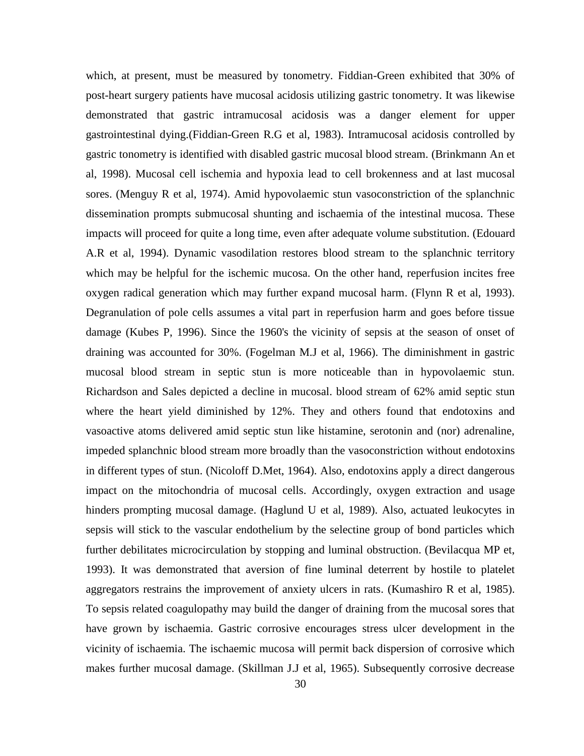which, at present, must be measured by tonometry. Fiddian-Green exhibited that 30% of post-heart surgery patients have mucosal acidosis utilizing gastric tonometry. It was likewise demonstrated that gastric intramucosal acidosis was a danger element for upper gastrointestinal dying.(Fiddian-Green R.G et al, 1983). Intramucosal acidosis controlled by gastric tonometry is identified with disabled gastric mucosal blood stream. (Brinkmann An et al, 1998). Mucosal cell ischemia and hypoxia lead to cell brokenness and at last mucosal sores. (Menguy R et al, 1974). Amid hypovolaemic stun vasoconstriction of the splanchnic dissemination prompts submucosal shunting and ischaemia of the intestinal mucosa. These impacts will proceed for quite a long time, even after adequate volume substitution. (Edouard A.R et al, 1994). Dynamic vasodilation restores blood stream to the splanchnic territory which may be helpful for the ischemic mucosa. On the other hand, reperfusion incites free oxygen radical generation which may further expand mucosal harm. (Flynn R et al, 1993). Degranulation of pole cells assumes a vital part in reperfusion harm and goes before tissue damage (Kubes P, 1996). Since the 1960's the vicinity of sepsis at the season of onset of draining was accounted for 30%. (Fogelman M.J et al, 1966). The diminishment in gastric mucosal blood stream in septic stun is more noticeable than in hypovolaemic stun. Richardson and Sales depicted a decline in mucosal. blood stream of 62% amid septic stun where the heart yield diminished by 12%. They and others found that endotoxins and vasoactive atoms delivered amid septic stun like histamine, serotonin and (nor) adrenaline, impeded splanchnic blood stream more broadly than the vasoconstriction without endotoxins in different types of stun. (Nicoloff D.Met, 1964). Also, endotoxins apply a direct dangerous impact on the mitochondria of mucosal cells. Accordingly, oxygen extraction and usage hinders prompting mucosal damage. (Haglund U et al, 1989). Also, actuated leukocytes in sepsis will stick to the vascular endothelium by the selectine group of bond particles which further debilitates microcirculation by stopping and luminal obstruction. (Bevilacqua MP et, 1993). It was demonstrated that aversion of fine luminal deterrent by hostile to platelet aggregators restrains the improvement of anxiety ulcers in rats. (Kumashiro R et al, 1985). To sepsis related coagulopathy may build the danger of draining from the mucosal sores that have grown by ischaemia. Gastric corrosive encourages stress ulcer development in the vicinity of ischaemia. The ischaemic mucosa will permit back dispersion of corrosive which makes further mucosal damage. (Skillman J.J et al, 1965). Subsequently corrosive decrease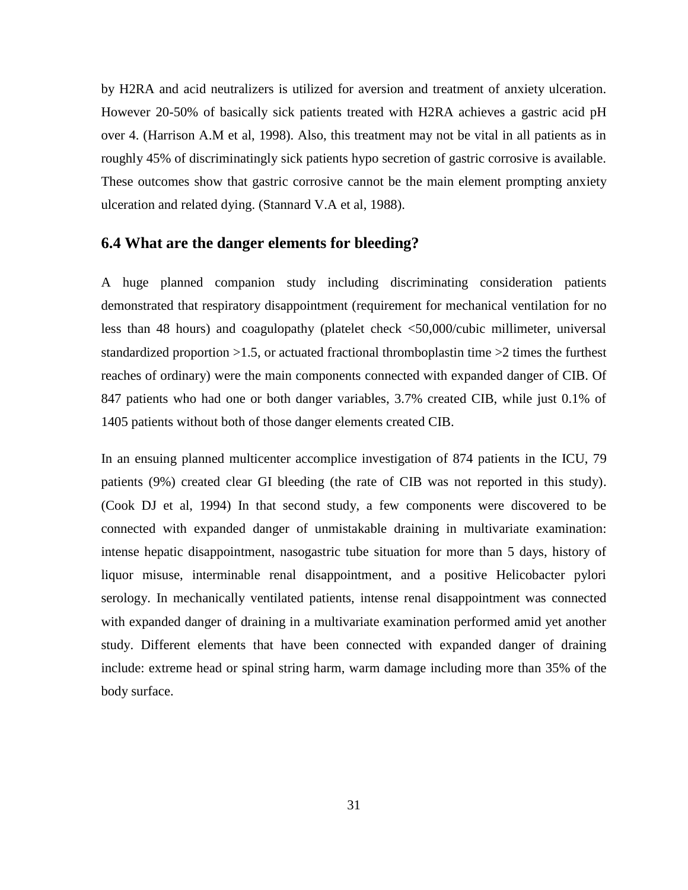by H2RA and acid neutralizers is utilized for aversion and treatment of anxiety ulceration. However 20-50% of basically sick patients treated with H2RA achieves a gastric acid pH over 4. (Harrison A.M et al, 1998). Also, this treatment may not be vital in all patients as in roughly 45% of discriminatingly sick patients hypo secretion of gastric corrosive is available. These outcomes show that gastric corrosive cannot be the main element prompting anxiety ulceration and related dying. (Stannard V.A et al, 1988).

## 6.4 What are the danger elements for bleeding?

A huge planned companion study including discriminating consideration patients demonstrated that respiratory disappointment (requirement for mechanical ventilation for no less than 48 hours) and coagulopathy (platelet check <50,000/cubic millimeter, universal standardized proportion >1.5, or actuated fractional thromboplastin time >2 times the furthest reaches of ordinary) were the main components connected with expanded danger of CIB. Of 847 patients who had one or both danger variables, 3.7% created CIB, while just 0.1% of 1405 patients without both of those danger elements created CIB.

In an ensuing planned multicenter accomplice investigation of 874 patients in the ICU, 79 patients (9%) created clear GI bleeding (the rate of CIB was not reported in this study). (Cook DJ et al, 1994) In that second study, a few components were discovered to be connected with expanded danger of unmistakable draining in multivariate examination: intense hepatic disappointment, nasogastric tube situation for more than 5 days, history of liquor misuse, interminable renal disappointment, and a positive Helicobacter pylori serology. In mechanically ventilated patients, intense renal disappointment was connected with expanded danger of draining in a multivariate examination performed amid yet another study. Different elements that have been connected with expanded danger of draining include: extreme head or spinal string harm, warm damage including more than 35% of the body surface.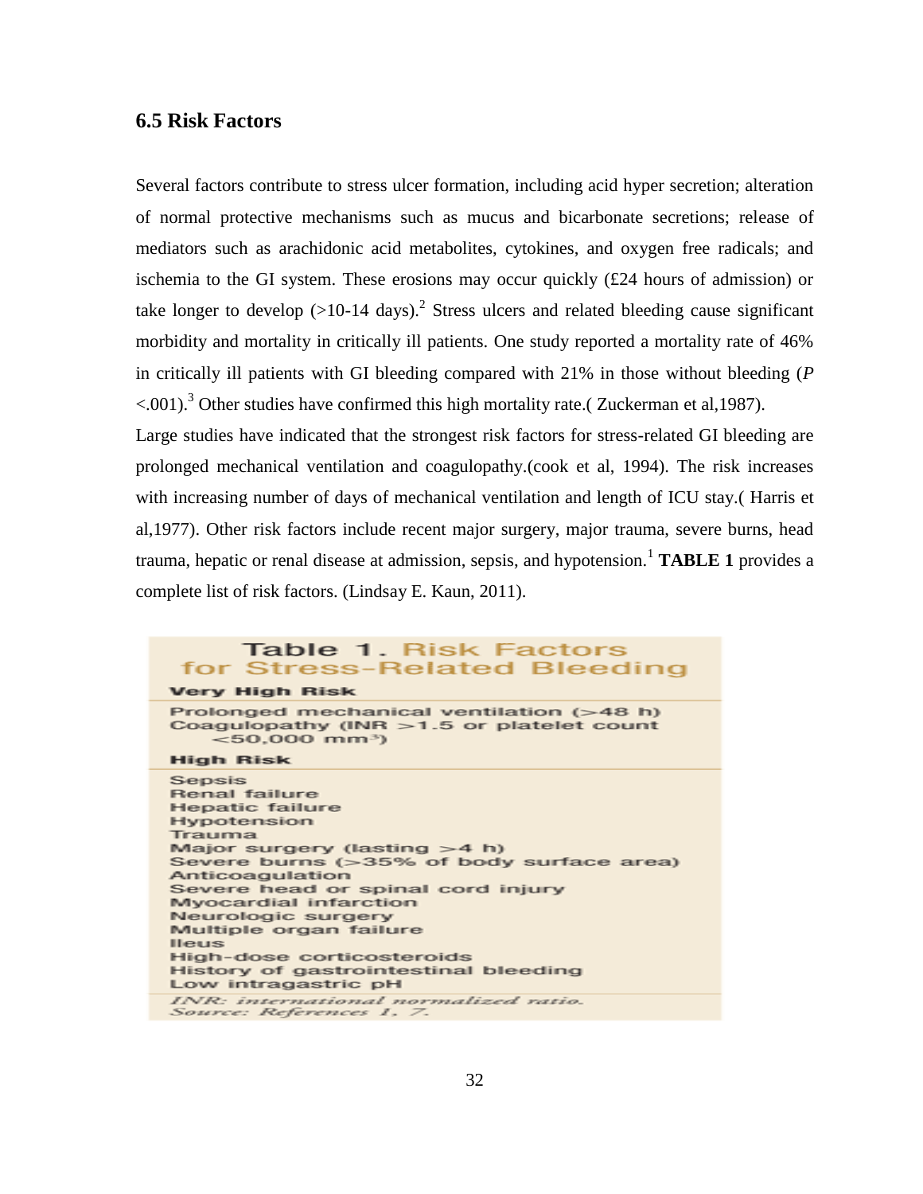## 6.5 Risk Factors

Several factors contribute to stress ulcer formation, including acid hyper secretion; alteration of normal protective mechanisms such as mucus and bicarbonate secretions; release of mediators such as arachidonic acid metabolites, cytokines, and oxygen free radicals; and ischemia to the GI system. These erosions may occur quickly (£24 hours of admission) or take longer to develop (>10-14 days).[2] Stress ulcers and related bleeding cause significant morbidity and mortality in critically ill patients. One study reported a mortality rate of 46% in critically ill patients with GI bleeding compared with 21% in those without bleeding (*P* <.001).[3] Other studies have confirmed this high mortality rate.( Zuckerman et al,1987).

Large studies have indicated that the strongest risk factors for stress-related GI bleeding are prolonged mechanical ventilation and coagulopathy.(cook et al, 1994). The risk increases with increasing number of days of mechanical ventilation and length of ICU stay.( Harris et al,1977). Other risk factors include recent major surgery, major trauma, severe burns, head trauma, hepatic or renal disease at admission, sepsis, and hypotension.[1] **TABLE 1** provides a complete list of risk factors. (Lindsay E. Kaun, 2011).

**Table 1. Risk Factors for Stress-Related Bleeding**

| |
|---|
| **Very High Risk** |
| Prolonged mechanical ventilation (>48 h) |
| Coagulopathy (INR >1.5 or platelet count <50,000 mm³) |
| **High Risk** |
| Sepsis |
| Renal failure |
| Hepatic failure |
| Hypotension |
| Trauma |
| Major surgery (lasting >4 h) |
| Severe burns (>35% of body surface area) |
| Anticoagulation |
| Severe head or spinal cord injury |
| Myocardial infarction |
| Neurologic surgery |
| Multiple organ failure |
| Ileus |
| High-dose corticosteroids |
| History of gastrointestinal bleeding |
| Low intragastric pH |

*INR: international normalized ratio.*
*Source: References 1, 7.*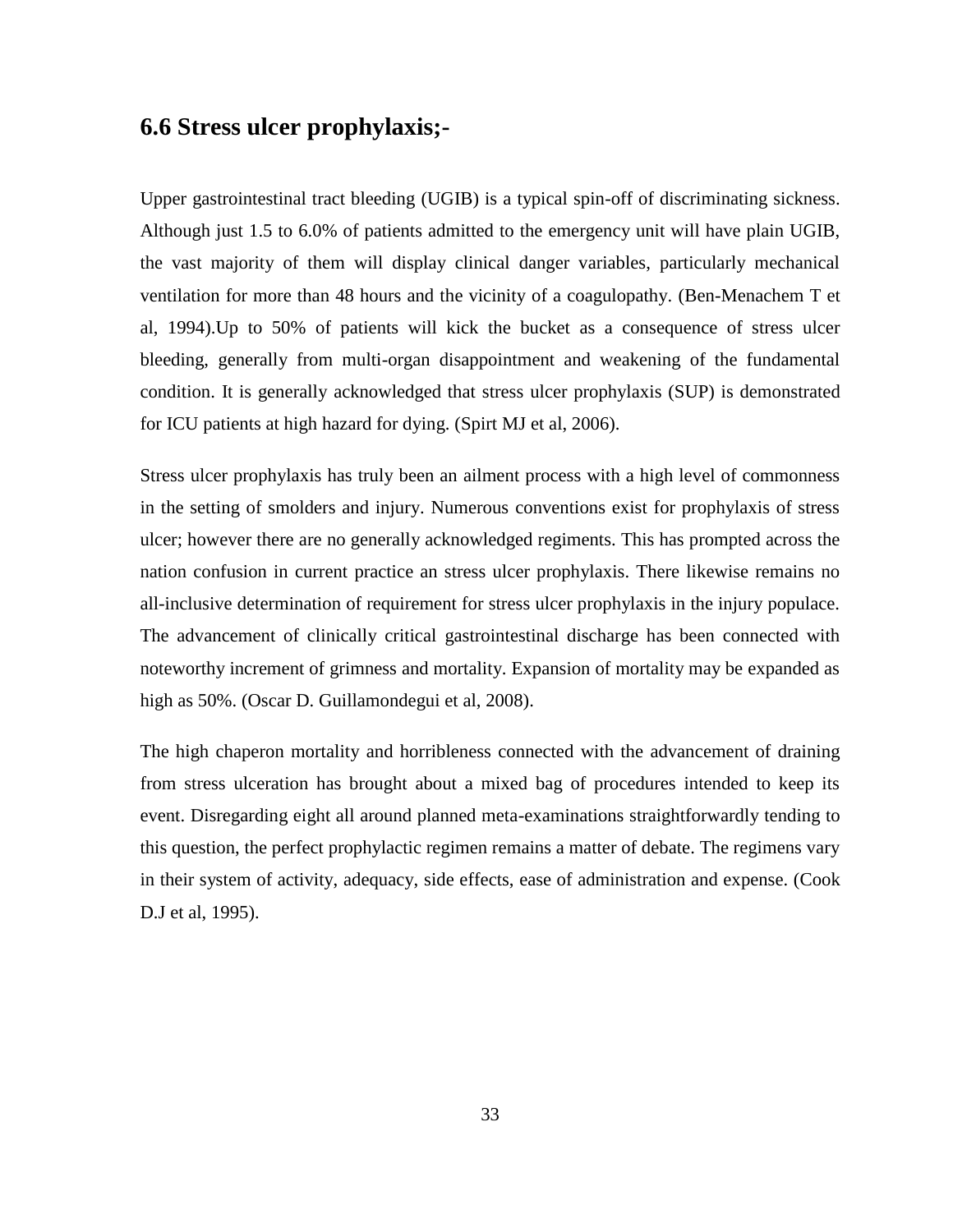## 6.6 Stress ulcer prophylaxis;-

Upper gastrointestinal tract bleeding (UGIB) is a typical spin-off of discriminating sickness. Although just 1.5 to 6.0% of patients admitted to the emergency unit will have plain UGIB, the vast majority of them will display clinical danger variables, particularly mechanical ventilation for more than 48 hours and the vicinity of a coagulopathy. (Ben-Menachem T et al, 1994).Up to 50% of patients will kick the bucket as a consequence of stress ulcer bleeding, generally from multi-organ disappointment and weakening of the fundamental condition. It is generally acknowledged that stress ulcer prophylaxis (SUP) is demonstrated for ICU patients at high hazard for dying. (Spirt MJ et al, 2006).

Stress ulcer prophylaxis has truly been an ailment process with a high level of commonness in the setting of smolders and injury. Numerous conventions exist for prophylaxis of stress ulcer; however there are no generally acknowledged regiments. This has prompted across the nation confusion in current practice an stress ulcer prophylaxis. There likewise remains no all-inclusive determination of requirement for stress ulcer prophylaxis in the injury populace. The advancement of clinically critical gastrointestinal discharge has been connected with noteworthy increment of grimness and mortality. Expansion of mortality may be expanded as high as 50%. (Oscar D. Guillamondegui et al, 2008).

The high chaperon mortality and horribleness connected with the advancement of draining from stress ulceration has brought about a mixed bag of procedures intended to keep its event. Disregarding eight all around planned meta-examinations straightforwardly tending to this question, the perfect prophylactic regimen remains a matter of debate. The regimens vary in their system of activity, adequacy, side effects, ease of administration and expense. (Cook D.J et al, 1995).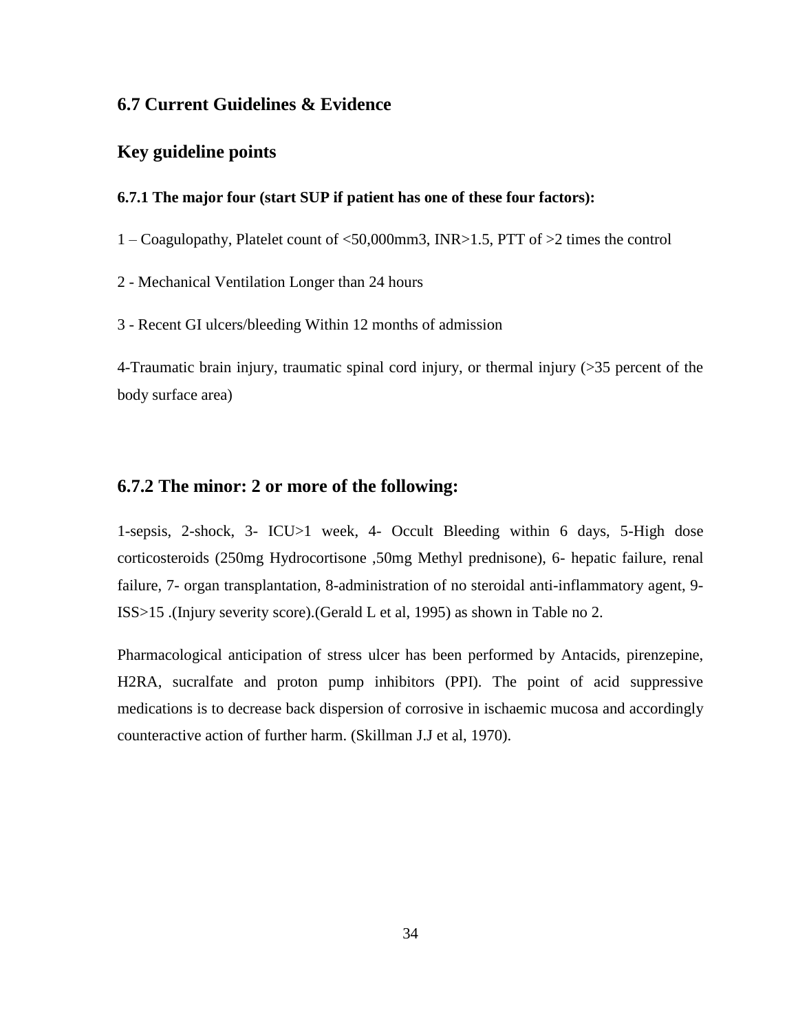## 6.7 Current Guidelines & Evidence

## Key guideline points

#### 6.7.1 The major four (start SUP if patient has one of these four factors):

1 – Coagulopathy, Platelet count of <50,000mm3, INR>1.5, PTT of >2 times the control

2 - Mechanical Ventilation Longer than 24 hours

3 - Recent GI ulcers/bleeding Within 12 months of admission

4-Traumatic brain injury, traumatic spinal cord injury, or thermal injury (>35 percent of the body surface area)

### 6.7.2 The minor: 2 or more of the following:

1-sepsis, 2-shock, 3- ICU>1 week, 4- Occult Bleeding within 6 days, 5-High dose corticosteroids (250mg Hydrocortisone ,50mg Methyl prednisone), 6- hepatic failure, renal failure, 7- organ transplantation, 8-administration of no steroidal anti-inflammatory agent, 9-ISS>15 .(Injury severity score).(Gerald L et al, 1995) as shown in Table no 2.

Pharmacological anticipation of stress ulcer has been performed by Antacids, pirenzepine, H2RA, sucralfate and proton pump inhibitors (PPI). The point of acid suppressive medications is to decrease back dispersion of corrosive in ischaemic mucosa and accordingly counteractive action of further harm. (Skillman J.J et al, 1970).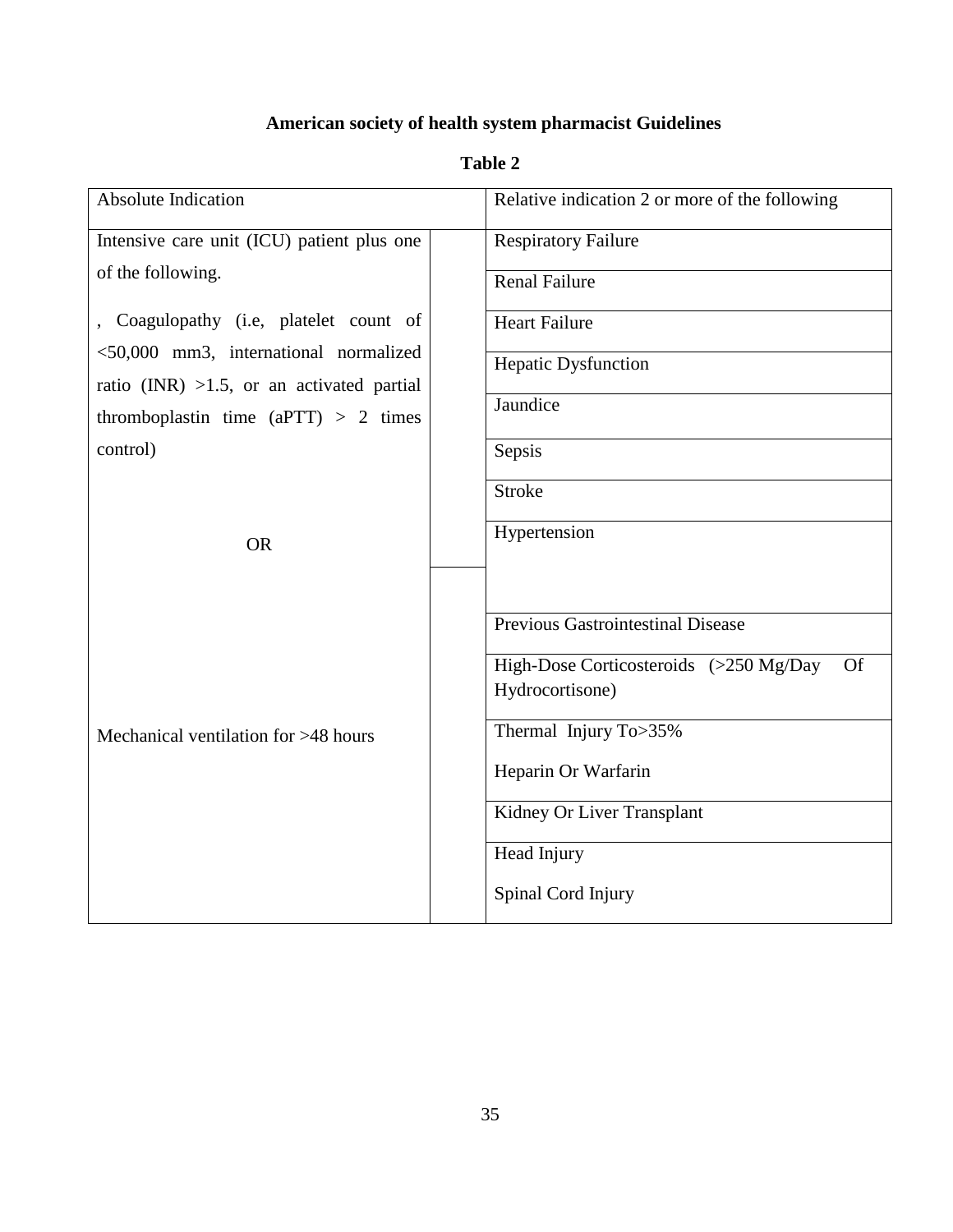**American society of health system pharmacist Guidelines**

**Table 2**

| Absolute Indication | Relative indication 2 or more of the following |
|---|---|
| Intensive care unit (ICU) patient plus one of the following. | Respiratory Failure |
| , Coagulopathy (i.e, platelet count of <50,000 mm3, international normalized ratio (INR) >1.5, or an activated partial thromboplastin time (aPTT) > 2 times control) | Renal Failure |
| | Heart Failure |
| | Hepatic Dysfunction |
| | Jaundice |
| | Sepsis |
| | Stroke |
| OR | Hypertension |
| | Previous Gastrointestinal Disease |
| | High-Dose Corticosteroids (>250 Mg/Day Of Hydrocortisone) |
| Mechanical ventilation for >48 hours | Thermal Injury To>35% |
| | Heparin Or Warfarin |
| | Kidney Or Liver Transplant |
| | Head Injury |
| | Spinal Cord Injury |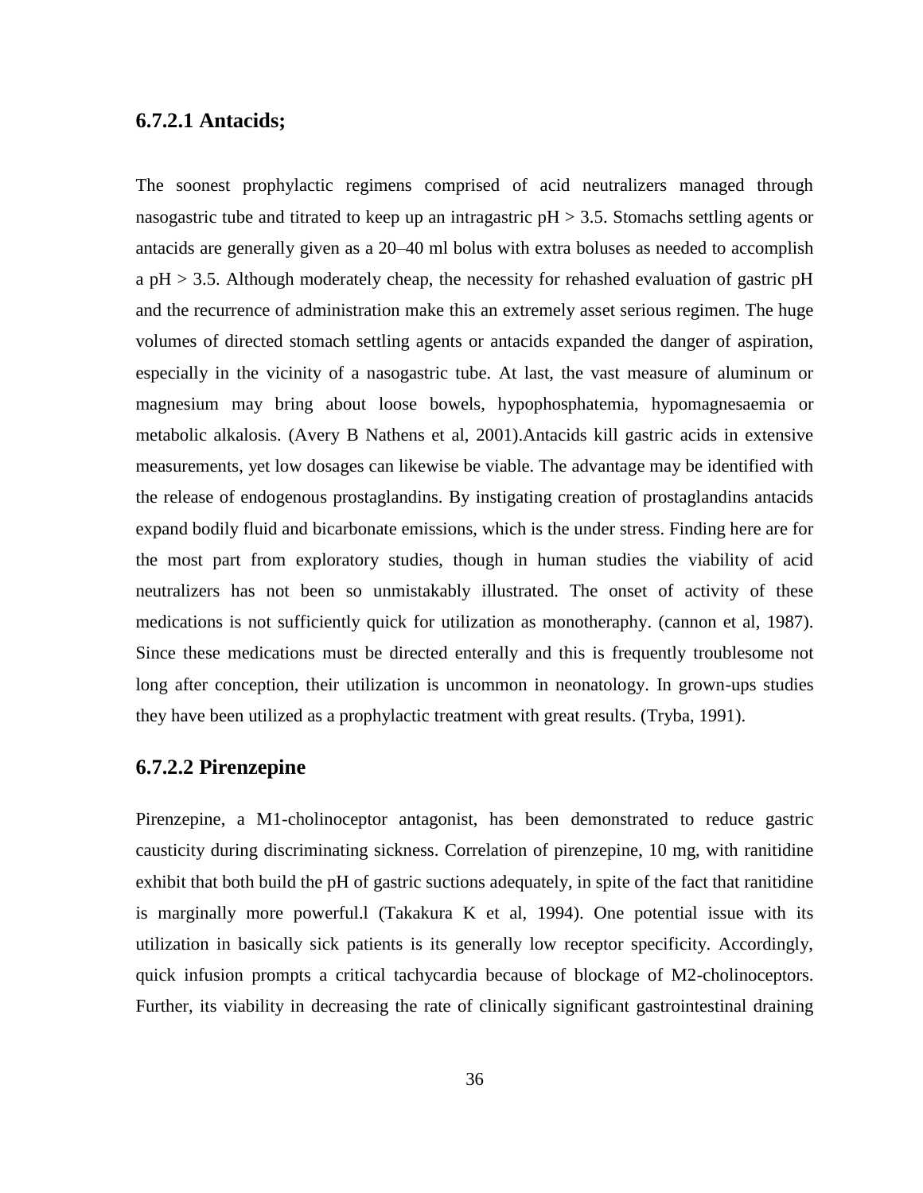### 6.7.2.1 Antacids;

The soonest prophylactic regimens comprised of acid neutralizers managed through nasogastric tube and titrated to keep up an intragastric pH > 3.5. Stomachs settling agents or antacids are generally given as a 20–40 ml bolus with extra boluses as needed to accomplish a pH > 3.5. Although moderately cheap, the necessity for rehashed evaluation of gastric pH and the recurrence of administration make this an extremely asset serious regimen. The huge volumes of directed stomach settling agents or antacids expanded the danger of aspiration, especially in the vicinity of a nasogastric tube. At last, the vast measure of aluminum or magnesium may bring about loose bowels, hypophosphatemia, hypomagnesaemia or metabolic alkalosis. (Avery B Nathens et al, 2001).Antacids kill gastric acids in extensive measurements, yet low dosages can likewise be viable. The advantage may be identified with the release of endogenous prostaglandins. By instigating creation of prostaglandins antacids expand bodily fluid and bicarbonate emissions, which is the under stress. Finding here are for the most part from exploratory studies, though in human studies the viability of acid neutralizers has not been so unmistakably illustrated. The onset of activity of these medications is not sufficiently quick for utilization as monotheraphy. (cannon et al, 1987). Since these medications must be directed enterally and this is frequently troublesome not long after conception, their utilization is uncommon in neonatology. In grown-ups studies they have been utilized as a prophylactic treatment with great results. (Tryba, 1991).

### 6.7.2.2 Pirenzepine

Pirenzepine, a M1-cholinoceptor antagonist, has been demonstrated to reduce gastric causticity during discriminating sickness. Correlation of pirenzepine, 10 mg, with ranitidine exhibit that both build the pH of gastric suctions adequately, in spite of the fact that ranitidine is marginally more powerful.l (Takakura K et al, 1994). One potential issue with its utilization in basically sick patients is its generally low receptor specificity. Accordingly, quick infusion prompts a critical tachycardia because of blockage of M2-cholinoceptors. Further, its viability in decreasing the rate of clinically significant gastrointestinal draining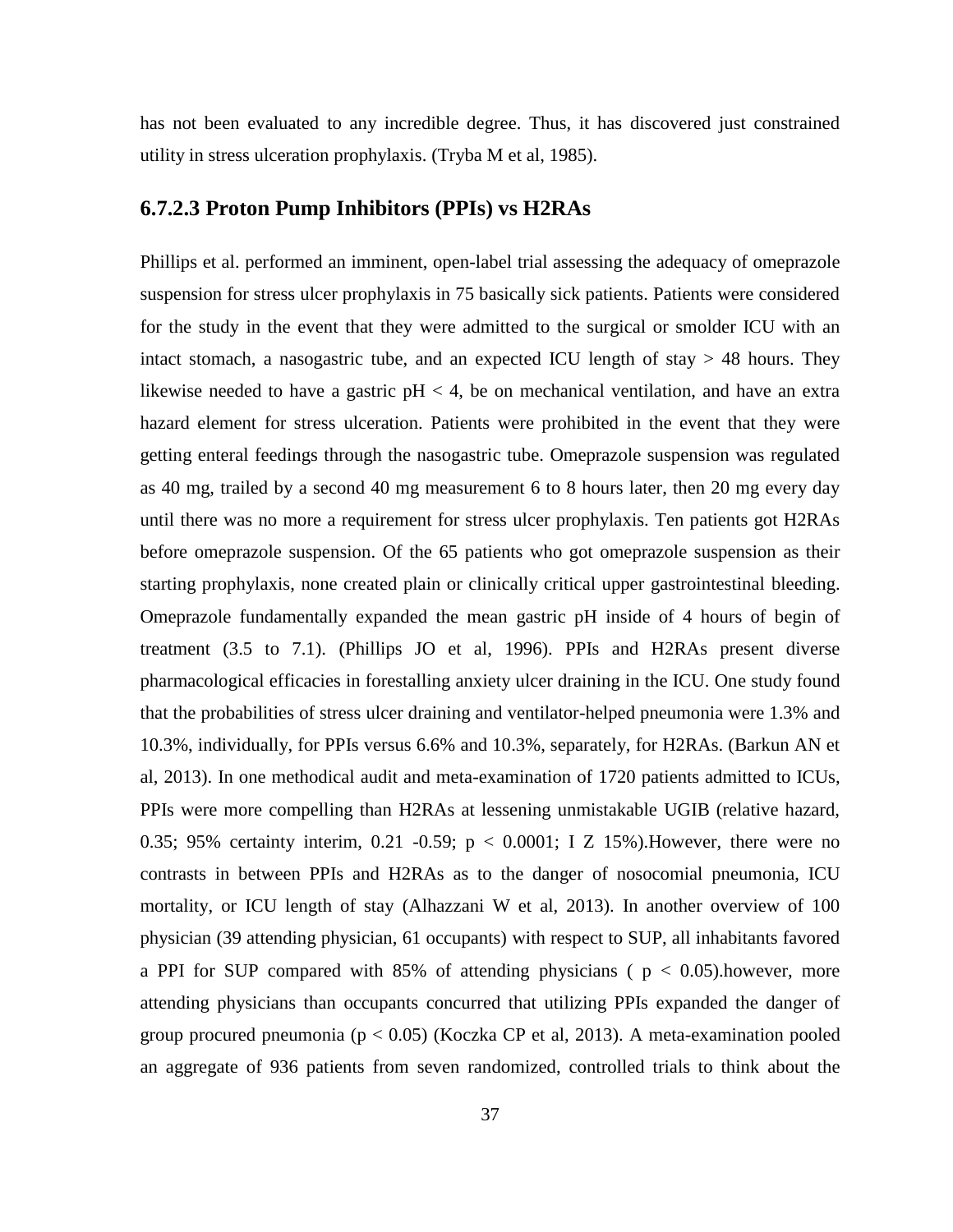has not been evaluated to any incredible degree. Thus, it has discovered just constrained utility in stress ulceration prophylaxis. (Tryba M et al, 1985).

### 6.7.2.3 Proton Pump Inhibitors (PPIs) vs H2RAs

Phillips et al. performed an imminent, open-label trial assessing the adequacy of omeprazole suspension for stress ulcer prophylaxis in 75 basically sick patients. Patients were considered for the study in the event that they were admitted to the surgical or smolder ICU with an intact stomach, a nasogastric tube, and an expected ICU length of stay > 48 hours. They likewise needed to have a gastric pH < 4, be on mechanical ventilation, and have an extra hazard element for stress ulceration. Patients were prohibited in the event that they were getting enteral feedings through the nasogastric tube. Omeprazole suspension was regulated as 40 mg, trailed by a second 40 mg measurement 6 to 8 hours later, then 20 mg every day until there was no more a requirement for stress ulcer prophylaxis. Ten patients got H2RAs before omeprazole suspension. Of the 65 patients who got omeprazole suspension as their starting prophylaxis, none created plain or clinically critical upper gastrointestinal bleeding. Omeprazole fundamentally expanded the mean gastric pH inside of 4 hours of begin of treatment (3.5 to 7.1). (Phillips JO et al, 1996). PPIs and H2RAs present diverse pharmacological efficacies in forestalling anxiety ulcer draining in the ICU. One study found that the probabilities of stress ulcer draining and ventilator-helped pneumonia were 1.3% and 10.3%, individually, for PPIs versus 6.6% and 10.3%, separately, for H2RAs. (Barkun AN et al, 2013). In one methodical audit and meta-examination of 1720 patients admitted to ICUs, PPIs were more compelling than H2RAs at lessening unmistakable UGIB (relative hazard, 0.35; 95% certainty interim, 0.21 -0.59; $p < 0.0001$; I Z 15%).However, there were no contrasts in between PPIs and H2RAs as to the danger of nosocomial pneumonia, ICU mortality, or ICU length of stay (Alhazzani W et al, 2013). In another overview of 100 physician (39 attending physician, 61 occupants) with respect to SUP, all inhabitants favored a PPI for SUP compared with 85% of attending physicians ( $p < 0.05$).however, more attending physicians than occupants concurred that utilizing PPIs expanded the danger of group procured pneumonia ($p < 0.05$) (Koczka CP et al, 2013). A meta-examination pooled an aggregate of 936 patients from seven randomized, controlled trials to think about the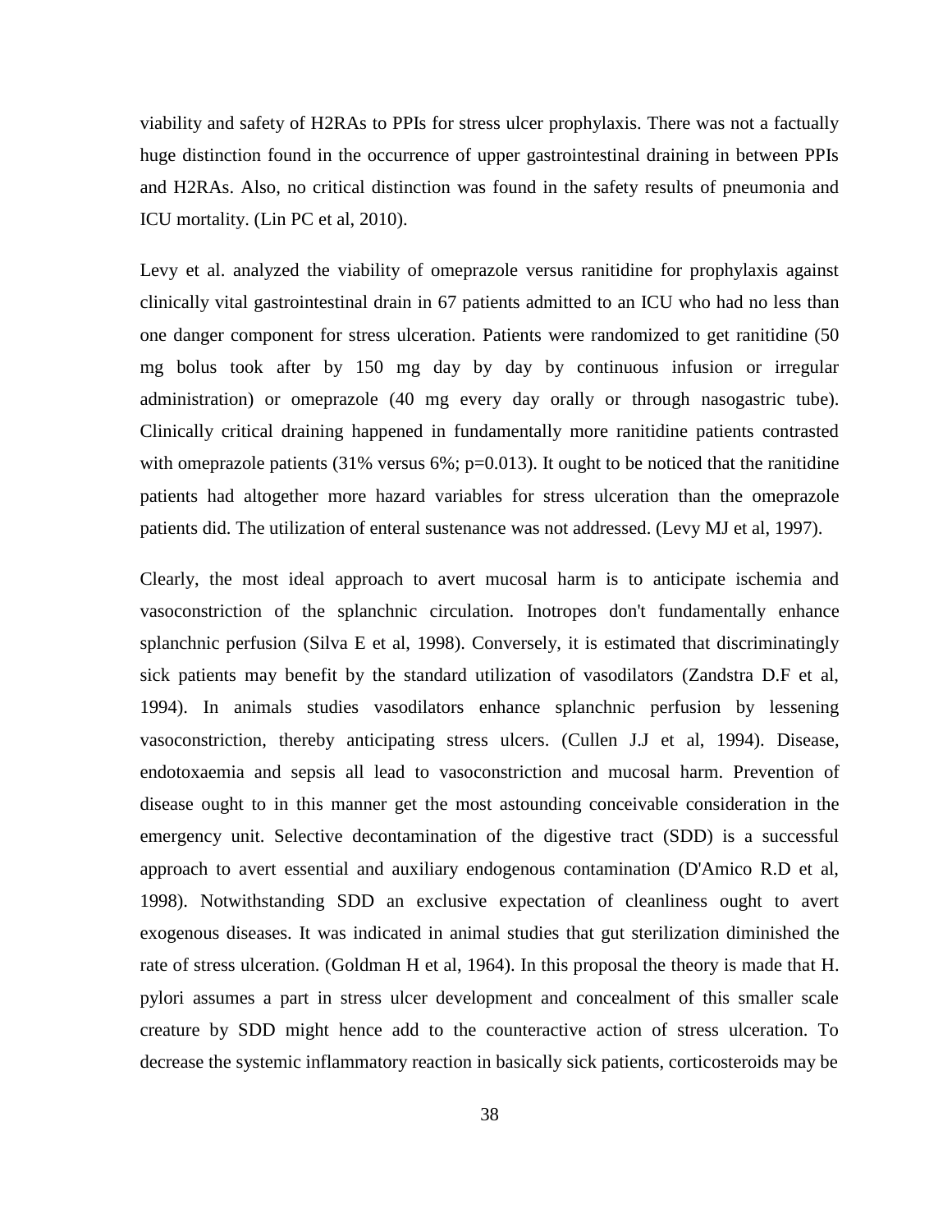viability and safety of H2RAs to PPIs for stress ulcer prophylaxis. There was not a factually huge distinction found in the occurrence of upper gastrointestinal draining in between PPIs and H2RAs. Also, no critical distinction was found in the safety results of pneumonia and ICU mortality. (Lin PC et al, 2010).

Levy et al. analyzed the viability of omeprazole versus ranitidine for prophylaxis against clinically vital gastrointestinal drain in 67 patients admitted to an ICU who had no less than one danger component for stress ulceration. Patients were randomized to get ranitidine (50 mg bolus took after by 150 mg day by day by continuous infusion or irregular administration) or omeprazole (40 mg every day orally or through nasogastric tube). Clinically critical draining happened in fundamentally more ranitidine patients contrasted with omeprazole patients (31% versus 6%; p=0.013). It ought to be noticed that the ranitidine patients had altogether more hazard variables for stress ulceration than the omeprazole patients did. The utilization of enteral sustenance was not addressed. (Levy MJ et al, 1997).

Clearly, the most ideal approach to avert mucosal harm is to anticipate ischemia and vasoconstriction of the splanchnic circulation. Inotropes don't fundamentally enhance splanchnic perfusion (Silva E et al, 1998). Conversely, it is estimated that discriminatingly sick patients may benefit by the standard utilization of vasodilators (Zandstra D.F et al, 1994). In animals studies vasodilators enhance splanchnic perfusion by lessening vasoconstriction, thereby anticipating stress ulcers. (Cullen J.J et al, 1994). Disease, endotoxaemia and sepsis all lead to vasoconstriction and mucosal harm. Prevention of disease ought to in this manner get the most astounding conceivable consideration in the emergency unit. Selective decontamination of the digestive tract (SDD) is a successful approach to avert essential and auxiliary endogenous contamination (D'Amico R.D et al, 1998). Notwithstanding SDD an exclusive expectation of cleanliness ought to avert exogenous diseases. It was indicated in animal studies that gut sterilization diminished the rate of stress ulceration. (Goldman H et al, 1964). In this proposal the theory is made that H. pylori assumes a part in stress ulcer development and concealment of this smaller scale creature by SDD might hence add to the counteractive action of stress ulceration. To decrease the systemic inflammatory reaction in basically sick patients, corticosteroids may be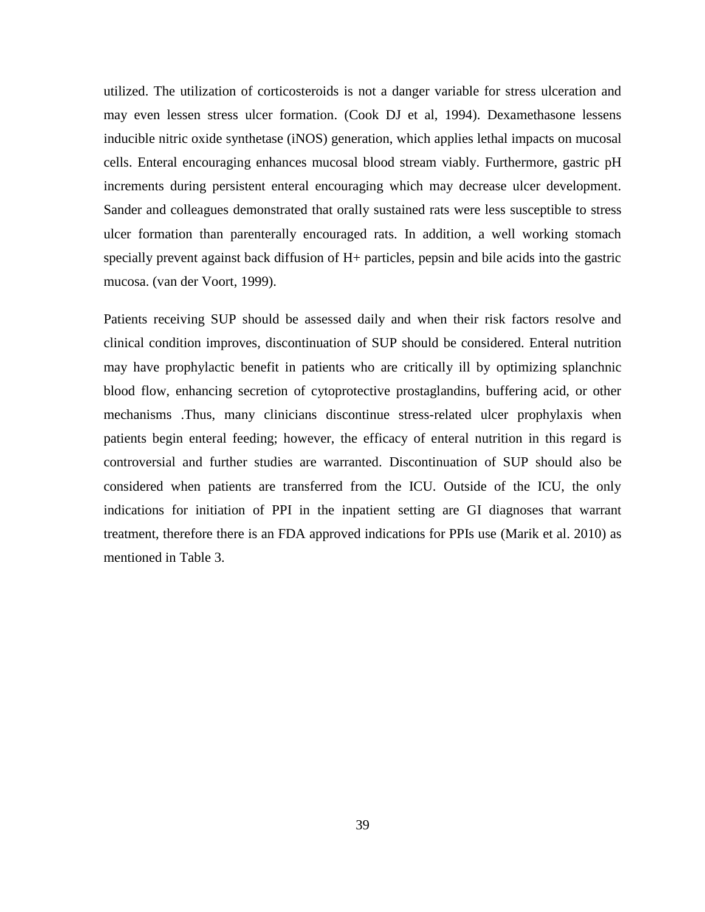utilized. The utilization of corticosteroids is not a danger variable for stress ulceration and may even lessen stress ulcer formation. (Cook DJ et al, 1994). Dexamethasone lessens inducible nitric oxide synthetase (iNOS) generation, which applies lethal impacts on mucosal cells. Enteral encouraging enhances mucosal blood stream viably. Furthermore, gastric pH increments during persistent enteral encouraging which may decrease ulcer development. Sander and colleagues demonstrated that orally sustained rats were less susceptible to stress ulcer formation than parenterally encouraged rats. In addition, a well working stomach specially prevent against back diffusion of H+ particles, pepsin and bile acids into the gastric mucosa. (van der Voort, 1999).

Patients receiving SUP should be assessed daily and when their risk factors resolve and clinical condition improves, discontinuation of SUP should be considered. Enteral nutrition may have prophylactic benefit in patients who are critically ill by optimizing splanchnic blood flow, enhancing secretion of cytoprotective prostaglandins, buffering acid, or other mechanisms .Thus, many clinicians discontinue stress-related ulcer prophylaxis when patients begin enteral feeding; however, the efficacy of enteral nutrition in this regard is controversial and further studies are warranted. Discontinuation of SUP should also be considered when patients are transferred from the ICU. Outside of the ICU, the only indications for initiation of PPI in the inpatient setting are GI diagnoses that warrant treatment, therefore there is an FDA approved indications for PPIs use (Marik et al. 2010) as mentioned in Table 3.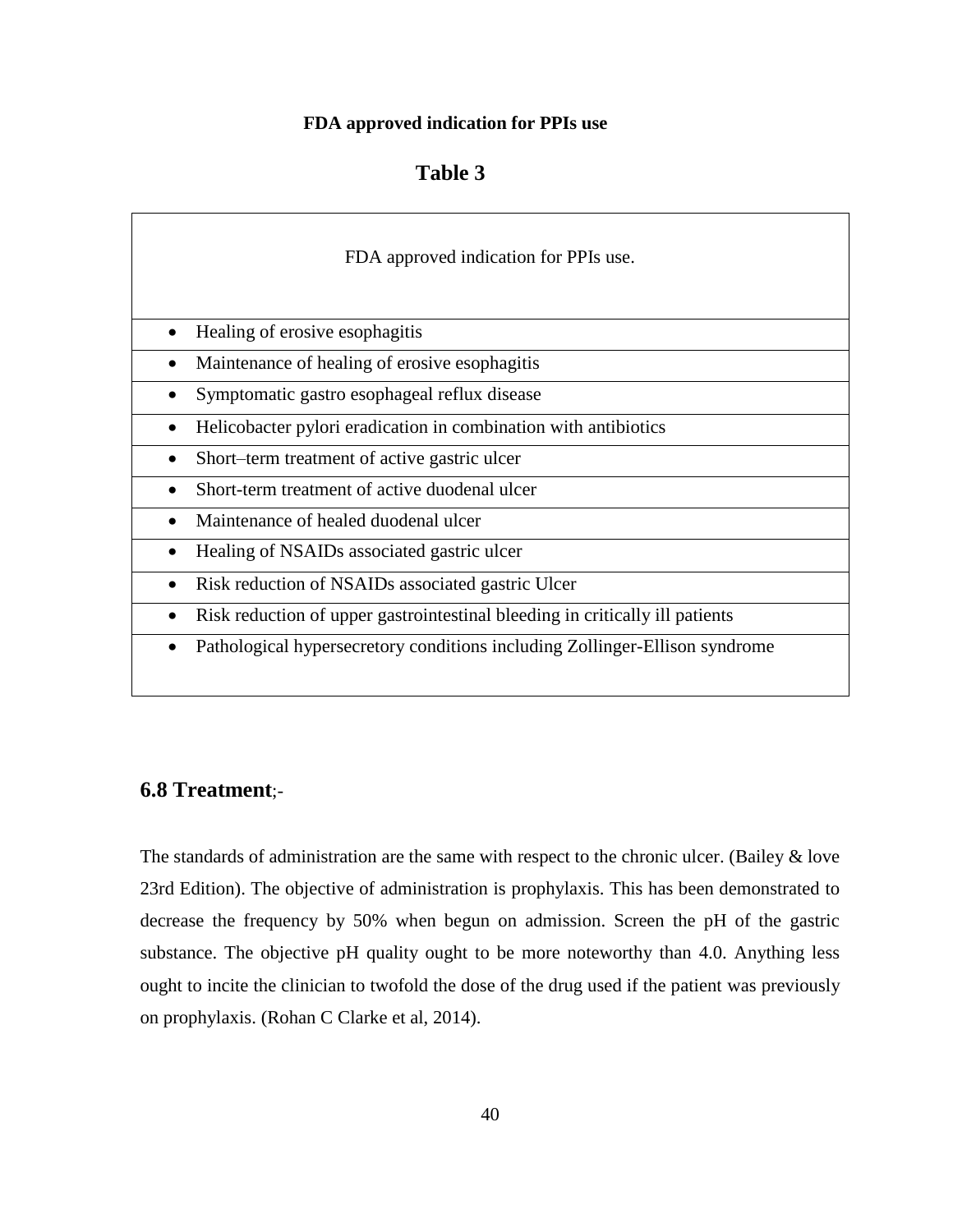**FDA approved indication for PPIs use**

## Table 3

| FDA approved indication for PPIs use. |
|---|
| • Healing of erosive esophagitis |
| • Maintenance of healing of erosive esophagitis |
| • Symptomatic gastro esophageal reflux disease |
| • Helicobacter pylori eradication in combination with antibiotics |
| • Short–term treatment of active gastric ulcer |
| • Short-term treatment of active duodenal ulcer |
| • Maintenance of healed duodenal ulcer |
| • Healing of NSAIDs associated gastric ulcer |
| • Risk reduction of NSAIDs associated gastric Ulcer |
| • Risk reduction of upper gastrointestinal bleeding in critically ill patients |
| • Pathological hypersecretory conditions including Zollinger-Ellison syndrome |

## 6.8 Treatment;-

The standards of administration are the same with respect to the chronic ulcer. (Bailey & love 23rd Edition). The objective of administration is prophylaxis. This has been demonstrated to decrease the frequency by 50% when begun on admission. Screen the pH of the gastric substance. The objective pH quality ought to be more noteworthy than 4.0. Anything less ought to incite the clinician to twofold the dose of the drug used if the patient was previously on prophylaxis. (Rohan C Clarke et al, 2014).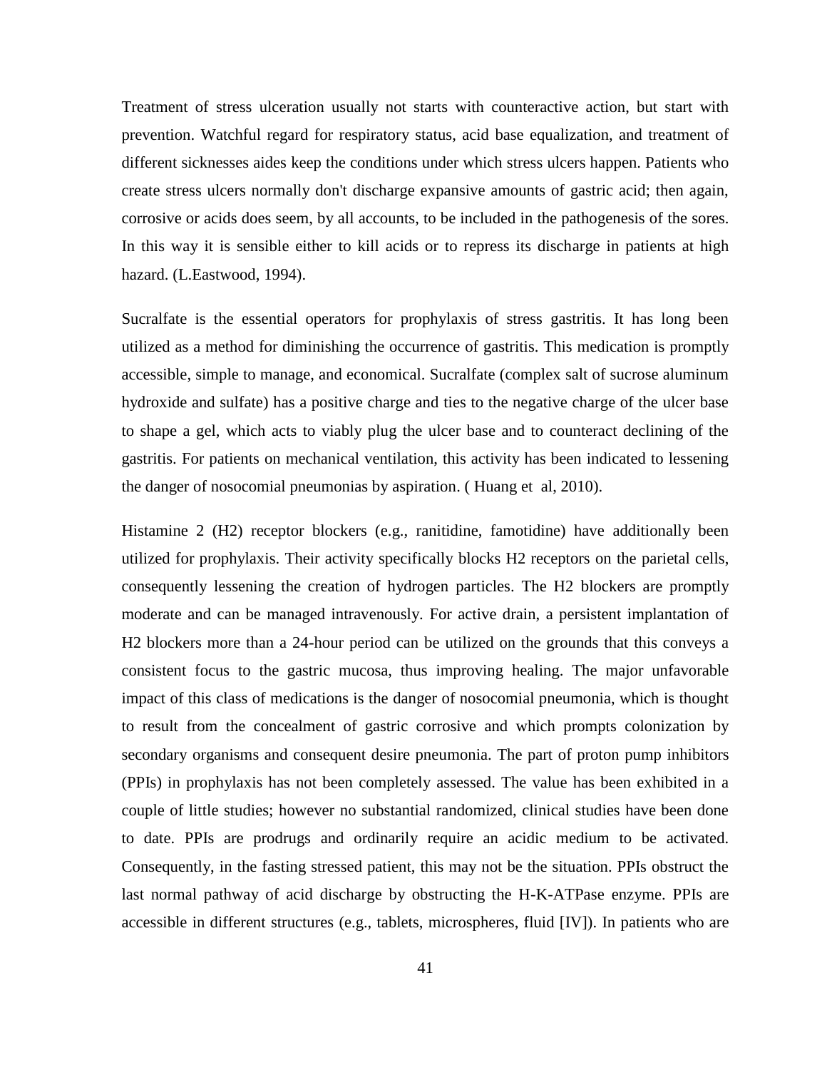Treatment of stress ulceration usually not starts with counteractive action, but start with prevention. Watchful regard for respiratory status, acid base equalization, and treatment of different sicknesses aides keep the conditions under which stress ulcers happen. Patients who create stress ulcers normally don't discharge expansive amounts of gastric acid; then again, corrosive or acids does seem, by all accounts, to be included in the pathogenesis of the sores. In this way it is sensible either to kill acids or to repress its discharge in patients at high hazard. (L.Eastwood, 1994).

Sucralfate is the essential operators for prophylaxis of stress gastritis. It has long been utilized as a method for diminishing the occurrence of gastritis. This medication is promptly accessible, simple to manage, and economical. Sucralfate (complex salt of sucrose aluminum hydroxide and sulfate) has a positive charge and ties to the negative charge of the ulcer base to shape a gel, which acts to viably plug the ulcer base and to counteract declining of the gastritis. For patients on mechanical ventilation, this activity has been indicated to lessening the danger of nosocomial pneumonias by aspiration. ( Huang et al, 2010).

Histamine 2 (H2) receptor blockers (e.g., ranitidine, famotidine) have additionally been utilized for prophylaxis. Their activity specifically blocks H2 receptors on the parietal cells, consequently lessening the creation of hydrogen particles. The H2 blockers are promptly moderate and can be managed intravenously. For active drain, a persistent implantation of H2 blockers more than a 24-hour period can be utilized on the grounds that this conveys a consistent focus to the gastric mucosa, thus improving healing. The major unfavorable impact of this class of medications is the danger of nosocomial pneumonia, which is thought to result from the concealment of gastric corrosive and which prompts colonization by secondary organisms and consequent desire pneumonia. The part of proton pump inhibitors (PPIs) in prophylaxis has not been completely assessed. The value has been exhibited in a couple of little studies; however no substantial randomized, clinical studies have been done to date. PPIs are prodrugs and ordinarily require an acidic medium to be activated. Consequently, in the fasting stressed patient, this may not be the situation. PPIs obstruct the last normal pathway of acid discharge by obstructing the H-K-ATPase enzyme. PPIs are accessible in different structures (e.g., tablets, microspheres, fluid [IV]). In patients who are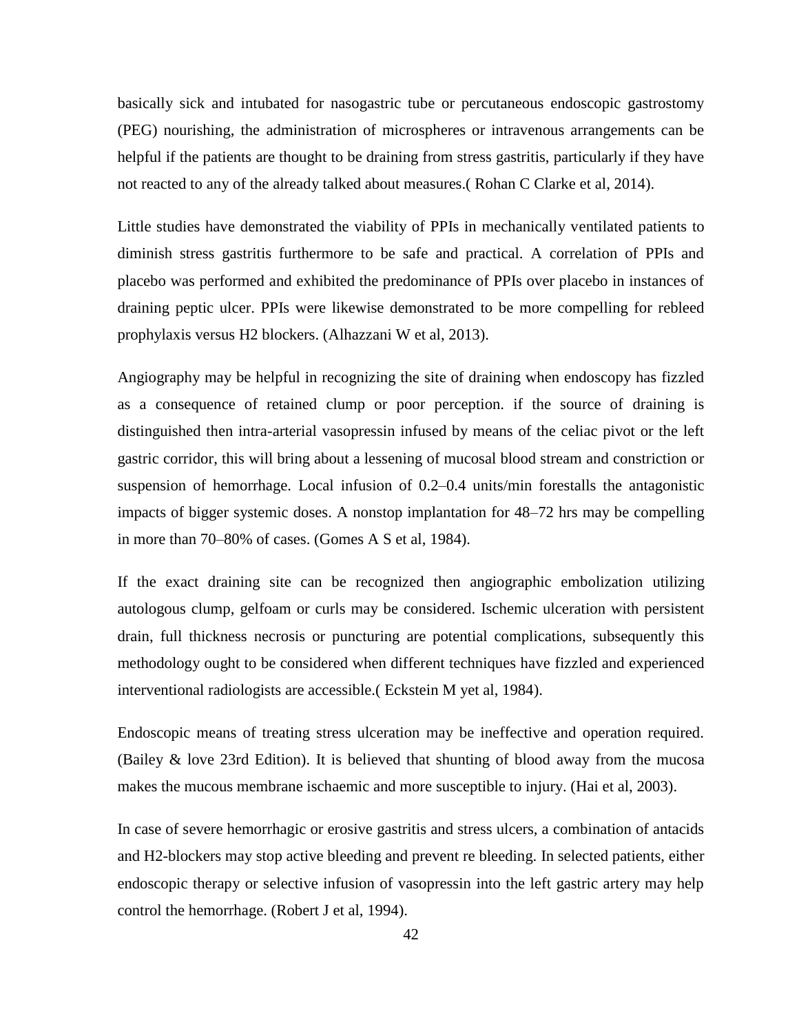basically sick and intubated for nasogastric tube or percutaneous endoscopic gastrostomy (PEG) nourishing, the administration of microspheres or intravenous arrangements can be helpful if the patients are thought to be draining from stress gastritis, particularly if they have not reacted to any of the already talked about measures.( Rohan C Clarke et al, 2014).

Little studies have demonstrated the viability of PPIs in mechanically ventilated patients to diminish stress gastritis furthermore to be safe and practical. A correlation of PPIs and placebo was performed and exhibited the predominance of PPIs over placebo in instances of draining peptic ulcer. PPIs were likewise demonstrated to be more compelling for rebleed prophylaxis versus H2 blockers. (Alhazzani W et al, 2013).

Angiography may be helpful in recognizing the site of draining when endoscopy has fizzled as a consequence of retained clump or poor perception. if the source of draining is distinguished then intra-arterial vasopressin infused by means of the celiac pivot or the left gastric corridor, this will bring about a lessening of mucosal blood stream and constriction or suspension of hemorrhage. Local infusion of 0.2–0.4 units/min forestalls the antagonistic impacts of bigger systemic doses. A nonstop implantation for 48–72 hrs may be compelling in more than 70–80% of cases. (Gomes A S et al, 1984).

If the exact draining site can be recognized then angiographic embolization utilizing autologous clump, gelfoam or curls may be considered. Ischemic ulceration with persistent drain, full thickness necrosis or puncturing are potential complications, subsequently this methodology ought to be considered when different techniques have fizzled and experienced interventional radiologists are accessible.( Eckstein M yet al, 1984).

Endoscopic means of treating stress ulceration may be ineffective and operation required. (Bailey & love 23rd Edition). It is believed that shunting of blood away from the mucosa makes the mucous membrane ischaemic and more susceptible to injury. (Hai et al, 2003).

In case of severe hemorrhagic or erosive gastritis and stress ulcers, a combination of antacids and H2-blockers may stop active bleeding and prevent re bleeding. In selected patients, either endoscopic therapy or selective infusion of vasopressin into the left gastric artery may help control the hemorrhage. (Robert J et al, 1994).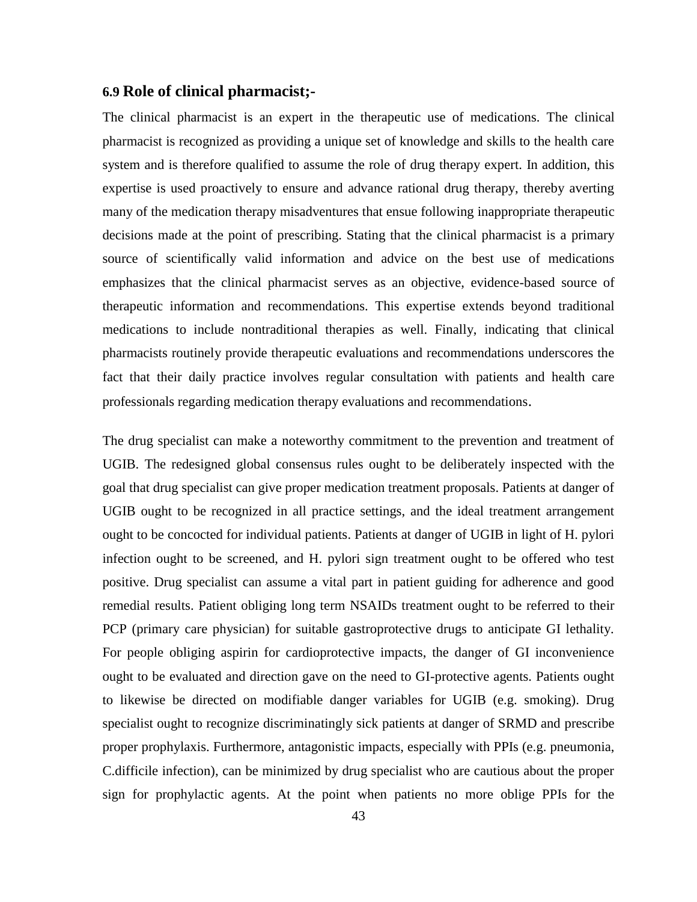## 6.9 Role of clinical pharmacist;-

The clinical pharmacist is an expert in the therapeutic use of medications. The clinical pharmacist is recognized as providing a unique set of knowledge and skills to the health care system and is therefore qualified to assume the role of drug therapy expert. In addition, this expertise is used proactively to ensure and advance rational drug therapy, thereby averting many of the medication therapy misadventures that ensue following inappropriate therapeutic decisions made at the point of prescribing. Stating that the clinical pharmacist is a primary source of scientifically valid information and advice on the best use of medications emphasizes that the clinical pharmacist serves as an objective, evidence-based source of therapeutic information and recommendations. This expertise extends beyond traditional medications to include nontraditional therapies as well. Finally, indicating that clinical pharmacists routinely provide therapeutic evaluations and recommendations underscores the fact that their daily practice involves regular consultation with patients and health care professionals regarding medication therapy evaluations and recommendations.

The drug specialist can make a noteworthy commitment to the prevention and treatment of UGIB. The redesigned global consensus rules ought to be deliberately inspected with the goal that drug specialist can give proper medication treatment proposals. Patients at danger of UGIB ought to be recognized in all practice settings, and the ideal treatment arrangement ought to be concocted for individual patients. Patients at danger of UGIB in light of H. pylori infection ought to be screened, and H. pylori sign treatment ought to be offered who test positive. Drug specialist can assume a vital part in patient guiding for adherence and good remedial results. Patient obliging long term NSAIDs treatment ought to be referred to their PCP (primary care physician) for suitable gastroprotective drugs to anticipate GI lethality. For people obliging aspirin for cardioprotective impacts, the danger of GI inconvenience ought to be evaluated and direction gave on the need to GI-protective agents. Patients ought to likewise be directed on modifiable danger variables for UGIB (e.g. smoking). Drug specialist ought to recognize discriminatingly sick patients at danger of SRMD and prescribe proper prophylaxis. Furthermore, antagonistic impacts, especially with PPIs (e.g. pneumonia, C.difficile infection), can be minimized by drug specialist who are cautious about the proper sign for prophylactic agents. At the point when patients no more oblige PPIs for the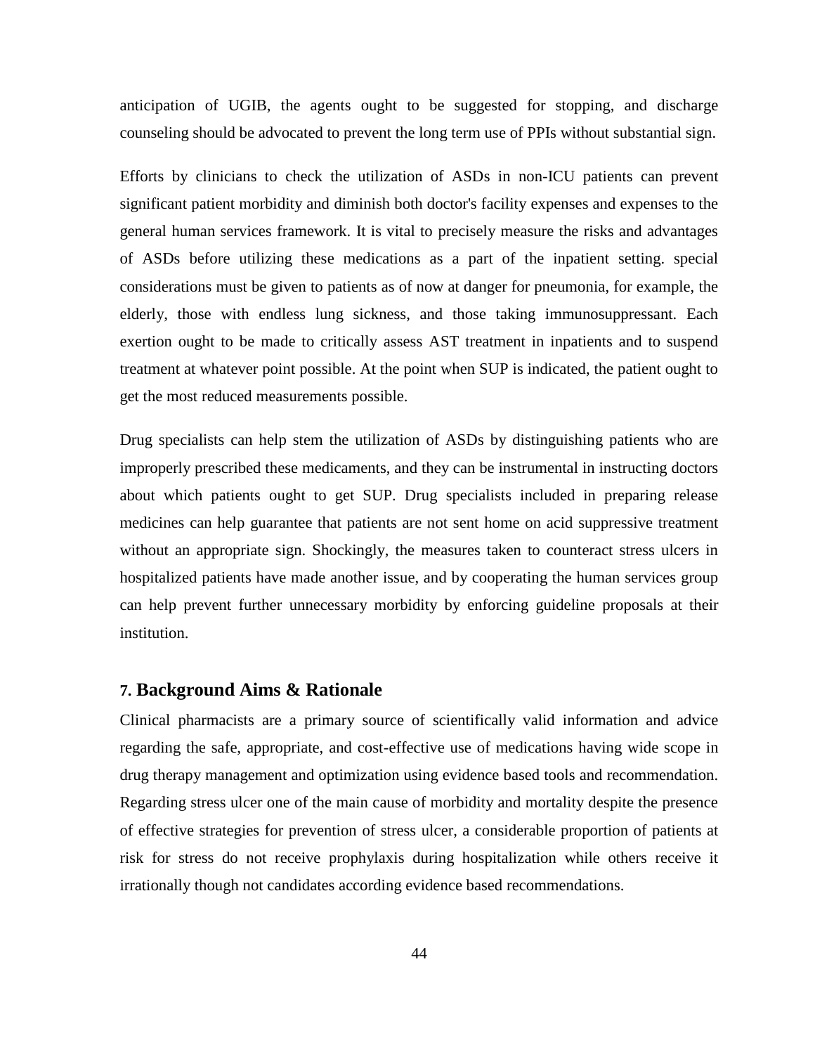anticipation of UGIB, the agents ought to be suggested for stopping, and discharge counseling should be advocated to prevent the long term use of PPIs without substantial sign.

Efforts by clinicians to check the utilization of ASDs in non-ICU patients can prevent significant patient morbidity and diminish both doctor's facility expenses and expenses to the general human services framework. It is vital to precisely measure the risks and advantages of ASDs before utilizing these medications as a part of the inpatient setting. special considerations must be given to patients as of now at danger for pneumonia, for example, the elderly, those with endless lung sickness, and those taking immunosuppressant. Each exertion ought to be made to critically assess AST treatment in inpatients and to suspend treatment at whatever point possible. At the point when SUP is indicated, the patient ought to get the most reduced measurements possible.

Drug specialists can help stem the utilization of ASDs by distinguishing patients who are improperly prescribed these medicaments, and they can be instrumental in instructing doctors about which patients ought to get SUP. Drug specialists included in preparing release medicines can help guarantee that patients are not sent home on acid suppressive treatment without an appropriate sign. Shockingly, the measures taken to counteract stress ulcers in hospitalized patients have made another issue, and by cooperating the human services group can help prevent further unnecessary morbidity by enforcing guideline proposals at their institution.

## 7. Background Aims & Rationale

Clinical pharmacists are a primary source of scientifically valid information and advice regarding the safe, appropriate, and cost-effective use of medications having wide scope in drug therapy management and optimization using evidence based tools and recommendation. Regarding stress ulcer one of the main cause of morbidity and mortality despite the presence of effective strategies for prevention of stress ulcer, a considerable proportion of patients at risk for stress do not receive prophylaxis during hospitalization while others receive it irrationally though not candidates according evidence based recommendations.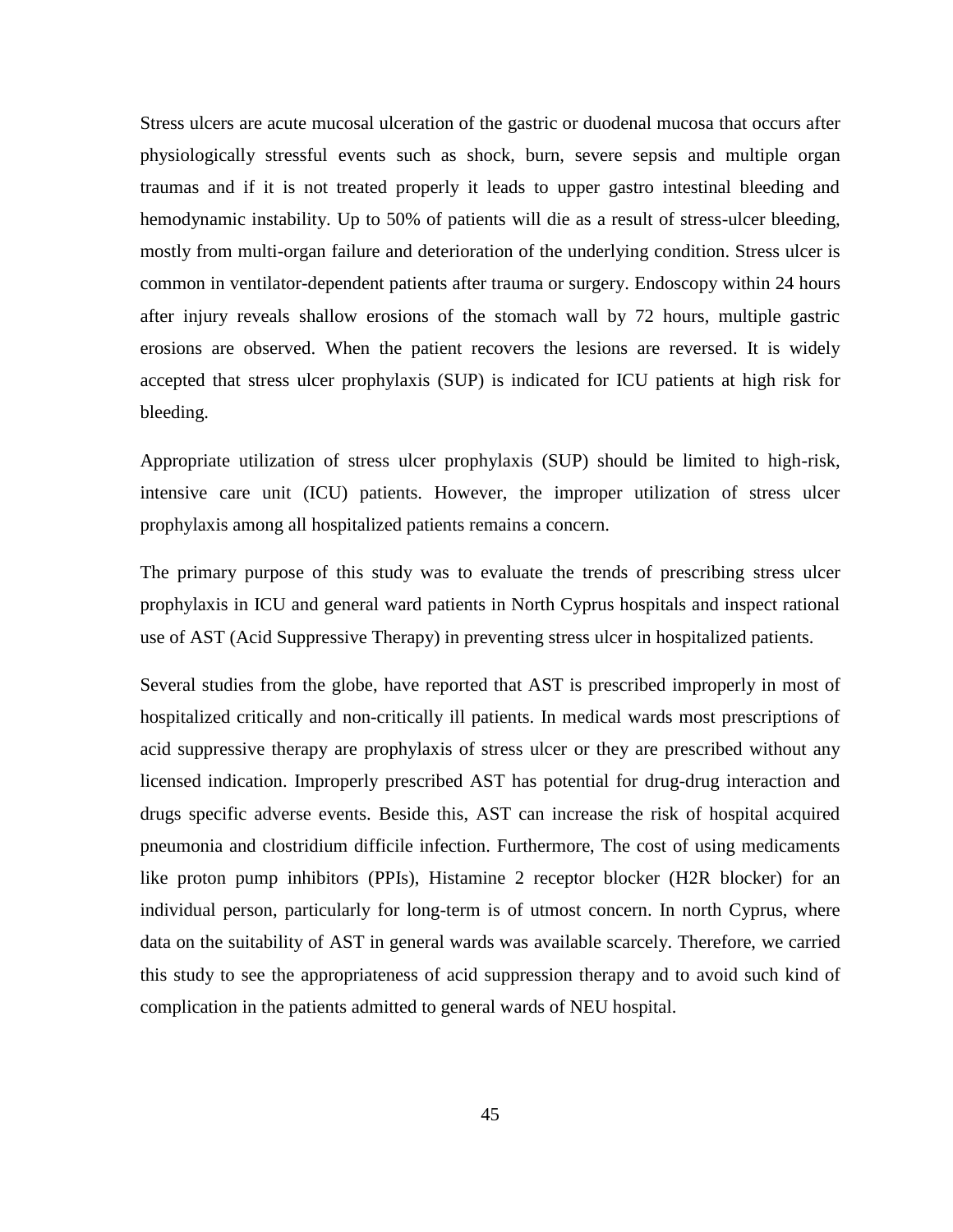Stress ulcers are acute mucosal ulceration of the gastric or duodenal mucosa that occurs after physiologically stressful events such as shock, burn, severe sepsis and multiple organ traumas and if it is not treated properly it leads to upper gastro intestinal bleeding and hemodynamic instability. Up to 50% of patients will die as a result of stress-ulcer bleeding, mostly from multi-organ failure and deterioration of the underlying condition. Stress ulcer is common in ventilator-dependent patients after trauma or surgery. Endoscopy within 24 hours after injury reveals shallow erosions of the stomach wall by 72 hours, multiple gastric erosions are observed. When the patient recovers the lesions are reversed. It is widely accepted that stress ulcer prophylaxis (SUP) is indicated for ICU patients at high risk for bleeding.

Appropriate utilization of stress ulcer prophylaxis (SUP) should be limited to high-risk, intensive care unit (ICU) patients. However, the improper utilization of stress ulcer prophylaxis among all hospitalized patients remains a concern.

The primary purpose of this study was to evaluate the trends of prescribing stress ulcer prophylaxis in ICU and general ward patients in North Cyprus hospitals and inspect rational use of AST (Acid Suppressive Therapy) in preventing stress ulcer in hospitalized patients.

Several studies from the globe, have reported that AST is prescribed improperly in most of hospitalized critically and non-critically ill patients. In medical wards most prescriptions of acid suppressive therapy are prophylaxis of stress ulcer or they are prescribed without any licensed indication. Improperly prescribed AST has potential for drug-drug interaction and drugs specific adverse events. Beside this, AST can increase the risk of hospital acquired pneumonia and clostridium difficile infection. Furthermore, The cost of using medicaments like proton pump inhibitors (PPIs), Histamine 2 receptor blocker (H2R blocker) for an individual person, particularly for long-term is of utmost concern. In north Cyprus, where data on the suitability of AST in general wards was available scarcely. Therefore, we carried this study to see the appropriateness of acid suppression therapy and to avoid such kind of complication in the patients admitted to general wards of NEU hospital.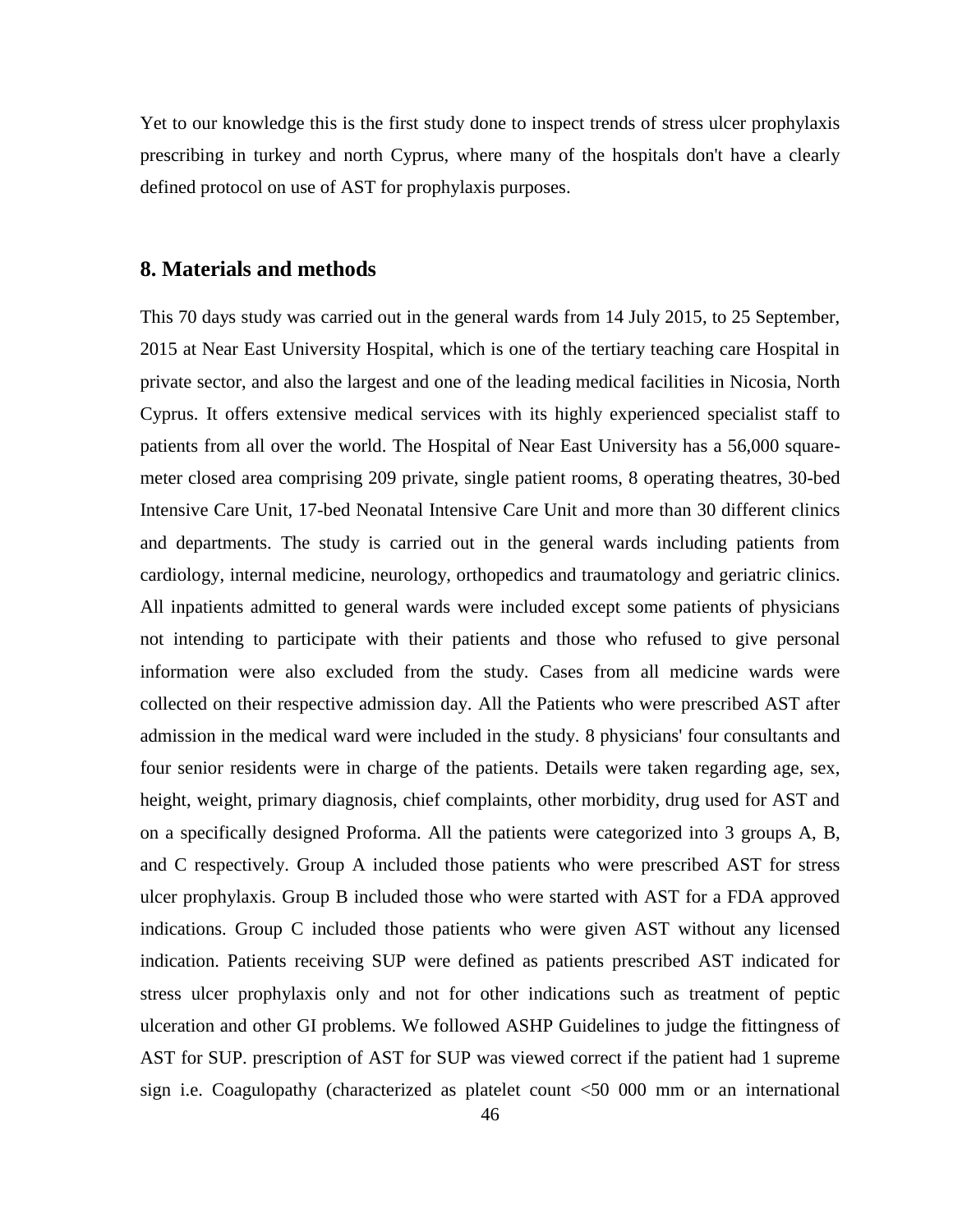Yet to our knowledge this is the first study done to inspect trends of stress ulcer prophylaxis prescribing in turkey and north Cyprus, where many of the hospitals don't have a clearly defined protocol on use of AST for prophylaxis purposes.

## 8. Materials and methods

This 70 days study was carried out in the general wards from 14 July 2015, to 25 September, 2015 at Near East University Hospital, which is one of the tertiary teaching care Hospital in private sector, and also the largest and one of the leading medical facilities in Nicosia, North Cyprus. It offers extensive medical services with its highly experienced specialist staff to patients from all over the world. The Hospital of Near East University has a 56,000 square-meter closed area comprising 209 private, single patient rooms, 8 operating theatres, 30-bed Intensive Care Unit, 17-bed Neonatal Intensive Care Unit and more than 30 different clinics and departments. The study is carried out in the general wards including patients from cardiology, internal medicine, neurology, orthopedics and traumatology and geriatric clinics. All inpatients admitted to general wards were included except some patients of physicians not intending to participate with their patients and those who refused to give personal information were also excluded from the study. Cases from all medicine wards were collected on their respective admission day. All the Patients who were prescribed AST after admission in the medical ward were included in the study. 8 physicians' four consultants and four senior residents were in charge of the patients. Details were taken regarding age, sex, height, weight, primary diagnosis, chief complaints, other morbidity, drug used for AST and on a specifically designed Proforma. All the patients were categorized into 3 groups A, B, and C respectively. Group A included those patients who were prescribed AST for stress ulcer prophylaxis. Group B included those who were started with AST for a FDA approved indications. Group C included those patients who were given AST without any licensed indication. Patients receiving SUP were defined as patients prescribed AST indicated for stress ulcer prophylaxis only and not for other indications such as treatment of peptic ulceration and other GI problems. We followed ASHP Guidelines to judge the fittingness of AST for SUP. prescription of AST for SUP was viewed correct if the patient had 1 supreme sign i.e. Coagulopathy (characterized as platelet count <50 000 mm or an international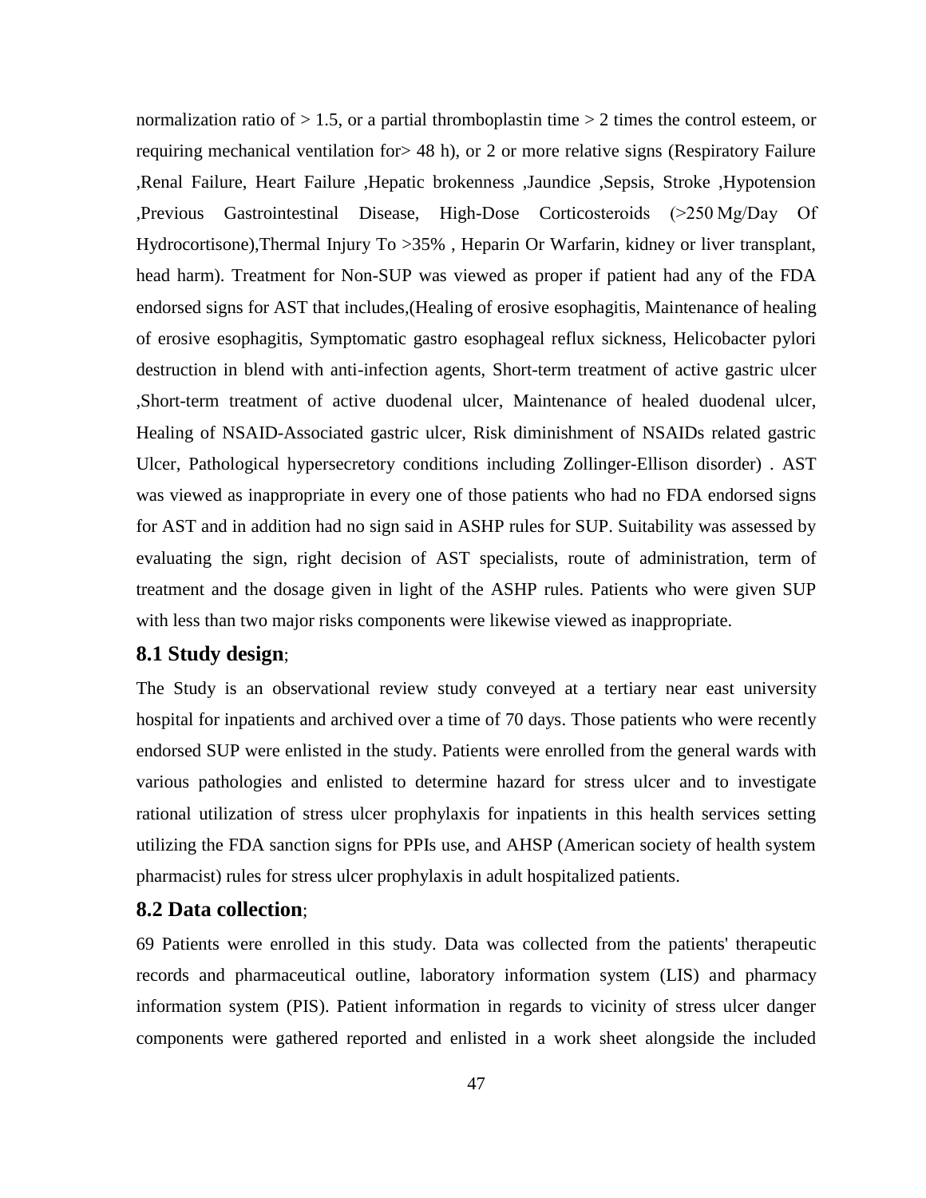normalization ratio of > 1.5, or a partial thromboplastin time > 2 times the control esteem, or requiring mechanical ventilation for> 48 h), or 2 or more relative signs (Respiratory Failure ,Renal Failure, Heart Failure ,Hepatic brokenness ,Jaundice ,Sepsis, Stroke ,Hypotension ,Previous Gastrointestinal Disease, High-Dose Corticosteroids (>250 Mg/Day Of Hydrocortisone),Thermal Injury To >35% , Heparin Or Warfarin, kidney or liver transplant, head harm). Treatment for Non-SUP was viewed as proper if patient had any of the FDA endorsed signs for AST that includes,(Healing of erosive esophagitis, Maintenance of healing of erosive esophagitis, Symptomatic gastro esophageal reflux sickness, Helicobacter pylori destruction in blend with anti-infection agents, Short-term treatment of active gastric ulcer ,Short-term treatment of active duodenal ulcer, Maintenance of healed duodenal ulcer, Healing of NSAID-Associated gastric ulcer, Risk diminishment of NSAIDs related gastric Ulcer, Pathological hypersecretory conditions including Zollinger-Ellison disorder) . AST was viewed as inappropriate in every one of those patients who had no FDA endorsed signs for AST and in addition had no sign said in ASHP rules for SUP. Suitability was assessed by evaluating the sign, right decision of AST specialists, route of administration, term of treatment and the dosage given in light of the ASHP rules. Patients who were given SUP with less than two major risks components were likewise viewed as inappropriate.

## 8.1 Study design;

The Study is an observational review study conveyed at a tertiary near east university hospital for inpatients and archived over a time of 70 days. Those patients who were recently endorsed SUP were enlisted in the study. Patients were enrolled from the general wards with various pathologies and enlisted to determine hazard for stress ulcer and to investigate rational utilization of stress ulcer prophylaxis for inpatients in this health services setting utilizing the FDA sanction signs for PPIs use, and AHSP (American society of health system pharmacist) rules for stress ulcer prophylaxis in adult hospitalized patients.

## 8.2 Data collection;

69 Patients were enrolled in this study. Data was collected from the patients' therapeutic records and pharmaceutical outline, laboratory information system (LIS) and pharmacy information system (PIS). Patient information in regards to vicinity of stress ulcer danger components were gathered reported and enlisted in a work sheet alongside the included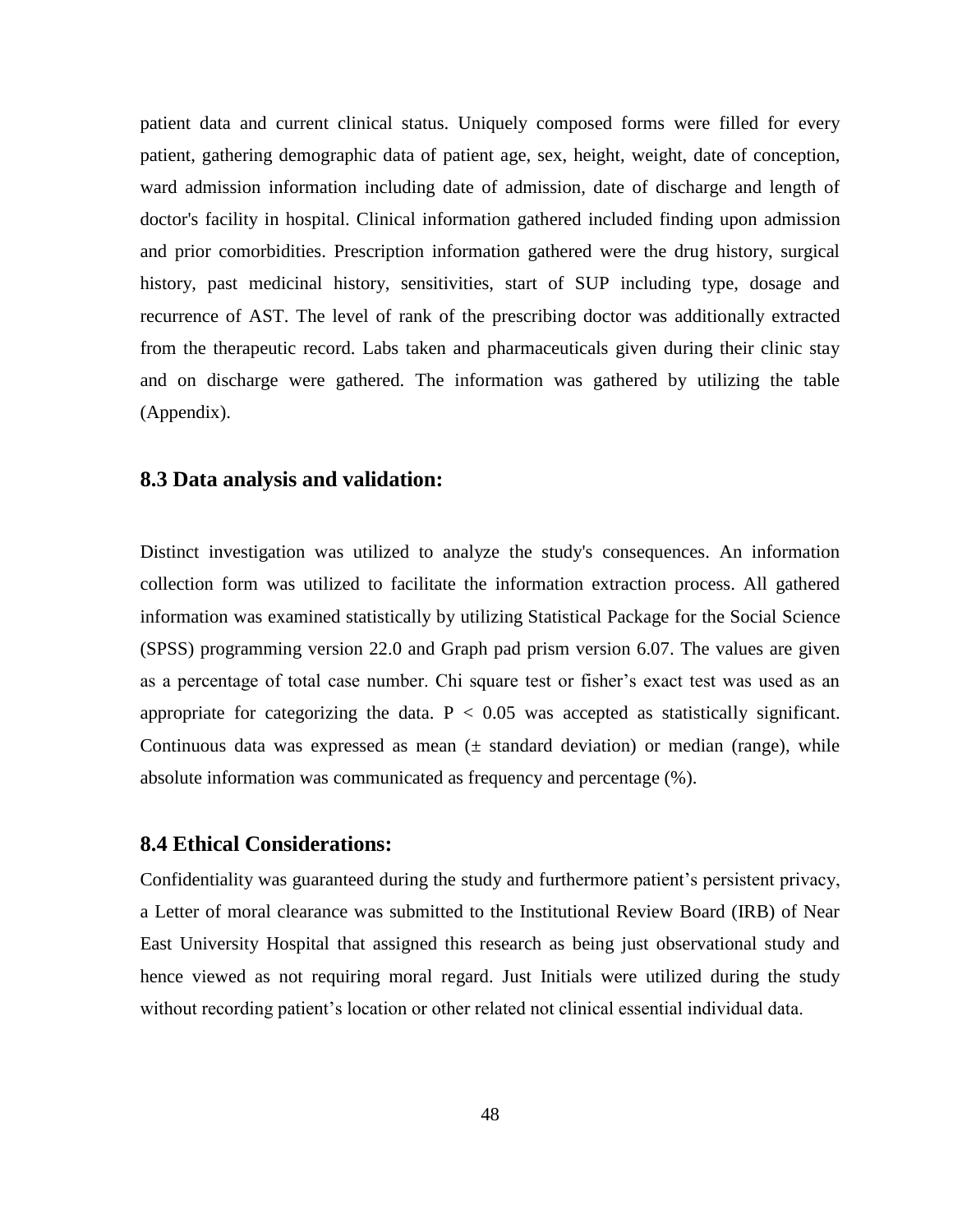patient data and current clinical status. Uniquely composed forms were filled for every patient, gathering demographic data of patient age, sex, height, weight, date of conception, ward admission information including date of admission, date of discharge and length of doctor's facility in hospital. Clinical information gathered included finding upon admission and prior comorbidities. Prescription information gathered were the drug history, surgical history, past medicinal history, sensitivities, start of SUP including type, dosage and recurrence of AST. The level of rank of the prescribing doctor was additionally extracted from the therapeutic record. Labs taken and pharmaceuticals given during their clinic stay and on discharge were gathered. The information was gathered by utilizing the table (Appendix).

### 8.3 Data analysis and validation:

Distinct investigation was utilized to analyze the study's consequences. An information collection form was utilized to facilitate the information extraction process. All gathered information was examined statistically by utilizing Statistical Package for the Social Science (SPSS) programming version 22.0 and Graph pad prism version 6.07. The values are given as a percentage of total case number. Chi square test or fisher's exact test was used as an appropriate for categorizing the data. $P < 0.05$ was accepted as statistically significant. Continuous data was expressed as mean ($\pm$ standard deviation) or median (range), while absolute information was communicated as frequency and percentage (%).

### 8.4 Ethical Considerations:

Confidentiality was guaranteed during the study and furthermore patient's persistent privacy, a Letter of moral clearance was submitted to the Institutional Review Board (IRB) of Near East University Hospital that assigned this research as being just observational study and hence viewed as not requiring moral regard. Just Initials were utilized during the study without recording patient's location or other related not clinical essential individual data.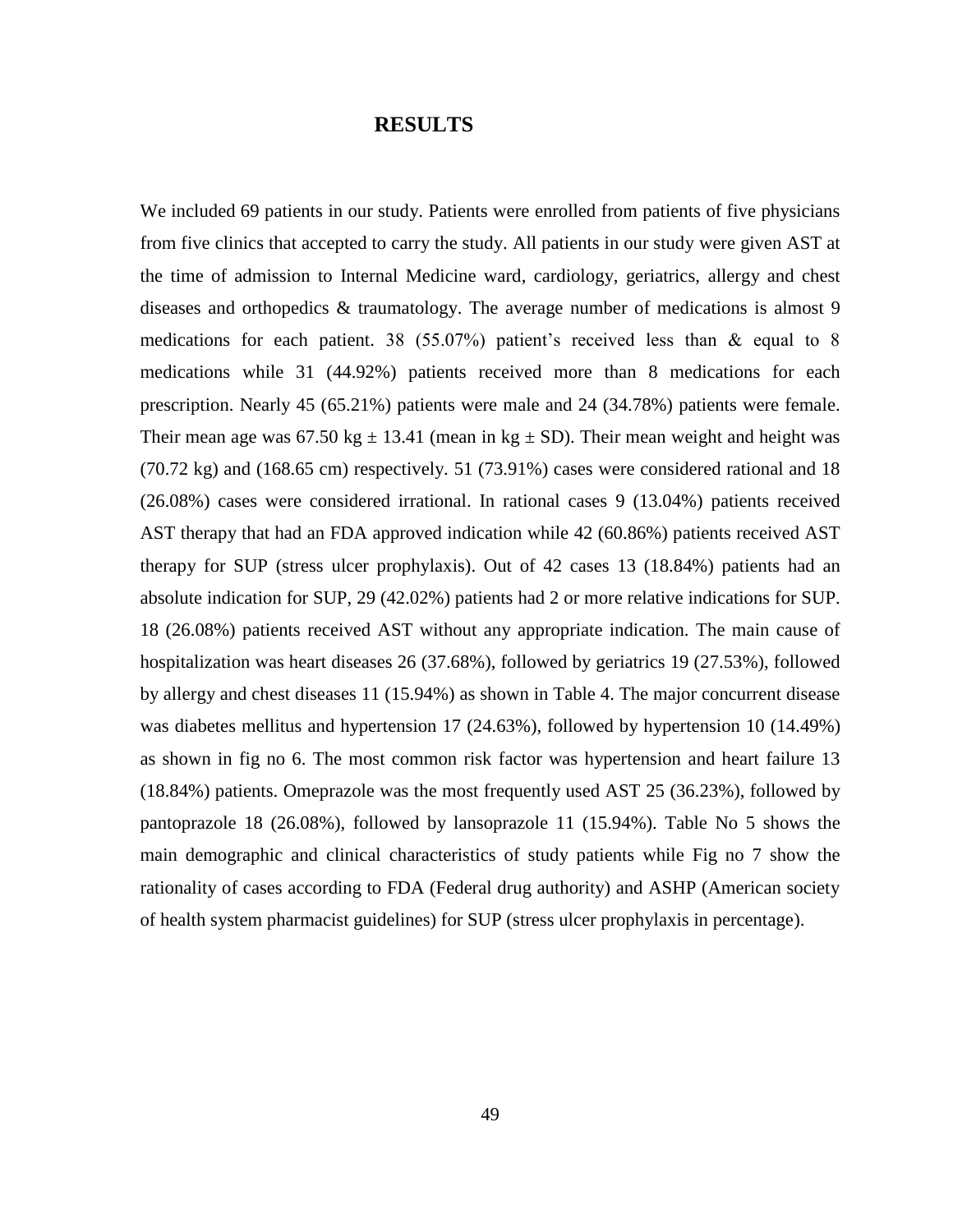# RESULTS

We included 69 patients in our study. Patients were enrolled from patients of five physicians from five clinics that accepted to carry the study. All patients in our study were given AST at the time of admission to Internal Medicine ward, cardiology, geriatrics, allergy and chest diseases and orthopedics & traumatology. The average number of medications is almost 9 medications for each patient. 38 (55.07%) patient's received less than & equal to 8 medications while 31 (44.92%) patients received more than 8 medications for each prescription. Nearly 45 (65.21%) patients were male and 24 (34.78%) patients were female. Their mean age was 67.50 kg ± 13.41 (mean in kg ± SD). Their mean weight and height was (70.72 kg) and (168.65 cm) respectively. 51 (73.91%) cases were considered rational and 18 (26.08%) cases were considered irrational. In rational cases 9 (13.04%) patients received AST therapy that had an FDA approved indication while 42 (60.86%) patients received AST therapy for SUP (stress ulcer prophylaxis). Out of 42 cases 13 (18.84%) patients had an absolute indication for SUP, 29 (42.02%) patients had 2 or more relative indications for SUP. 18 (26.08%) patients received AST without any appropriate indication. The main cause of hospitalization was heart diseases 26 (37.68%), followed by geriatrics 19 (27.53%), followed by allergy and chest diseases 11 (15.94%) as shown in Table 4. The major concurrent disease was diabetes mellitus and hypertension 17 (24.63%), followed by hypertension 10 (14.49%) as shown in fig no 6. The most common risk factor was hypertension and heart failure 13 (18.84%) patients. Omeprazole was the most frequently used AST 25 (36.23%), followed by pantoprazole 18 (26.08%), followed by lansoprazole 11 (15.94%). Table No 5 shows the main demographic and clinical characteristics of study patients while Fig no 7 show the rationality of cases according to FDA (Federal drug authority) and ASHP (American society of health system pharmacist guidelines) for SUP (stress ulcer prophylaxis in percentage).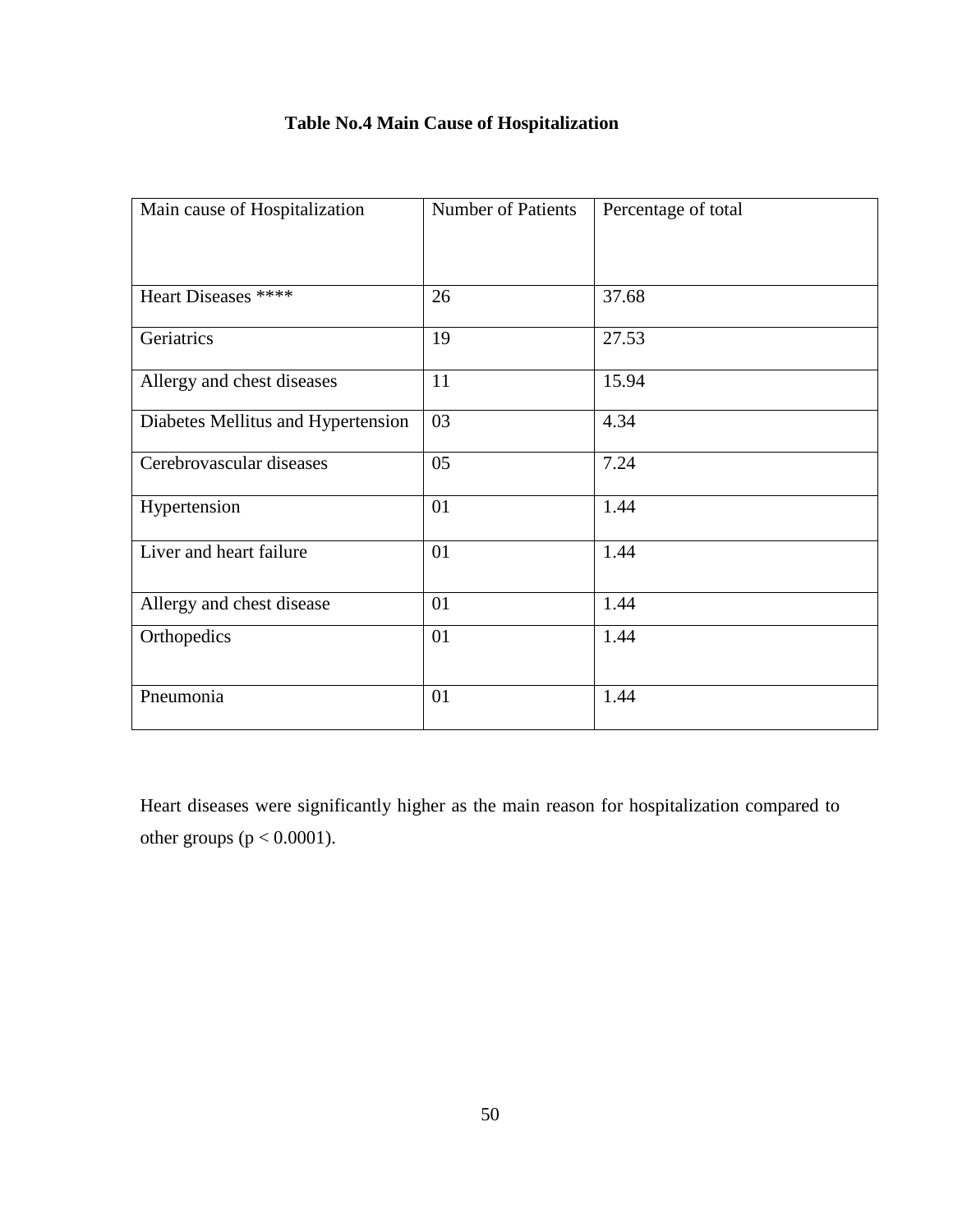**Table No.4 Main Cause of Hospitalization**

| Main cause of Hospitalization | Number of Patients | Percentage of total |
|---|---|---|
| Heart Diseases **** | 26 | 37.68 |
| Geriatrics | 19 | 27.53 |
| Allergy and chest diseases | 11 | 15.94 |
| Diabetes Mellitus and Hypertension | 03 | 4.34 |
| Cerebrovascular diseases | 05 | 7.24 |
| Hypertension | 01 | 1.44 |
| Liver and heart failure | 01 | 1.44 |
| Allergy and chest disease | 01 | 1.44 |
| Orthopedics | 01 | 1.44 |
| Pneumonia | 01 | 1.44 |

Heart diseases were significantly higher as the main reason for hospitalization compared to other groups ($p < 0.0001$).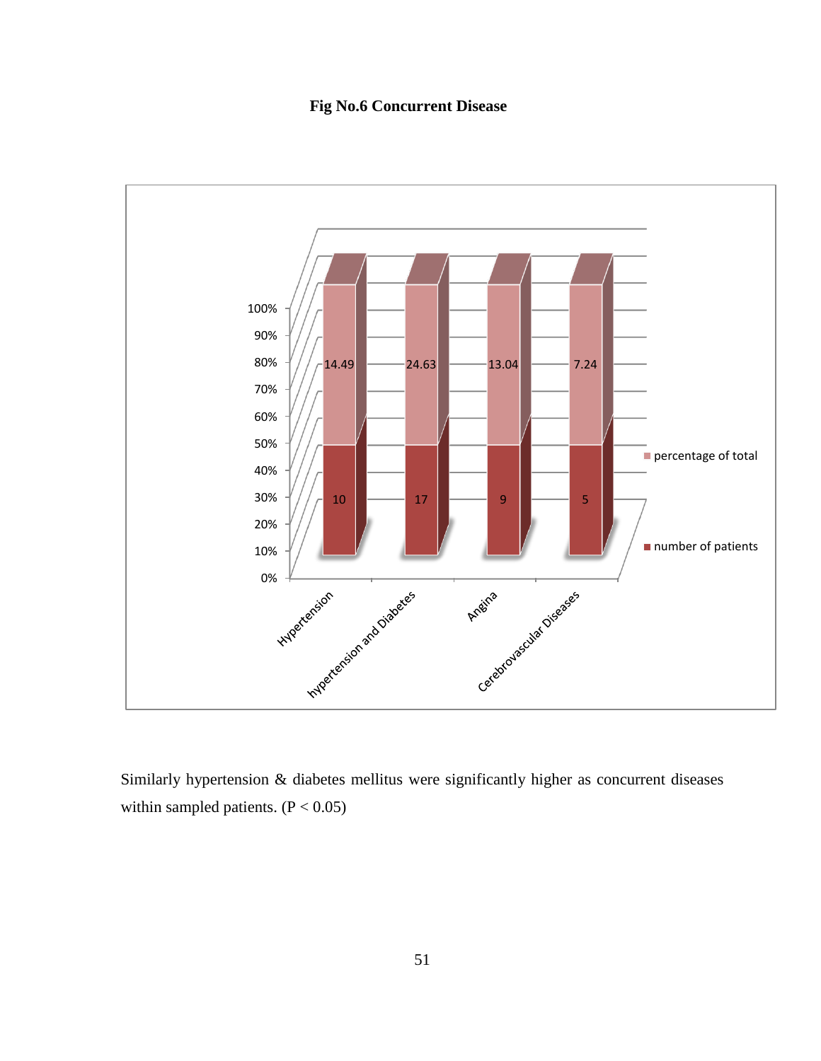**Fig No.6 Concurrent Disease**

| | Hypertension | hypertension and Diabetes | Angina | Cerebrovascular Diseases |
|---|---|---|---|---|
| number of patients | 10 | 17 | 9 | 5 |
| percentage of total | 14.49 | 24.63 | 13.04 | 7.24 |

Similarly hypertension & diabetes mellitus were significantly higher as concurrent diseases within sampled patients. ($P < 0.05$)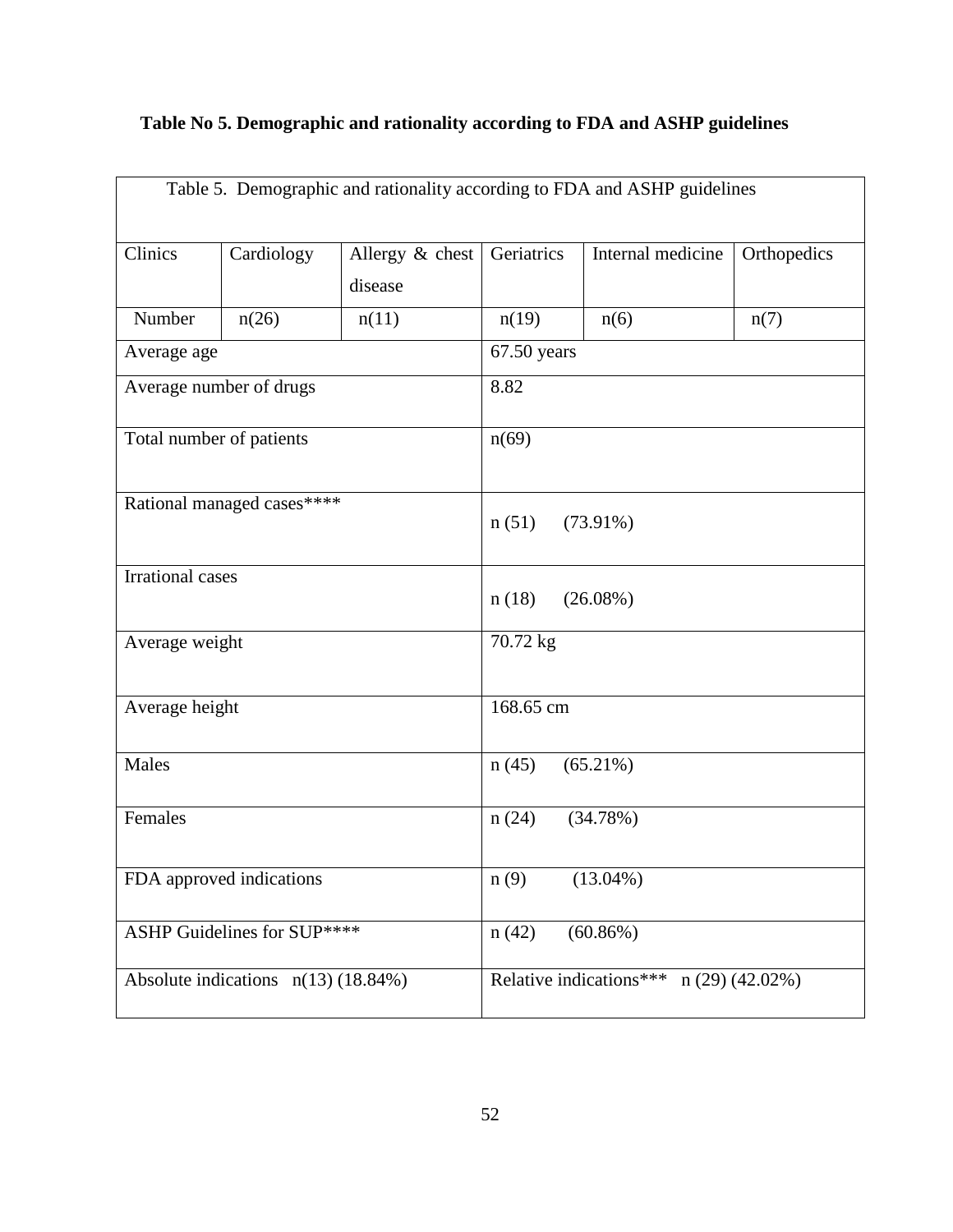**Table No 5. Demographic and rationality according to FDA and ASHP guidelines**

| Table 5. Demographic and rationality according to FDA and ASHP guidelines | | | | | |
|---|---|---|---|---|---|
| Clinics | Cardiology | Allergy & chest disease | Geriatrics | Internal medicine | Orthopedics |
| Number | n(26) | n(11) | n(19) | n(6) | n(7) |
| Average age | | | 67.50 years | | |
| Average number of drugs | | | 8.82 | | |
| Total number of patients | | | n(69) | | |
| Rational managed cases**** | | | n (51) (73.91%) | | |
| Irrational cases | | | n (18) (26.08%) | | |
| Average weight | | | 70.72 kg | | |
| Average height | | | 168.65 cm | | |
| Males | | | n (45) (65.21%) | | |
| Females | | | n (24) (34.78%) | | |
| FDA approved indications | | | n (9) (13.04%) | | |
| ASHP Guidelines for SUP**** | | | n (42) (60.86%) | | |
| Absolute indications n(13) (18.84%) | | | Relative indications*** n (29) (42.02%) | | |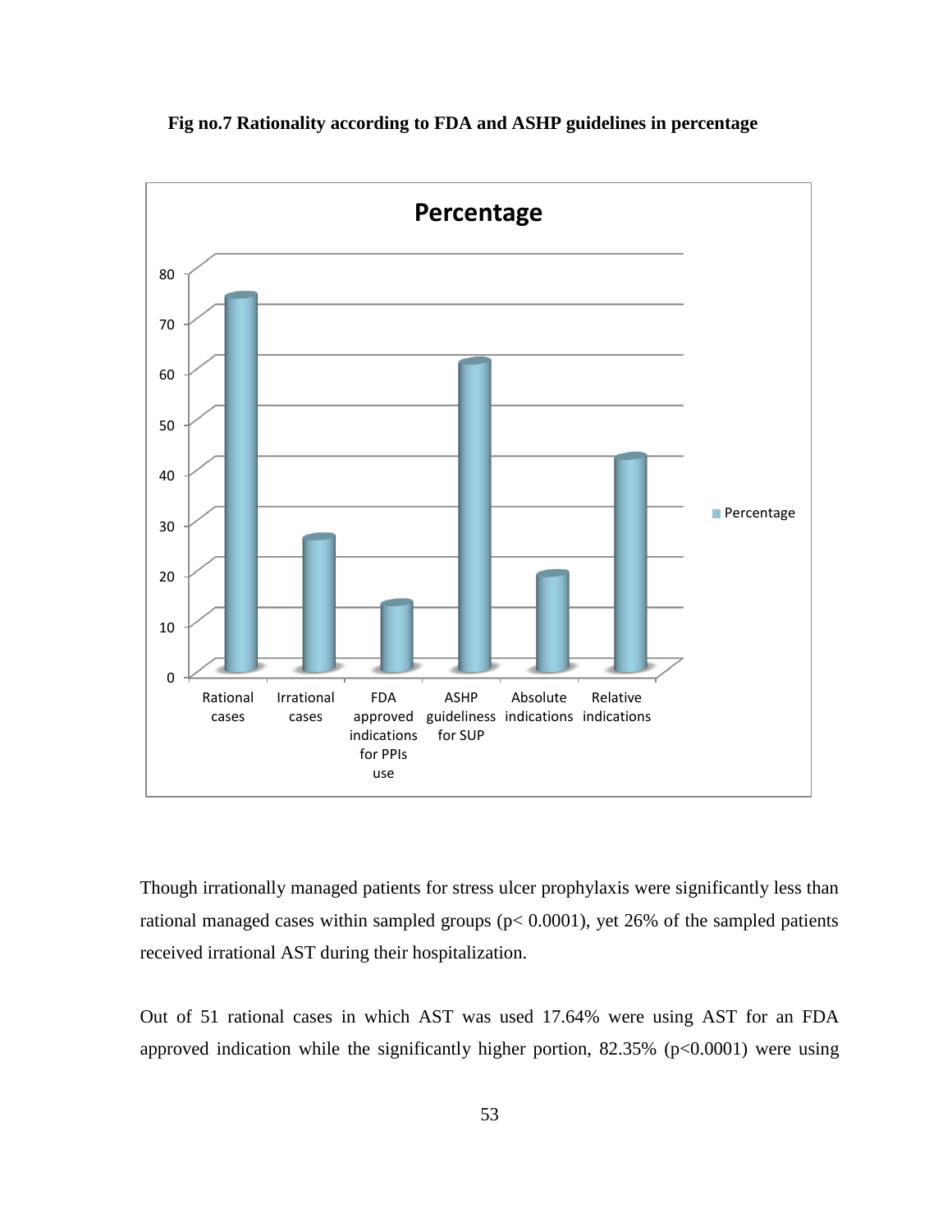**Fig no.7 Rationality according to FDA and ASHP guidelines in percentage**

Though irrationally managed patients for stress ulcer prophylaxis were significantly less than rational managed cases within sampled groups ($p < 0.0001$), yet 26% of the sampled patients received irrational AST during their hospitalization.

Out of 51 rational cases in which AST was used 17.64% were using AST for an FDA approved indication while the significantly higher portion, 82.35% ($p<0.0001$) were using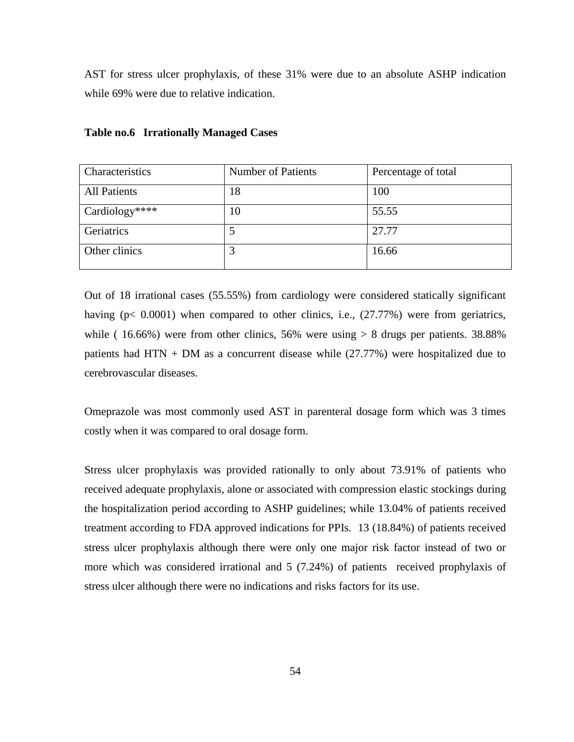AST for stress ulcer prophylaxis, of these 31% were due to an absolute ASHP indication while 69% were due to relative indication.

**Table no.6 Irrationally Managed Cases**

| Characteristics | Number of Patients | Percentage of total |
|---|---|---|
| All Patients | 18 | 100 |
| Cardiology**** | 10 | 55.55 |
| Geriatrics | 5 | 27.77 |
| Other clinics | 3 | 16.66 |

Out of 18 irrational cases (55.55%) from cardiology were considered statically significant having ($p < 0.0001$) when compared to other clinics, i.e., (27.77%) were from geriatrics, while ( 16.66%) were from other clinics, 56% were using > 8 drugs per patients. 38.88% patients had HTN + DM as a concurrent disease while (27.77%) were hospitalized due to cerebrovascular diseases.

Omeprazole was most commonly used AST in parenteral dosage form which was 3 times costly when it was compared to oral dosage form.

Stress ulcer prophylaxis was provided rationally to only about 73.91% of patients who received adequate prophylaxis, alone or associated with compression elastic stockings during the hospitalization period according to ASHP guidelines; while 13.04% of patients received treatment according to FDA approved indications for PPIs. 13 (18.84%) of patients received stress ulcer prophylaxis although there were only one major risk factor instead of two or more which was considered irrational and 5 (7.24%) of patients received prophylaxis of stress ulcer although there were no indications and risks factors for its use.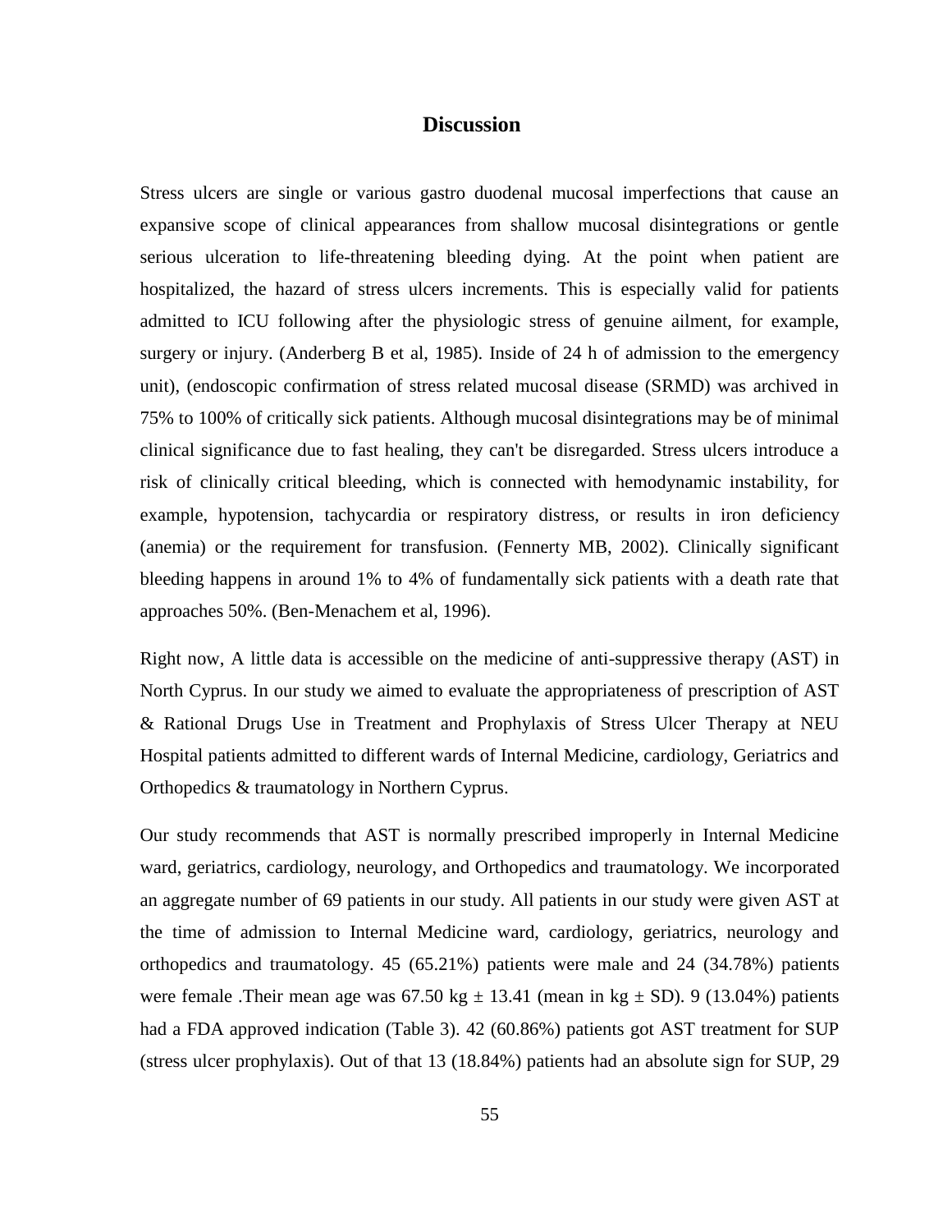# Discussion

Stress ulcers are single or various gastro duodenal mucosal imperfections that cause an expansive scope of clinical appearances from shallow mucosal disintegrations or gentle serious ulceration to life-threatening bleeding dying. At the point when patient are hospitalized, the hazard of stress ulcers increments. This is especially valid for patients admitted to ICU following after the physiologic stress of genuine ailment, for example, surgery or injury. (Anderberg B et al, 1985). Inside of 24 h of admission to the emergency unit), (endoscopic confirmation of stress related mucosal disease (SRMD) was archived in 75% to 100% of critically sick patients. Although mucosal disintegrations may be of minimal clinical significance due to fast healing, they can't be disregarded. Stress ulcers introduce a risk of clinically critical bleeding, which is connected with hemodynamic instability, for example, hypotension, tachycardia or respiratory distress, or results in iron deficiency (anemia) or the requirement for transfusion. (Fennerty MB, 2002). Clinically significant bleeding happens in around 1% to 4% of fundamentally sick patients with a death rate that approaches 50%. (Ben-Menachem et al, 1996).

Right now, A little data is accessible on the medicine of anti-suppressive therapy (AST) in North Cyprus. In our study we aimed to evaluate the appropriateness of prescription of AST & Rational Drugs Use in Treatment and Prophylaxis of Stress Ulcer Therapy at NEU Hospital patients admitted to different wards of Internal Medicine, cardiology, Geriatrics and Orthopedics & traumatology in Northern Cyprus.

Our study recommends that AST is normally prescribed improperly in Internal Medicine ward, geriatrics, cardiology, neurology, and Orthopedics and traumatology. We incorporated an aggregate number of 69 patients in our study. All patients in our study were given AST at the time of admission to Internal Medicine ward, cardiology, geriatrics, neurology and orthopedics and traumatology. 45 (65.21%) patients were male and 24 (34.78%) patients were female .Their mean age was 67.50 kg ± 13.41 (mean in kg ± SD). 9 (13.04%) patients had a FDA approved indication (Table 3). 42 (60.86%) patients got AST treatment for SUP (stress ulcer prophylaxis). Out of that 13 (18.84%) patients had an absolute sign for SUP, 29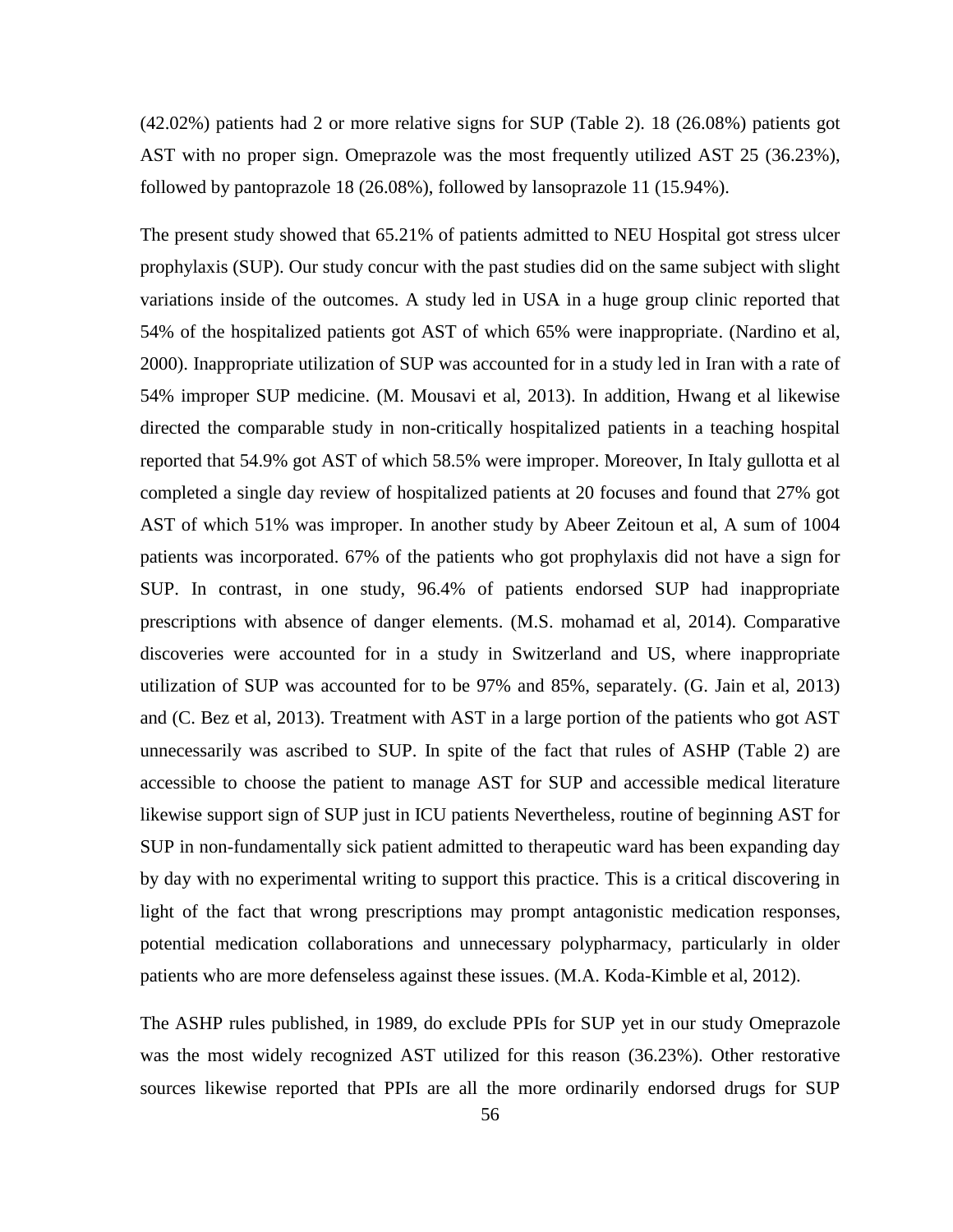(42.02%) patients had 2 or more relative signs for SUP (Table 2). 18 (26.08%) patients got AST with no proper sign. Omeprazole was the most frequently utilized AST 25 (36.23%), followed by pantoprazole 18 (26.08%), followed by lansoprazole 11 (15.94%).

The present study showed that 65.21% of patients admitted to NEU Hospital got stress ulcer prophylaxis (SUP). Our study concur with the past studies did on the same subject with slight variations inside of the outcomes. A study led in USA in a huge group clinic reported that 54% of the hospitalized patients got AST of which 65% were inappropriate. (Nardino et al, 2000). Inappropriate utilization of SUP was accounted for in a study led in Iran with a rate of 54% improper SUP medicine. (M. Mousavi et al, 2013). In addition, Hwang et al likewise directed the comparable study in non-critically hospitalized patients in a teaching hospital reported that 54.9% got AST of which 58.5% were improper. Moreover, In Italy gullotta et al completed a single day review of hospitalized patients at 20 focuses and found that 27% got AST of which 51% was improper. In another study by Abeer Zeitoun et al, A sum of 1004 patients was incorporated. 67% of the patients who got prophylaxis did not have a sign for SUP. In contrast, in one study, 96.4% of patients endorsed SUP had inappropriate prescriptions with absence of danger elements. (M.S. mohamad et al, 2014). Comparative discoveries were accounted for in a study in Switzerland and US, where inappropriate utilization of SUP was accounted for to be 97% and 85%, separately. (G. Jain et al, 2013) and (C. Bez et al, 2013). Treatment with AST in a large portion of the patients who got AST unnecessarily was ascribed to SUP. In spite of the fact that rules of ASHP (Table 2) are accessible to choose the patient to manage AST for SUP and accessible medical literature likewise support sign of SUP just in ICU patients Nevertheless, routine of beginning AST for SUP in non-fundamentally sick patient admitted to therapeutic ward has been expanding day by day with no experimental writing to support this practice. This is a critical discovering in light of the fact that wrong prescriptions may prompt antagonistic medication responses, potential medication collaborations and unnecessary polypharmacy, particularly in older patients who are more defenseless against these issues. (M.A. Koda-Kimble et al, 2012).

The ASHP rules published, in 1989, do exclude PPIs for SUP yet in our study Omeprazole was the most widely recognized AST utilized for this reason (36.23%). Other restorative sources likewise reported that PPIs are all the more ordinarily endorsed drugs for SUP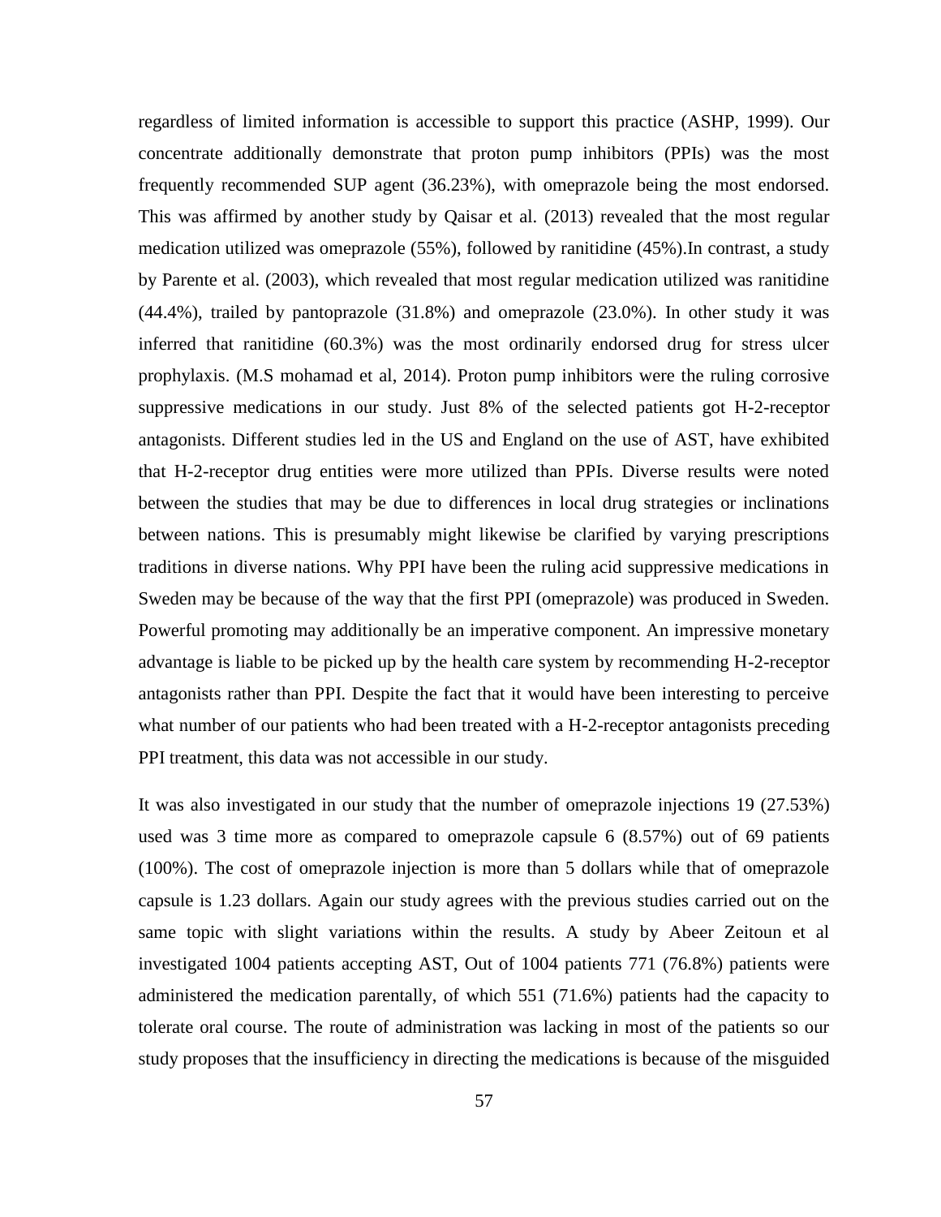regardless of limited information is accessible to support this practice (ASHP, 1999). Our concentrate additionally demonstrate that proton pump inhibitors (PPIs) was the most frequently recommended SUP agent (36.23%), with omeprazole being the most endorsed. This was affirmed by another study by Qaisar et al. (2013) revealed that the most regular medication utilized was omeprazole (55%), followed by ranitidine (45%).In contrast, a study by Parente et al. (2003), which revealed that most regular medication utilized was ranitidine (44.4%), trailed by pantoprazole (31.8%) and omeprazole (23.0%). In other study it was inferred that ranitidine (60.3%) was the most ordinarily endorsed drug for stress ulcer prophylaxis. (M.S mohamad et al, 2014). Proton pump inhibitors were the ruling corrosive suppressive medications in our study. Just 8% of the selected patients got H-2-receptor antagonists. Different studies led in the US and England on the use of AST, have exhibited that H-2-receptor drug entities were more utilized than PPIs. Diverse results were noted between the studies that may be due to differences in local drug strategies or inclinations between nations. This is presumably might likewise be clarified by varying prescriptions traditions in diverse nations. Why PPI have been the ruling acid suppressive medications in Sweden may be because of the way that the first PPI (omeprazole) was produced in Sweden. Powerful promoting may additionally be an imperative component. An impressive monetary advantage is liable to be picked up by the health care system by recommending H-2-receptor antagonists rather than PPI. Despite the fact that it would have been interesting to perceive what number of our patients who had been treated with a H-2-receptor antagonists preceding PPI treatment, this data was not accessible in our study.

It was also investigated in our study that the number of omeprazole injections 19 (27.53%) used was 3 time more as compared to omeprazole capsule 6 (8.57%) out of 69 patients (100%). The cost of omeprazole injection is more than 5 dollars while that of omeprazole capsule is 1.23 dollars. Again our study agrees with the previous studies carried out on the same topic with slight variations within the results. A study by Abeer Zeitoun et al investigated 1004 patients accepting AST, Out of 1004 patients 771 (76.8%) patients were administered the medication parentally, of which 551 (71.6%) patients had the capacity to tolerate oral course. The route of administration was lacking in most of the patients so our study proposes that the insufficiency in directing the medications is because of the misguided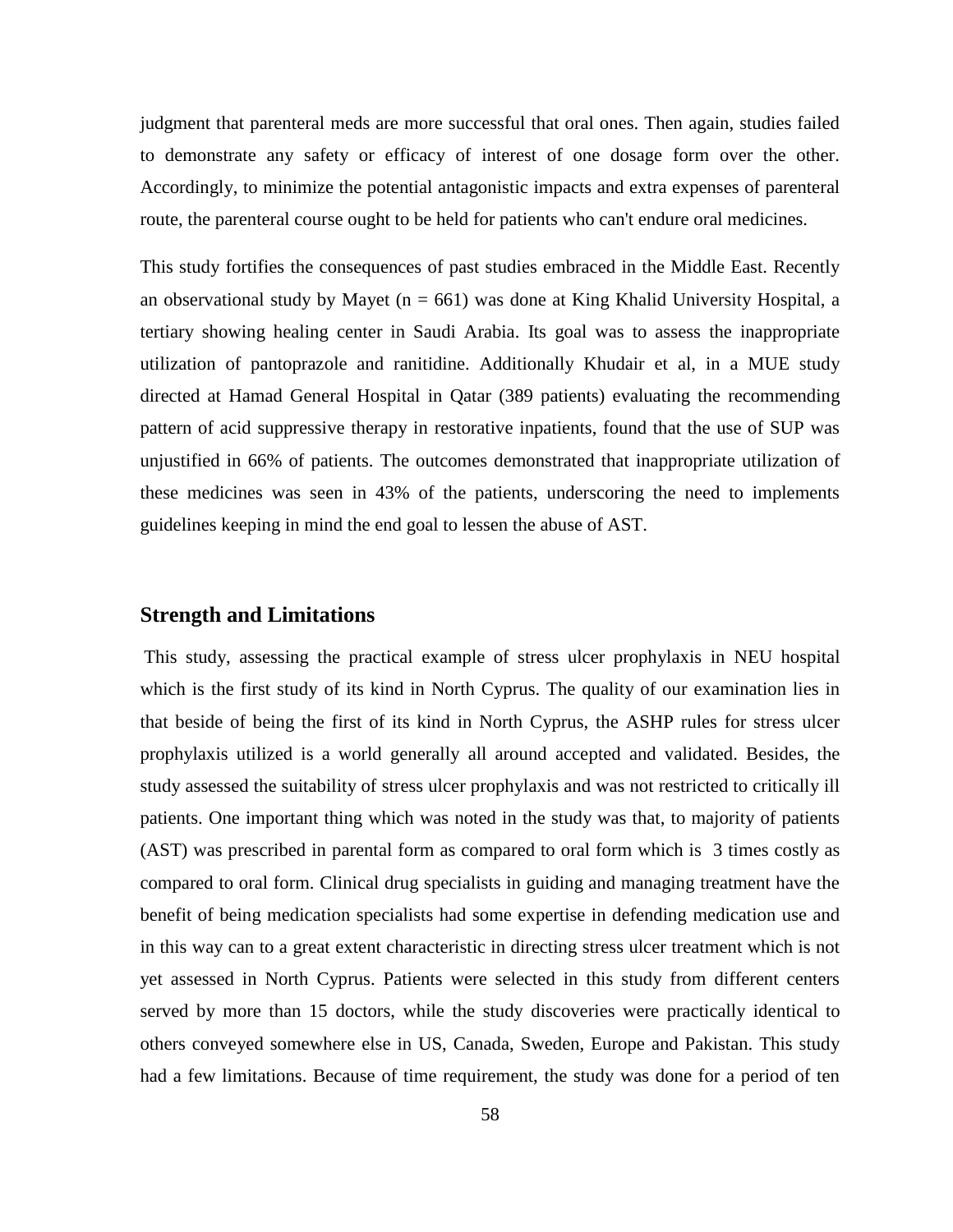judgment that parenteral meds are more successful that oral ones. Then again, studies failed to demonstrate any safety or efficacy of interest of one dosage form over the other. Accordingly, to minimize the potential antagonistic impacts and extra expenses of parenteral route, the parenteral course ought to be held for patients who can't endure oral medicines.

This study fortifies the consequences of past studies embraced in the Middle East. Recently an observational study by Mayet (n = 661) was done at King Khalid University Hospital, a tertiary showing healing center in Saudi Arabia. Its goal was to assess the inappropriate utilization of pantoprazole and ranitidine. Additionally Khudair et al, in a MUE study directed at Hamad General Hospital in Qatar (389 patients) evaluating the recommending pattern of acid suppressive therapy in restorative inpatients, found that the use of SUP was unjustified in 66% of patients. The outcomes demonstrated that inappropriate utilization of these medicines was seen in 43% of the patients, underscoring the need to implements guidelines keeping in mind the end goal to lessen the abuse of AST.

## Strength and Limitations

This study, assessing the practical example of stress ulcer prophylaxis in NEU hospital which is the first study of its kind in North Cyprus. The quality of our examination lies in that beside of being the first of its kind in North Cyprus, the ASHP rules for stress ulcer prophylaxis utilized is a world generally all around accepted and validated. Besides, the study assessed the suitability of stress ulcer prophylaxis and was not restricted to critically ill patients. One important thing which was noted in the study was that, to majority of patients (AST) was prescribed in parental form as compared to oral form which is 3 times costly as compared to oral form. Clinical drug specialists in guiding and managing treatment have the benefit of being medication specialists had some expertise in defending medication use and in this way can to a great extent characteristic in directing stress ulcer treatment which is not yet assessed in North Cyprus. Patients were selected in this study from different centers served by more than 15 doctors, while the study discoveries were practically identical to others conveyed somewhere else in US, Canada, Sweden, Europe and Pakistan. This study had a few limitations. Because of time requirement, the study was done for a period of ten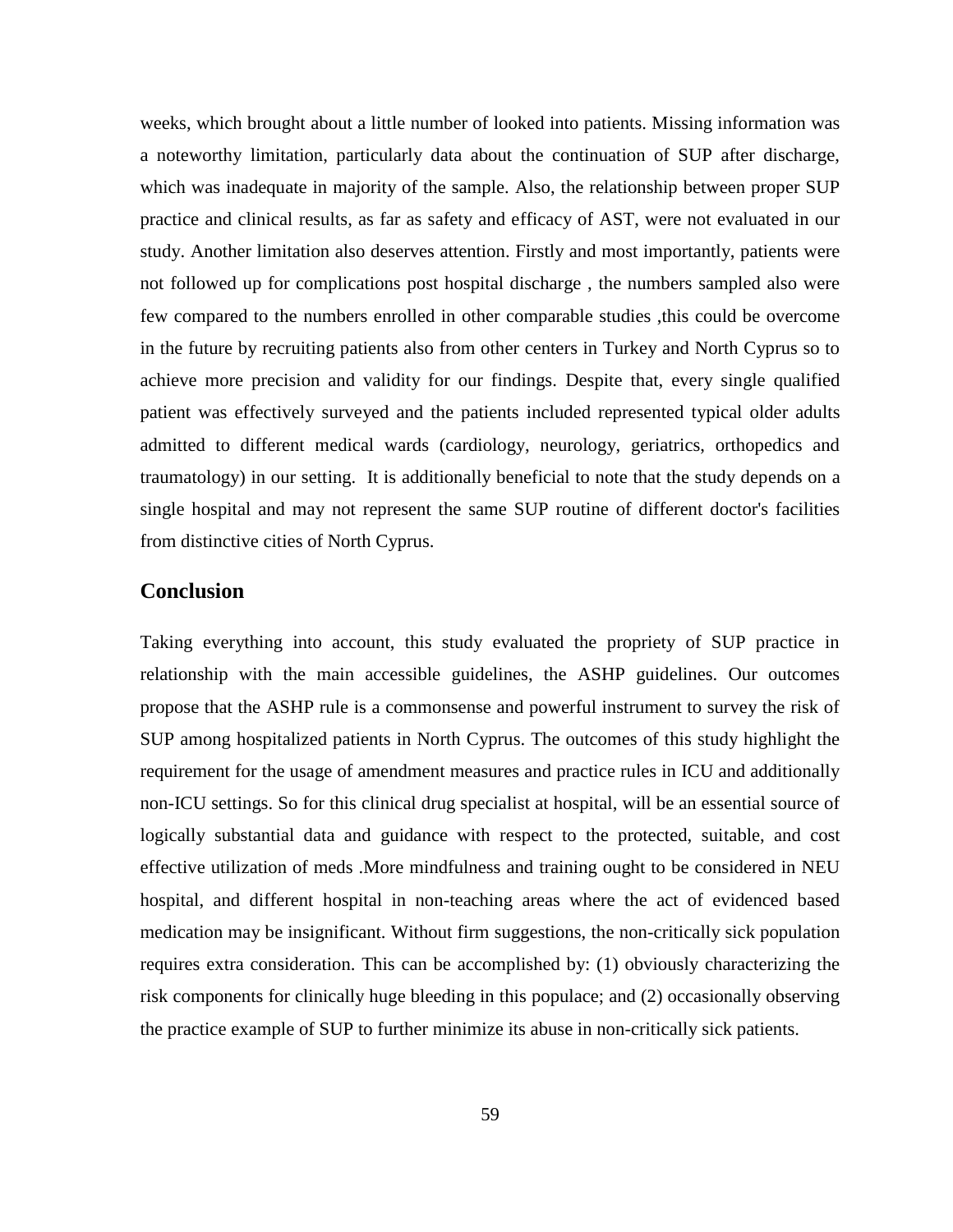weeks, which brought about a little number of looked into patients. Missing information was a noteworthy limitation, particularly data about the continuation of SUP after discharge, which was inadequate in majority of the sample. Also, the relationship between proper SUP practice and clinical results, as far as safety and efficacy of AST, were not evaluated in our study. Another limitation also deserves attention. Firstly and most importantly, patients were not followed up for complications post hospital discharge , the numbers sampled also were few compared to the numbers enrolled in other comparable studies ,this could be overcome in the future by recruiting patients also from other centers in Turkey and North Cyprus so to achieve more precision and validity for our findings. Despite that, every single qualified patient was effectively surveyed and the patients included represented typical older adults admitted to different medical wards (cardiology, neurology, geriatrics, orthopedics and traumatology) in our setting. It is additionally beneficial to note that the study depends on a single hospital and may not represent the same SUP routine of different doctor's facilities from distinctive cities of North Cyprus.

## Conclusion

Taking everything into account, this study evaluated the propriety of SUP practice in relationship with the main accessible guidelines, the ASHP guidelines. Our outcomes propose that the ASHP rule is a commonsense and powerful instrument to survey the risk of SUP among hospitalized patients in North Cyprus. The outcomes of this study highlight the requirement for the usage of amendment measures and practice rules in ICU and additionally non-ICU settings. So for this clinical drug specialist at hospital, will be an essential source of logically substantial data and guidance with respect to the protected, suitable, and cost effective utilization of meds .More mindfulness and training ought to be considered in NEU hospital, and different hospital in non-teaching areas where the act of evidenced based medication may be insignificant. Without firm suggestions, the non-critically sick population requires extra consideration. This can be accomplished by: (1) obviously characterizing the risk components for clinically huge bleeding in this populace; and (2) occasionally observing the practice example of SUP to further minimize its abuse in non-critically sick patients.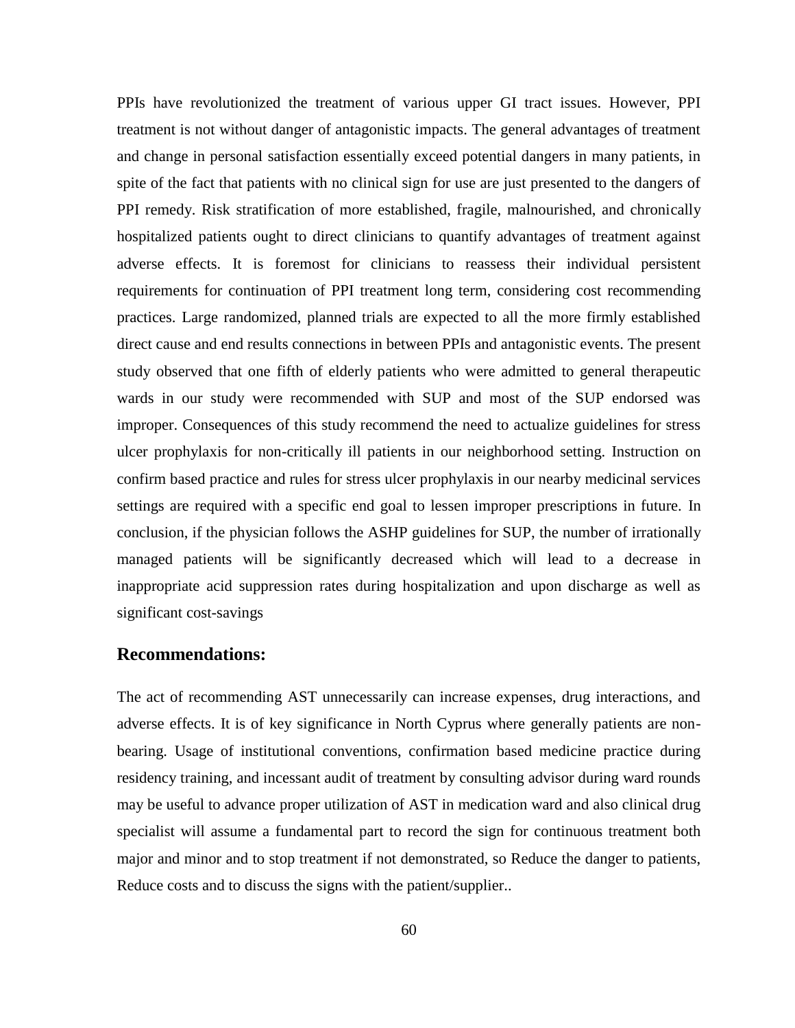PPIs have revolutionized the treatment of various upper GI tract issues. However, PPI treatment is not without danger of antagonistic impacts. The general advantages of treatment and change in personal satisfaction essentially exceed potential dangers in many patients, in spite of the fact that patients with no clinical sign for use are just presented to the dangers of PPI remedy. Risk stratification of more established, fragile, malnourished, and chronically hospitalized patients ought to direct clinicians to quantify advantages of treatment against adverse effects. It is foremost for clinicians to reassess their individual persistent requirements for continuation of PPI treatment long term, considering cost recommending practices. Large randomized, planned trials are expected to all the more firmly established direct cause and end results connections in between PPIs and antagonistic events. The present study observed that one fifth of elderly patients who were admitted to general therapeutic wards in our study were recommended with SUP and most of the SUP endorsed was improper. Consequences of this study recommend the need to actualize guidelines for stress ulcer prophylaxis for non-critically ill patients in our neighborhood setting. Instruction on confirm based practice and rules for stress ulcer prophylaxis in our nearby medicinal services settings are required with a specific end goal to lessen improper prescriptions in future. In conclusion, if the physician follows the ASHP guidelines for SUP, the number of irrationally managed patients will be significantly decreased which will lead to a decrease in inappropriate acid suppression rates during hospitalization and upon discharge as well as significant cost-savings

## Recommendations:

The act of recommending AST unnecessarily can increase expenses, drug interactions, and adverse effects. It is of key significance in North Cyprus where generally patients are non-bearing. Usage of institutional conventions, confirmation based medicine practice during residency training, and incessant audit of treatment by consulting advisor during ward rounds may be useful to advance proper utilization of AST in medication ward and also clinical drug specialist will assume a fundamental part to record the sign for continuous treatment both major and minor and to stop treatment if not demonstrated, so Reduce the danger to patients, Reduce costs and to discuss the signs with the patient/supplier..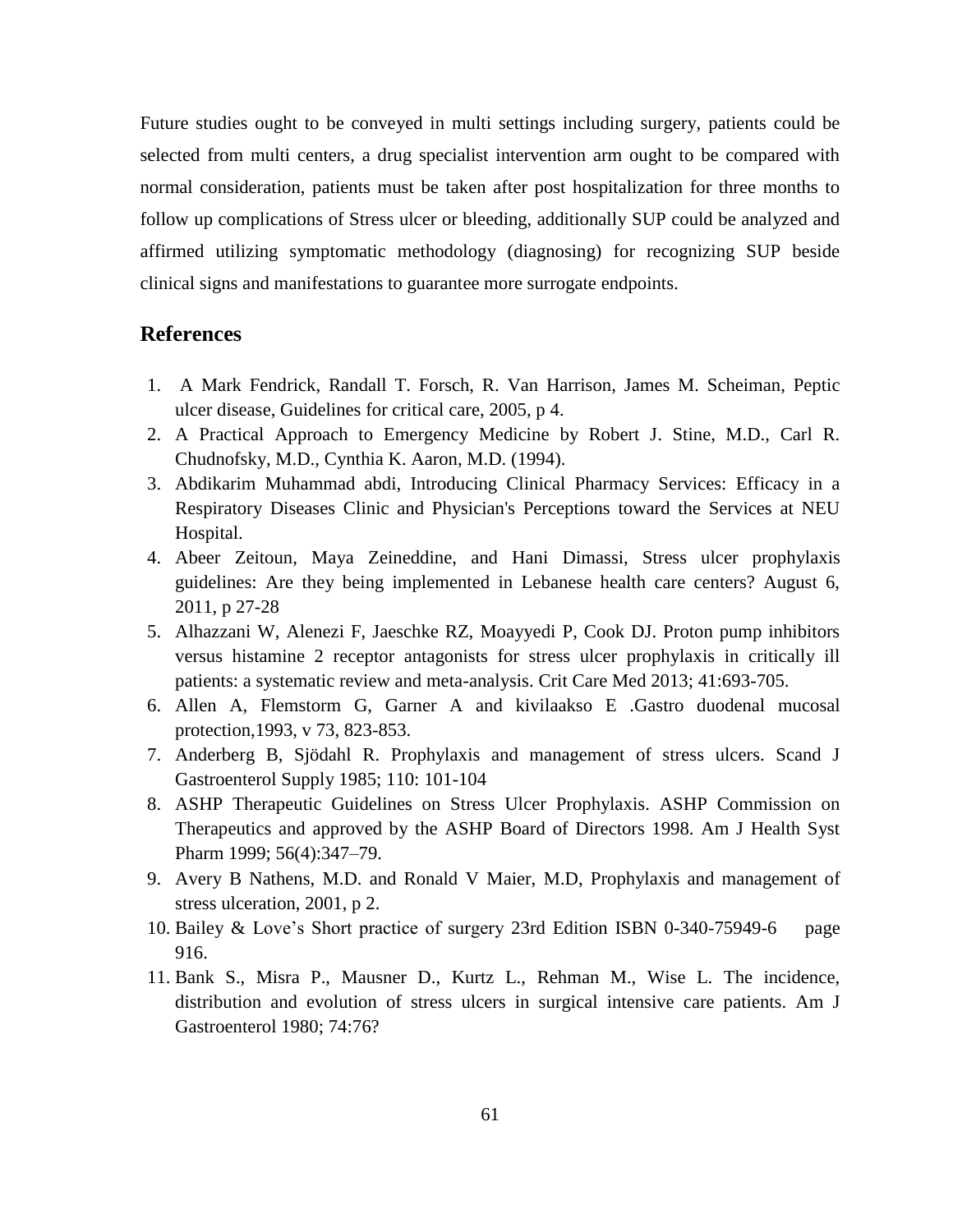Future studies ought to be conveyed in multi settings including surgery, patients could be selected from multi centers, a drug specialist intervention arm ought to be compared with normal consideration, patients must be taken after post hospitalization for three months to follow up complications of Stress ulcer or bleeding, additionally SUP could be analyzed and affirmed utilizing symptomatic methodology (diagnosing) for recognizing SUP beside clinical signs and manifestations to guarantee more surrogate endpoints.

## References

1. A Mark Fendrick, Randall T. Forsch, R. Van Harrison, James M. Scheiman, Peptic ulcer disease, Guidelines for critical care, 2005, p 4.
2. A Practical Approach to Emergency Medicine by Robert J. Stine, M.D., Carl R. Chudnofsky, M.D., Cynthia K. Aaron, M.D. (1994).
3. Abdikarim Muhammad abdi, Introducing Clinical Pharmacy Services: Efficacy in a Respiratory Diseases Clinic and Physician's Perceptions toward the Services at NEU Hospital.
4. Abeer Zeitoun, Maya Zeineddine, and Hani Dimassi, Stress ulcer prophylaxis guidelines: Are they being implemented in Lebanese health care centers? August 6, 2011, p 27-28
5. Alhazzani W, Alenezi F, Jaeschke RZ, Moayyedi P, Cook DJ. Proton pump inhibitors versus histamine 2 receptor antagonists for stress ulcer prophylaxis in critically ill patients: a systematic review and meta-analysis. Crit Care Med 2013; 41:693-705.
6. Allen A, Flemstorm G, Garner A and kivilaakso E .Gastro duodenal mucosal protection,1993, v 73, 823-853.
7. Anderberg B, Sjödahl R. Prophylaxis and management of stress ulcers. Scand J Gastroenterol Supply 1985; 110: 101-104
8. ASHP Therapeutic Guidelines on Stress Ulcer Prophylaxis. ASHP Commission on Therapeutics and approved by the ASHP Board of Directors 1998. Am J Health Syst Pharm 1999; 56(4):347–79.
9. Avery B Nathens, M.D. and Ronald V Maier, M.D, Prophylaxis and management of stress ulceration, 2001, p 2.
10. Bailey & Love's Short practice of surgery 23rd Edition ISBN 0-340-75949-6 page 916.
11. Bank S., Misra P., Mausner D., Kurtz L., Rehman M., Wise L. The incidence, distribution and evolution of stress ulcers in surgical intensive care patients. Am J Gastroenterol 1980; 74:76?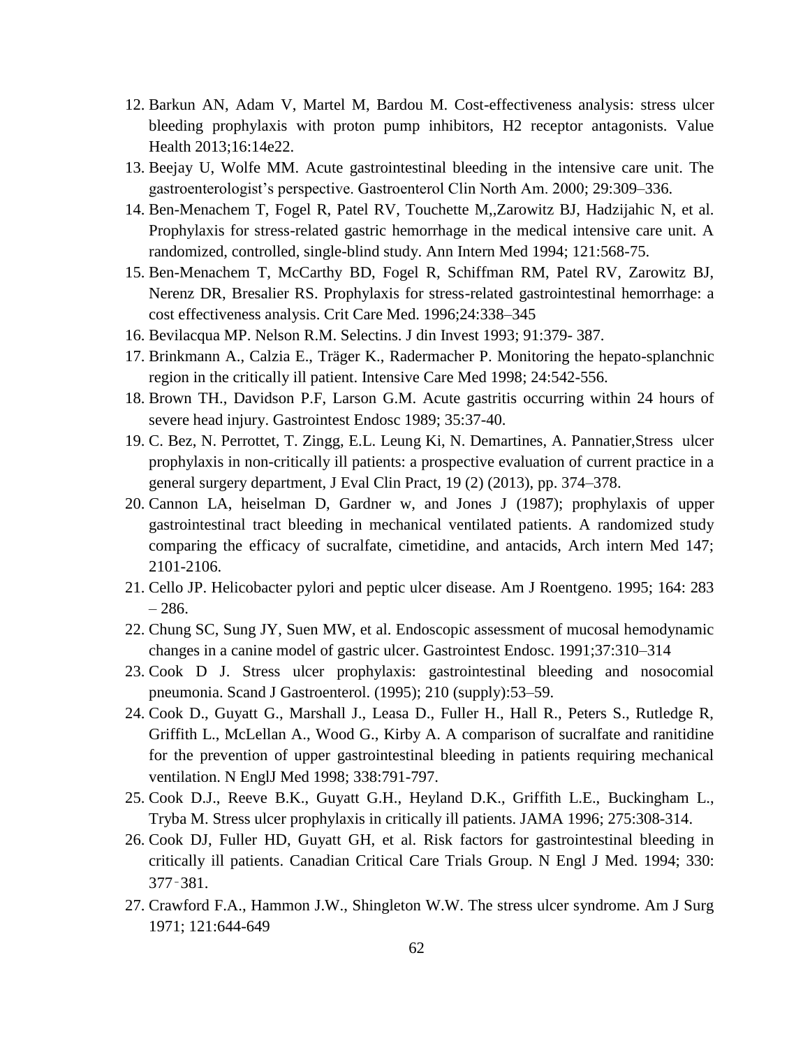12. Barkun AN, Adam V, Martel M, Bardou M. Cost-effectiveness analysis: stress ulcer bleeding prophylaxis with proton pump inhibitors, H2 receptor antagonists. Value Health 2013;16:14e22.
13. Beejay U, Wolfe MM. Acute gastrointestinal bleeding in the intensive care unit. The gastroenterologist's perspective. Gastroenterol Clin North Am. 2000; 29:309–336.
14. Ben-Menachem T, Fogel R, Patel RV, Touchette M,,Zarowitz BJ, Hadzijahic N, et al. Prophylaxis for stress-related gastric hemorrhage in the medical intensive care unit. A randomized, controlled, single-blind study. Ann Intern Med 1994; 121:568-75.
15. Ben-Menachem T, McCarthy BD, Fogel R, Schiffman RM, Patel RV, Zarowitz BJ, Nerenz DR, Bresalier RS. Prophylaxis for stress-related gastrointestinal hemorrhage: a cost effectiveness analysis. Crit Care Med. 1996;24:338–345
16. Bevilacqua MP. Nelson R.M. Selectins. J din Invest 1993; 91:379- 387.
17. Brinkmann A., Calzia E., Träger K., Radermacher P. Monitoring the hepato-splanchnic region in the critically ill patient. Intensive Care Med 1998; 24:542-556.
18. Brown TH., Davidson P.F, Larson G.M. Acute gastritis occurring within 24 hours of severe head injury. Gastrointest Endosc 1989; 35:37-40.
19. C. Bez, N. Perrottet, T. Zingg, E.L. Leung Ki, N. Demartines, A. Pannatier,Stress ulcer prophylaxis in non-critically ill patients: a prospective evaluation of current practice in a general surgery department, J Eval Clin Pract, 19 (2) (2013), pp. 374–378.
20. Cannon LA, heiselman D, Gardner w, and Jones J (1987); prophylaxis of upper gastrointestinal tract bleeding in mechanical ventilated patients. A randomized study comparing the efficacy of sucralfate, cimetidine, and antacids, Arch intern Med 147; 2101-2106.
21. Cello JP. Helicobacter pylori and peptic ulcer disease. Am J Roentgeno. 1995; 164: 283 – 286.
22. Chung SC, Sung JY, Suen MW, et al. Endoscopic assessment of mucosal hemodynamic changes in a canine model of gastric ulcer. Gastrointest Endosc. 1991;37:310–314
23. Cook D J. Stress ulcer prophylaxis: gastrointestinal bleeding and nosocomial pneumonia. Scand J Gastroenterol. (1995); 210 (supply):53–59.
24. Cook D., Guyatt G., Marshall J., Leasa D., Fuller H., Hall R., Peters S., Rutledge R, Griffith L., McLellan A., Wood G., Kirby A. A comparison of sucralfate and ranitidine for the prevention of upper gastrointestinal bleeding in patients requiring mechanical ventilation. N EnglJ Med 1998; 338:791-797.
25. Cook D.J., Reeve B.K., Guyatt G.H., Heyland D.K., Griffith L.E., Buckingham L., Tryba M. Stress ulcer prophylaxis in critically ill patients. JAMA 1996; 275:308-314.
26. Cook DJ, Fuller HD, Guyatt GH, et al. Risk factors for gastrointestinal bleeding in critically ill patients. Canadian Critical Care Trials Group. N Engl J Med. 1994; 330: 377‑381.
27. Crawford F.A., Hammon J.W., Shingleton W.W. The stress ulcer syndrome. Am J Surg 1971; 121:644-649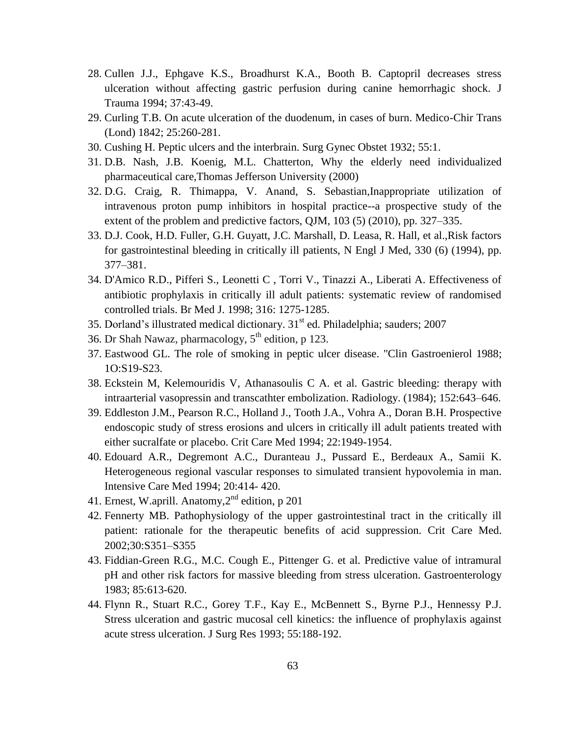28. Cullen J.J., Ephgave K.S., Broadhurst K.A., Booth B. Captopril decreases stress ulceration without affecting gastric perfusion during canine hemorrhagic shock. J Trauma 1994; 37:43-49.
29. Curling T.B. On acute ulceration of the duodenum, in cases of burn. Medico-Chir Trans (Lond) 1842; 25:260-281.
30. Cushing H. Peptic ulcers and the interbrain. Surg Gynec Obstet 1932; 55:1.
31. D.B. Nash, J.B. Koenig, M.L. Chatterton, Why the elderly need individualized pharmaceutical care,Thomas Jefferson University (2000)
32. D.G. Craig, R. Thimappa, V. Anand, S. Sebastian,Inappropriate utilization of intravenous proton pump inhibitors in hospital practice--a prospective study of the extent of the problem and predictive factors, QJM, 103 (5) (2010), pp. 327–335.
33. D.J. Cook, H.D. Fuller, G.H. Guyatt, J.C. Marshall, D. Leasa, R. Hall, et al.,Risk factors for gastrointestinal bleeding in critically ill patients, N Engl J Med, 330 (6) (1994), pp. 377–381.
34. D'Amico R.D., Pifferi S., Leonetti C , Torri V., Tinazzi A., Liberati A. Effectiveness of antibiotic prophylaxis in critically ill adult patients: systematic review of randomised controlled trials. Br Med J. 1998; 316: 1275-1285.
35. Dorland's illustrated medical dictionary. 31st ed. Philadelphia; sauders; 2007
36. Dr Shah Nawaz, pharmacology, 5th edition, p 123.
37. Eastwood GL. The role of smoking in peptic ulcer disease. "Clin Gastroenierol 1988; 1O:S19-S23.
38. Eckstein M, Kelemouridis V, Athanasoulis C A. et al. Gastric bleeding: therapy with intraarterial vasopressin and transcathter embolization. Radiology. (1984); 152:643–646.
39. Eddleston J.M., Pearson R.C., Holland J., Tooth J.A., Vohra A., Doran B.H. Prospective endoscopic study of stress erosions and ulcers in critically ill adult patients treated with either sucralfate or placebo. Crit Care Med 1994; 22:1949-1954.
40. Edouard A.R., Degremont A.C., Duranteau J., Pussard E., Berdeaux A., Samii K. Heterogeneous regional vascular responses to simulated transient hypovolemia in man. Intensive Care Med 1994; 20:414- 420.
41. Ernest, W.aprill. Anatomy,2nd edition, p 201
42. Fennerty MB. Pathophysiology of the upper gastrointestinal tract in the critically ill patient: rationale for the therapeutic benefits of acid suppression. Crit Care Med. 2002;30:S351–S355
43. Fiddian-Green R.G., M.C. Cough E., Pittenger G. et al. Predictive value of intramural pH and other risk factors for massive bleeding from stress ulceration. Gastroenterology 1983; 85:613-620.
44. Flynn R., Stuart R.C., Gorey T.F., Kay E., McBennett S., Byrne P.J., Hennessy P.J. Stress ulceration and gastric mucosal cell kinetics: the influence of prophylaxis against acute stress ulceration. J Surg Res 1993; 55:188-192.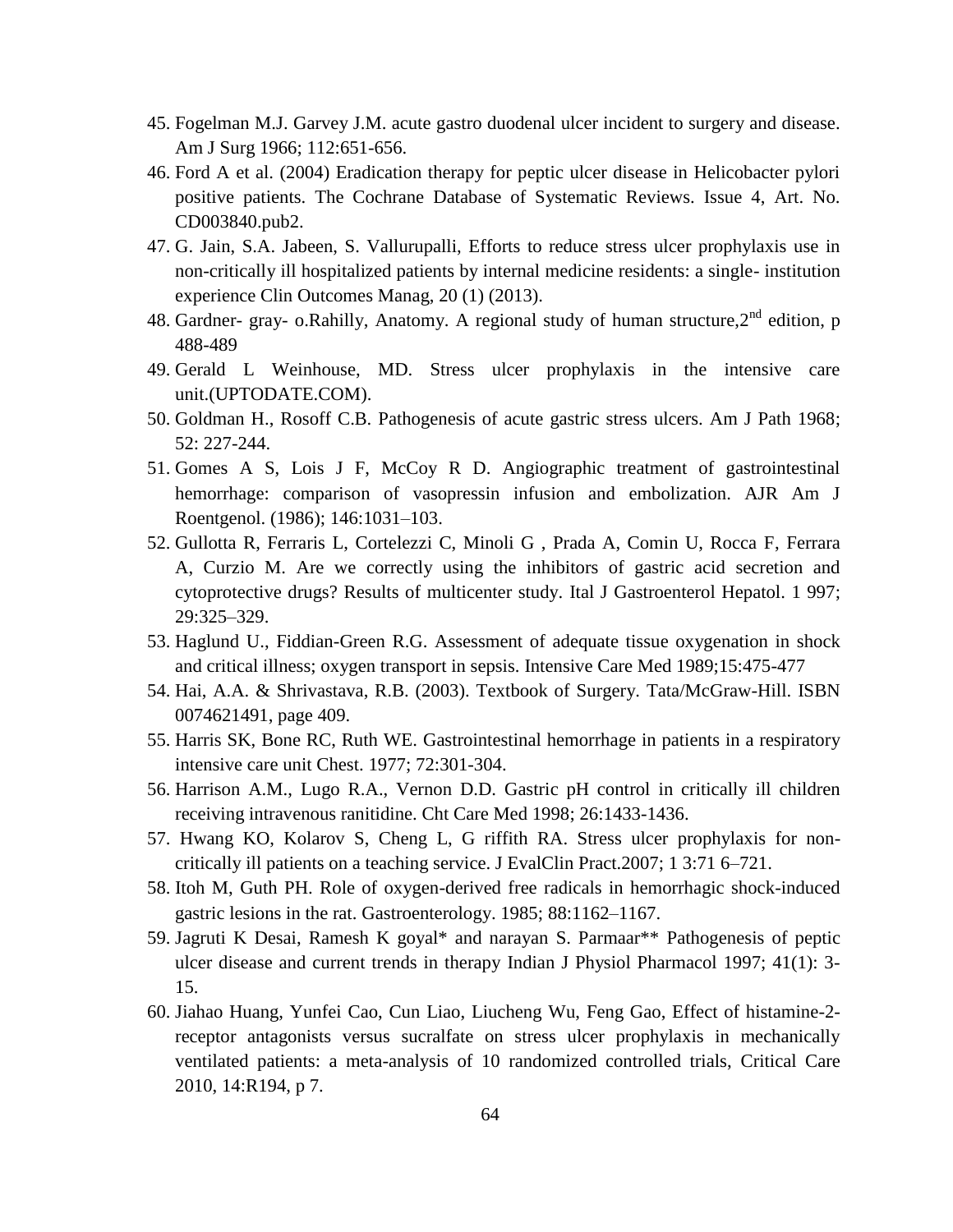45. Fogelman M.J. Garvey J.M. acute gastro duodenal ulcer incident to surgery and disease. Am J Surg 1966; 112:651-656.
46. Ford A et al. (2004) Eradication therapy for peptic ulcer disease in Helicobacter pylori positive patients. The Cochrane Database of Systematic Reviews. Issue 4, Art. No. CD003840.pub2.
47. G. Jain, S.A. Jabeen, S. Vallurupalli, Efforts to reduce stress ulcer prophylaxis use in non-critically ill hospitalized patients by internal medicine residents: a single- institution experience Clin Outcomes Manag, 20 (1) (2013).
48. Gardner- gray- o.Rahilly, Anatomy. A regional study of human structure,2nd edition, p 488-489
49. Gerald L Weinhouse, MD. Stress ulcer prophylaxis in the intensive care unit.(UPTODATE.COM).
50. Goldman H., Rosoff C.B. Pathogenesis of acute gastric stress ulcers. Am J Path 1968; 52: 227-244.
51. Gomes A S, Lois J F, McCoy R D. Angiographic treatment of gastrointestinal hemorrhage: comparison of vasopressin infusion and embolization. AJR Am J Roentgenol. (1986); 146:1031–103.
52. Gullotta R, Ferraris L, Cortelezzi C, Minoli G , Prada A, Comin U, Rocca F, Ferrara A, Curzio M. Are we correctly using the inhibitors of gastric acid secretion and cytoprotective drugs? Results of multicenter study. Ital J Gastroenterol Hepatol. 1 997; 29:325–329.
53. Haglund U., Fiddian-Green R.G. Assessment of adequate tissue oxygenation in shock and critical illness; oxygen transport in sepsis. Intensive Care Med 1989;15:475-477
54. Hai, A.A. & Shrivastava, R.B. (2003). Textbook of Surgery. Tata/McGraw-Hill. ISBN 0074621491, page 409.
55. Harris SK, Bone RC, Ruth WE. Gastrointestinal hemorrhage in patients in a respiratory intensive care unit Chest. 1977; 72:301-304.
56. Harrison A.M., Lugo R.A., Vernon D.D. Gastric pH control in critically ill children receiving intravenous ranitidine. Cht Care Med 1998; 26:1433-1436.
57. Hwang KO, Kolarov S, Cheng L, G riffith RA. Stress ulcer prophylaxis for non-critically ill patients on a teaching service. J EvalClin Pract.2007; 1 3:71 6–721.
58. Itoh M, Guth PH. Role of oxygen-derived free radicals in hemorrhagic shock-induced gastric lesions in the rat. Gastroenterology. 1985; 88:1162–1167.
59. Jagruti K Desai, Ramesh K goyal* and narayan S. Parmaar** Pathogenesis of peptic ulcer disease and current trends in therapy Indian J Physiol Pharmacol 1997; 41(1): 3-15.
60. Jiahao Huang, Yunfei Cao, Cun Liao, Liucheng Wu, Feng Gao, Effect of histamine-2-receptor antagonists versus sucralfate on stress ulcer prophylaxis in mechanically ventilated patients: a meta-analysis of 10 randomized controlled trials, Critical Care 2010, 14:R194, p 7.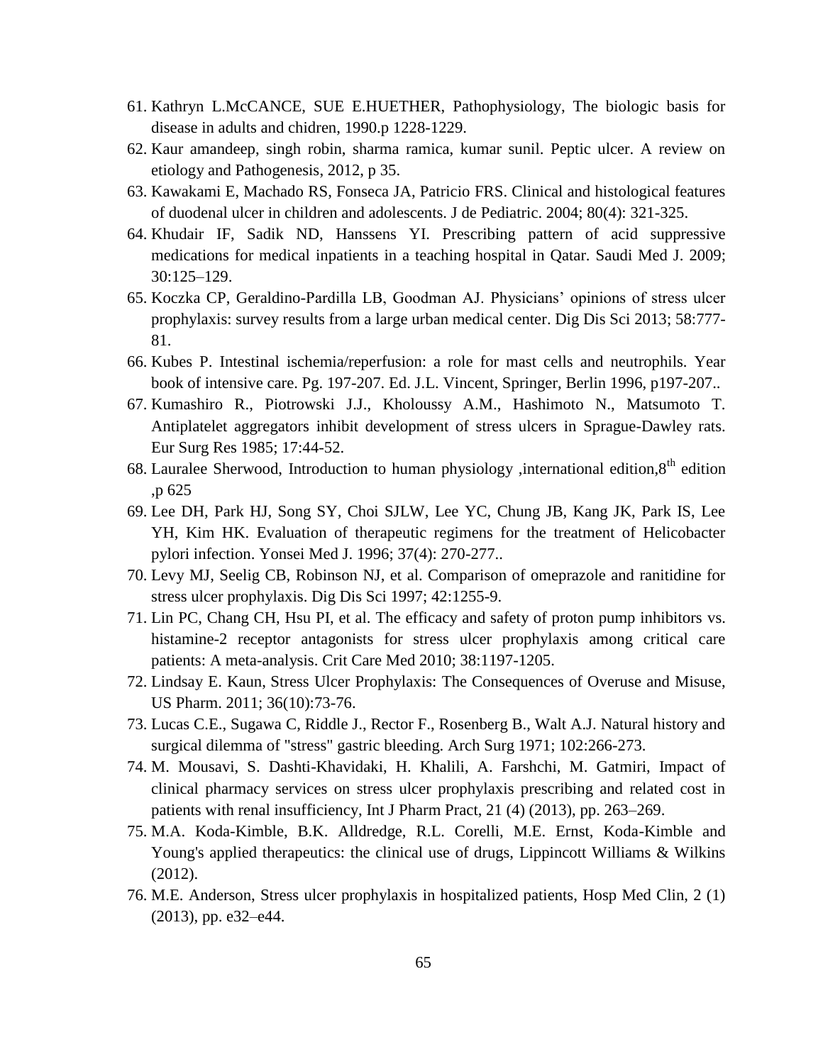61. Kathryn L.McCANCE, SUE E.HUETHER, Pathophysiology, The biologic basis for disease in adults and chidren, 1990.p 1228-1229.
62. Kaur amandeep, singh robin, sharma ramica, kumar sunil. Peptic ulcer. A review on etiology and Pathogenesis, 2012, p 35.
63. Kawakami E, Machado RS, Fonseca JA, Patricio FRS. Clinical and histological features of duodenal ulcer in children and adolescents. J de Pediatric. 2004; 80(4): 321-325.
64. Khudair IF, Sadik ND, Hanssens YI. Prescribing pattern of acid suppressive medications for medical inpatients in a teaching hospital in Qatar. Saudi Med J. 2009; 30:125–129.
65. Koczka CP, Geraldino-Pardilla LB, Goodman AJ. Physicians' opinions of stress ulcer prophylaxis: survey results from a large urban medical center. Dig Dis Sci 2013; 58:777-81.
66. Kubes P. Intestinal ischemia/reperfusion: a role for mast cells and neutrophils. Year book of intensive care. Pg. 197-207. Ed. J.L. Vincent, Springer, Berlin 1996, p197-207..
67. Kumashiro R., Piotrowski J.J., Kholoussy A.M., Hashimoto N., Matsumoto T. Antiplatelet aggregators inhibit development of stress ulcers in Sprague-Dawley rats. Eur Surg Res 1985; 17:44-52.
68. Lauralee Sherwood, Introduction to human physiology ,international edition,8th edition ,p 625
69. Lee DH, Park HJ, Song SY, Choi SJLW, Lee YC, Chung JB, Kang JK, Park IS, Lee YH, Kim HK. Evaluation of therapeutic regimens for the treatment of Helicobacter pylori infection. Yonsei Med J. 1996; 37(4): 270-277..
70. Levy MJ, Seelig CB, Robinson NJ, et al. Comparison of omeprazole and ranitidine for stress ulcer prophylaxis. Dig Dis Sci 1997; 42:1255-9.
71. Lin PC, Chang CH, Hsu PI, et al. The efficacy and safety of proton pump inhibitors vs. histamine-2 receptor antagonists for stress ulcer prophylaxis among critical care patients: A meta-analysis. Crit Care Med 2010; 38:1197-1205.
72. Lindsay E. Kaun, Stress Ulcer Prophylaxis: The Consequences of Overuse and Misuse, US Pharm. 2011; 36(10):73-76.
73. Lucas C.E., Sugawa C, Riddle J., Rector F., Rosenberg B., Walt A.J. Natural history and surgical dilemma of "stress" gastric bleeding. Arch Surg 1971; 102:266-273.
74. M. Mousavi, S. Dashti-Khavidaki, H. Khalili, A. Farshchi, M. Gatmiri, Impact of clinical pharmacy services on stress ulcer prophylaxis prescribing and related cost in patients with renal insufficiency, Int J Pharm Pract, 21 (4) (2013), pp. 263–269.
75. M.A. Koda-Kimble, B.K. Alldredge, R.L. Corelli, M.E. Ernst, Koda-Kimble and Young's applied therapeutics: the clinical use of drugs, Lippincott Williams & Wilkins (2012).
76. M.E. Anderson, Stress ulcer prophylaxis in hospitalized patients, Hosp Med Clin, 2 (1) (2013), pp. e32–e44.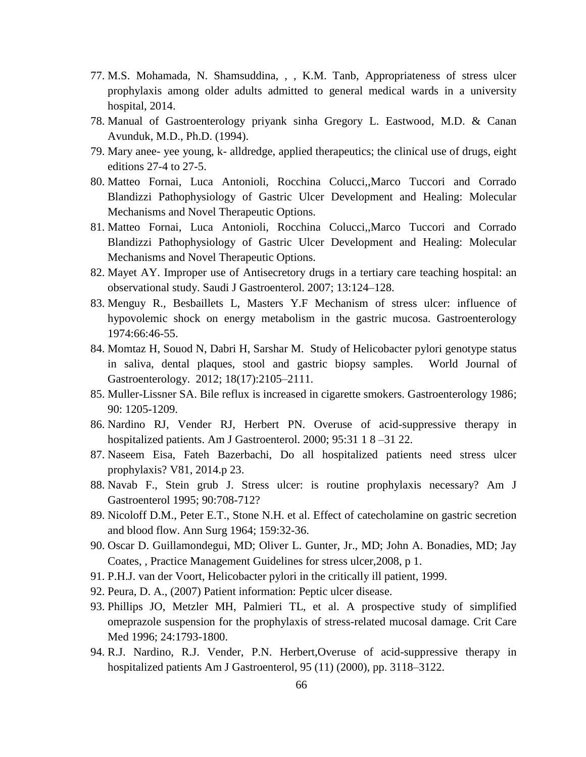77. M.S. Mohamada, N. Shamsuddina, , , K.M. Tanb, Appropriateness of stress ulcer prophylaxis among older adults admitted to general medical wards in a university hospital, 2014.
78. Manual of Gastroenterology priyank sinha Gregory L. Eastwood, M.D. & Canan Avunduk, M.D., Ph.D. (1994).
79. Mary anee- yee young, k- alldredge, applied therapeutics; the clinical use of drugs, eight editions 27-4 to 27-5.
80. Matteo Fornai, Luca Antonioli, Rocchina Colucci,,Marco Tuccori and Corrado Blandizzi Pathophysiology of Gastric Ulcer Development and Healing: Molecular Mechanisms and Novel Therapeutic Options.
81. Matteo Fornai, Luca Antonioli, Rocchina Colucci,,Marco Tuccori and Corrado Blandizzi Pathophysiology of Gastric Ulcer Development and Healing: Molecular Mechanisms and Novel Therapeutic Options.
82. Mayet AY. Improper use of Antisecretory drugs in a tertiary care teaching hospital: an observational study. Saudi J Gastroenterol. 2007; 13:124–128.
83. Menguy R., Besbaillets L, Masters Y.F Mechanism of stress ulcer: influence of hypovolemic shock on energy metabolism in the gastric mucosa. Gastroenterology 1974:66:46-55.
84. Momtaz H, Souod N, Dabri H, Sarshar M. Study of Helicobacter pylori genotype status in saliva, dental plaques, stool and gastric biopsy samples. World Journal of Gastroenterology. 2012; 18(17):2105–2111.
85. Muller-Lissner SA. Bile reflux is increased in cigarette smokers. Gastroenterology 1986; 90: 1205-1209.
86. Nardino RJ, Vender RJ, Herbert PN. Overuse of acid-suppressive therapy in hospitalized patients. Am J Gastroenterol. 2000; 95:31 1 8 –31 22.
87. Naseem Eisa, Fateh Bazerbachi, Do all hospitalized patients need stress ulcer prophylaxis? V81, 2014.p 23.
88. Navab F., Stein grub J. Stress ulcer: is routine prophylaxis necessary? Am J Gastroenterol 1995; 90:708-712?
89. Nicoloff D.M., Peter E.T., Stone N.H. et al. Effect of catecholamine on gastric secretion and blood flow. Ann Surg 1964; 159:32-36.
90. Oscar D. Guillamondegui, MD; Oliver L. Gunter, Jr., MD; John A. Bonadies, MD; Jay Coates, , Practice Management Guidelines for stress ulcer,2008, p 1.
91. P.H.J. van der Voort, Helicobacter pylori in the critically ill patient, 1999.
92. Peura, D. A., (2007) Patient information: Peptic ulcer disease.
93. Phillips JO, Metzler MH, Palmieri TL, et al. A prospective study of simplified omeprazole suspension for the prophylaxis of stress-related mucosal damage. Crit Care Med 1996; 24:1793-1800.
94. R.J. Nardino, R.J. Vender, P.N. Herbert,Overuse of acid-suppressive therapy in hospitalized patients Am J Gastroenterol, 95 (11) (2000), pp. 3118–3122.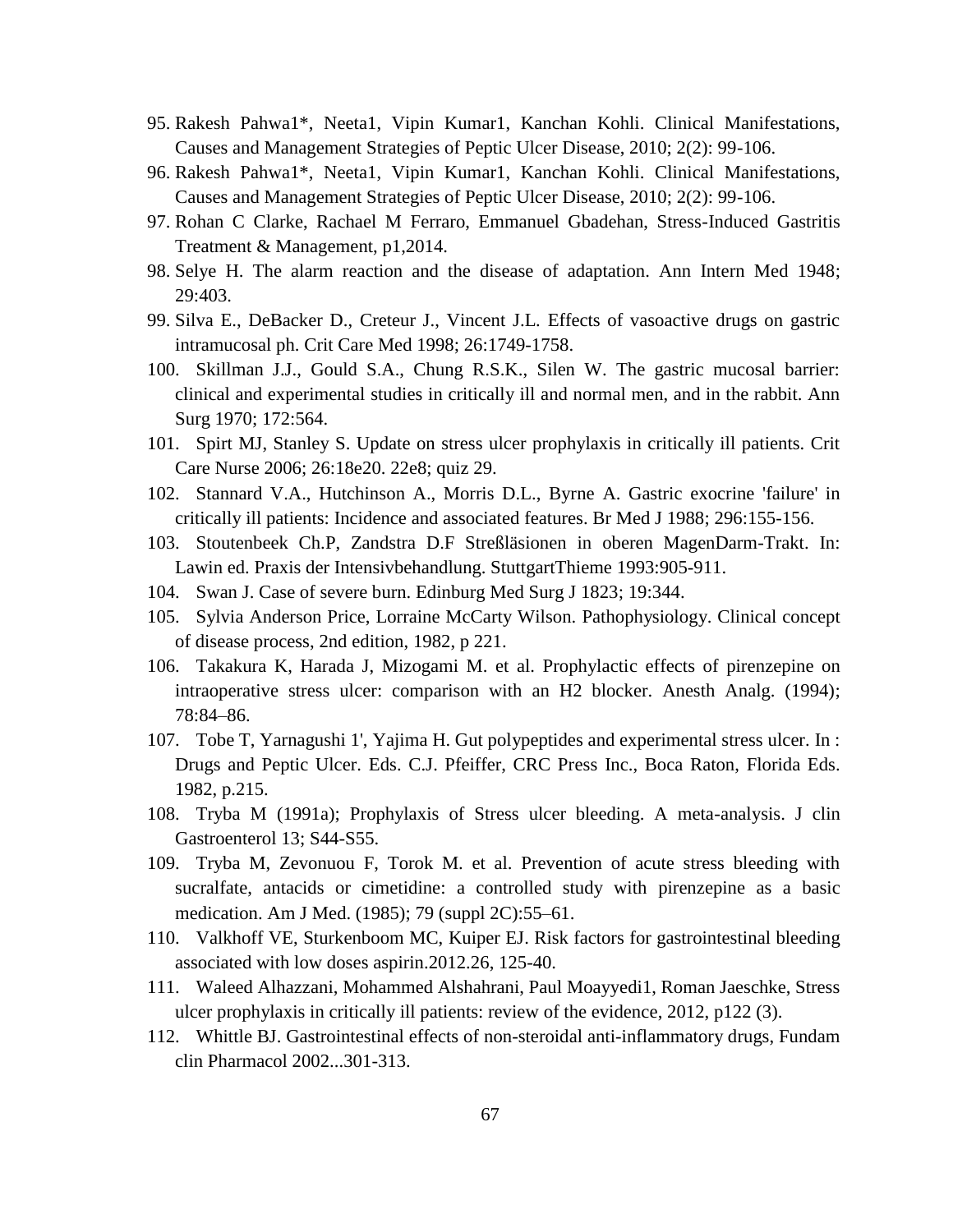95. Rakesh Pahwa1*, Neeta1, Vipin Kumar1, Kanchan Kohli. Clinical Manifestations, Causes and Management Strategies of Peptic Ulcer Disease, 2010; 2(2): 99-106.
96. Rakesh Pahwa1*, Neeta1, Vipin Kumar1, Kanchan Kohli. Clinical Manifestations, Causes and Management Strategies of Peptic Ulcer Disease, 2010; 2(2): 99-106.
97. Rohan C Clarke, Rachael M Ferraro, Emmanuel Gbadehan, Stress-Induced Gastritis Treatment & Management, p1,2014.
98. Selye H. The alarm reaction and the disease of adaptation. Ann Intern Med 1948; 29:403.
99. Silva E., DeBacker D., Creteur J., Vincent J.L. Effects of vasoactive drugs on gastric intramucosal ph. Crit Care Med 1998; 26:1749-1758.
100. Skillman J.J., Gould S.A., Chung R.S.K., Silen W. The gastric mucosal barrier: clinical and experimental studies in critically ill and normal men, and in the rabbit. Ann Surg 1970; 172:564.
101. Spirt MJ, Stanley S. Update on stress ulcer prophylaxis in critically ill patients. Crit Care Nurse 2006; 26:18e20. 22e8; quiz 29.
102. Stannard V.A., Hutchinson A., Morris D.L., Byrne A. Gastric exocrine 'failure' in critically ill patients: Incidence and associated features. Br Med J 1988; 296:155-156.
103. Stoutenbeek Ch.P, Zandstra D.F Streßläsionen in oberen MagenDarm-Trakt. In: Lawin ed. Praxis der Intensivbehandlung. StuttgartThieme 1993:905-911.
104. Swan J. Case of severe burn. Edinburg Med Surg J 1823; 19:344.
105. Sylvia Anderson Price, Lorraine McCarty Wilson. Pathophysiology. Clinical concept of disease process, 2nd edition, 1982, p 221.
106. Takakura K, Harada J, Mizogami M. et al. Prophylactic effects of pirenzepine on intraoperative stress ulcer: comparison with an H2 blocker. Anesth Analg. (1994); 78:84–86.
107. Tobe T, Yarnagushi 1', Yajima H. Gut polypeptides and experimental stress ulcer. In : Drugs and Peptic Ulcer. Eds. C.J. Pfeiffer, CRC Press Inc., Boca Raton, Florida Eds. 1982, p.215.
108. Tryba M (1991a); Prophylaxis of Stress ulcer bleeding. A meta-analysis. J clin Gastroenterol 13; S44-S55.
109. Tryba M, Zevonuou F, Torok M. et al. Prevention of acute stress bleeding with sucralfate, antacids or cimetidine: a controlled study with pirenzepine as a basic medication. Am J Med. (1985); 79 (suppl 2C):55–61.
110. Valkhoff VE, Sturkenboom MC, Kuiper EJ. Risk factors for gastrointestinal bleeding associated with low doses aspirin.2012.26, 125-40.
111. Waleed Alhazzani, Mohammed Alshahrani, Paul Moayyedi1, Roman Jaeschke, Stress ulcer prophylaxis in critically ill patients: review of the evidence, 2012, p122 (3).
112. Whittle BJ. Gastrointestinal effects of non-steroidal anti-inflammatory drugs, Fundam clin Pharmacol 2002...301-313.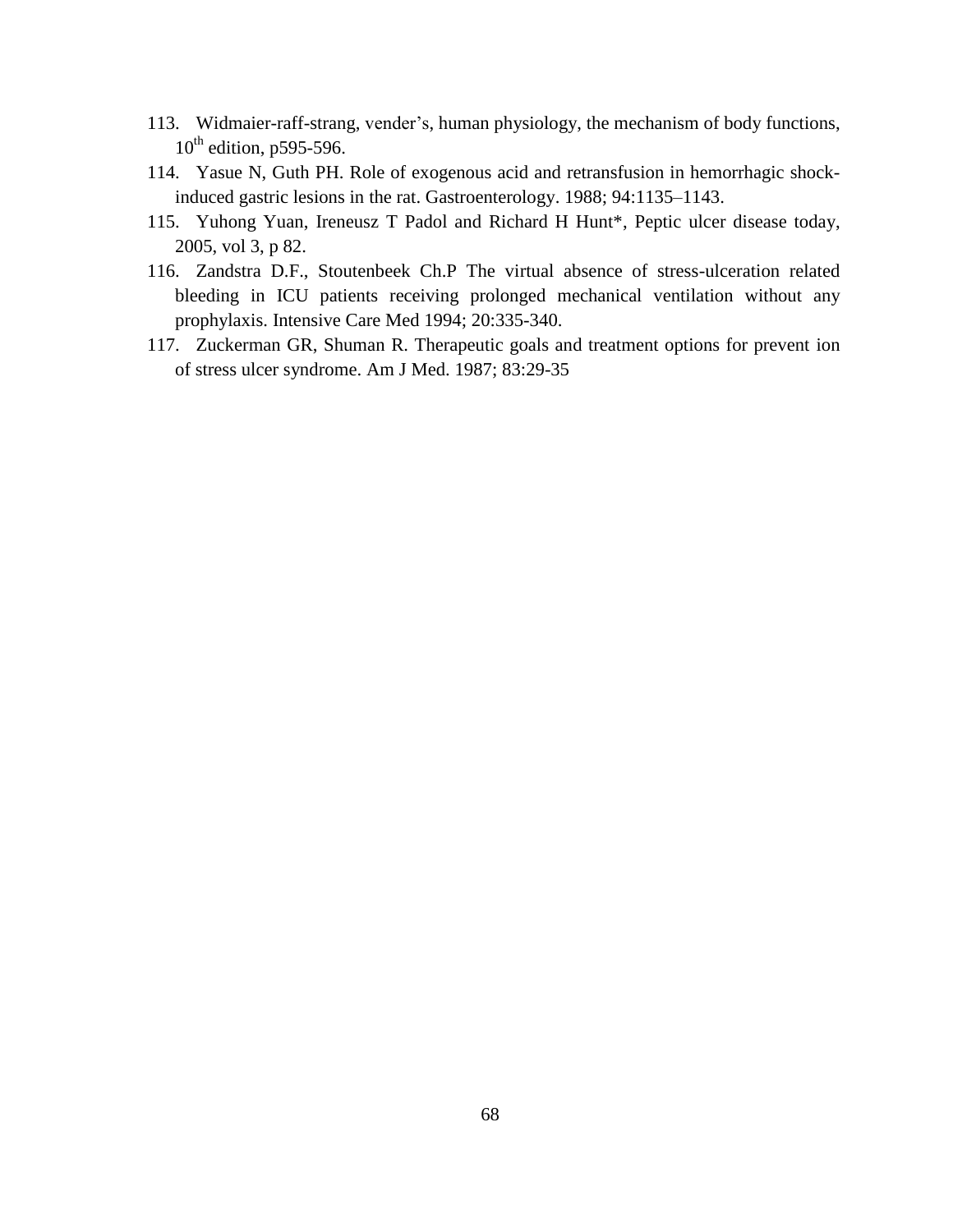113. Widmaier-raff-strang, vender's, human physiology, the mechanism of body functions, $10^{th}$ edition, p595-596.

114. Yasue N, Guth PH. Role of exogenous acid and retransfusion in hemorrhagic shock-induced gastric lesions in the rat. Gastroenterology. 1988; 94:1135–1143.

115. Yuhong Yuan, Ireneusz T Padol and Richard H Hunt*, Peptic ulcer disease today, 2005, vol 3, p 82.

116. Zandstra D.F., Stoutenbeek Ch.P The virtual absence of stress-ulceration related bleeding in ICU patients receiving prolonged mechanical ventilation without any prophylaxis. Intensive Care Med 1994; 20:335-340.

117. Zuckerman GR, Shuman R. Therapeutic goals and treatment options for prevent ion of stress ulcer syndrome. Am J Med. 1987; 83:29-35